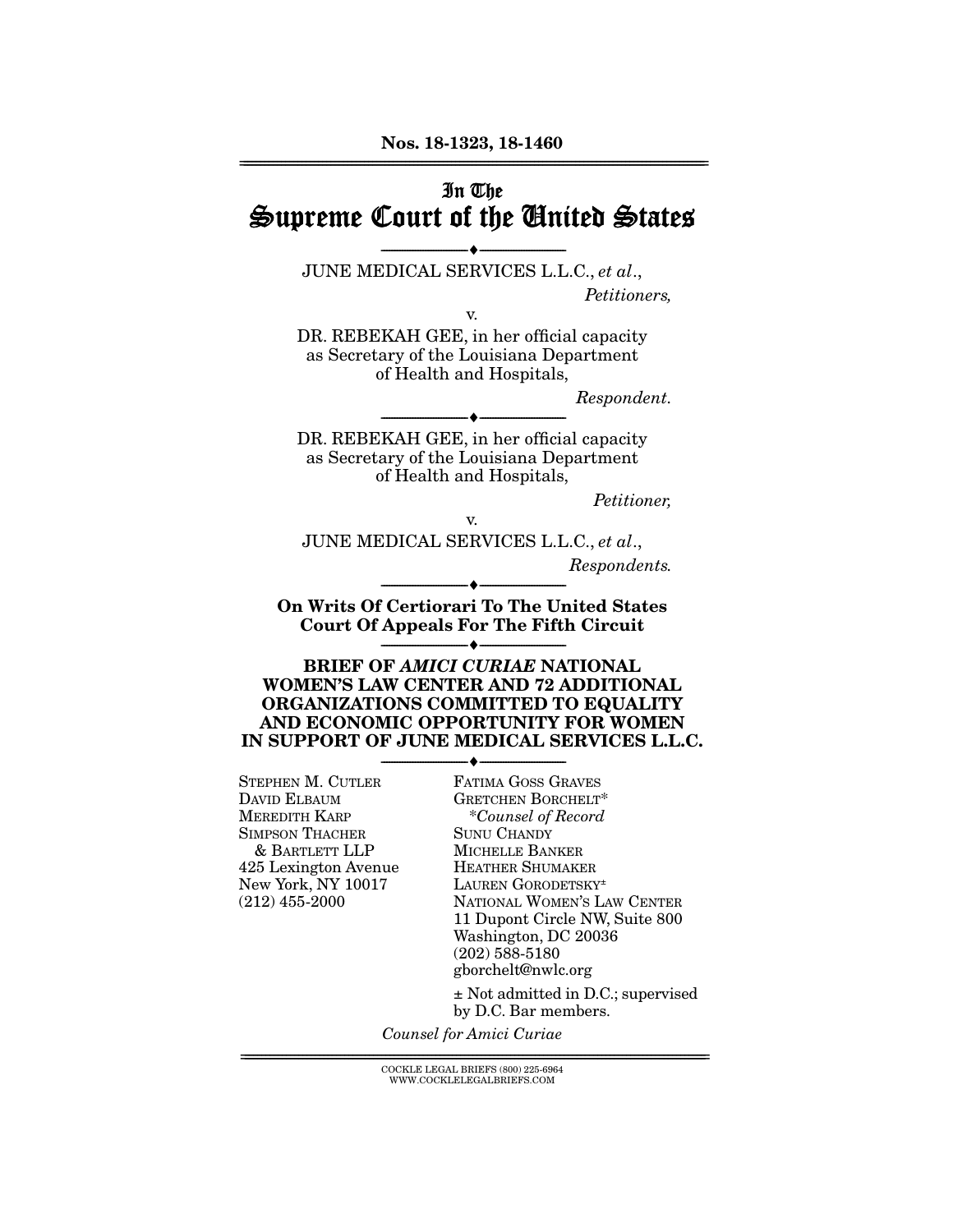Nos. 18-1323, 18-1460

# In The Supreme Court of the United States

---

JUNE MEDICAL SERVICES L.L.C., *et al*.,

*Petitioners,*

v.

DR. REBEKAH GEE, in her official capacity as Secretary of the Louisiana Department of Health and Hospitals,

*Respondent.*

---

DR. REBEKAH GEE, in her official capacity as Secretary of the Louisiana Department of Health and Hospitals,

*Petitioner,*

v.

JUNE MEDICAL SERVICES L.L.C., *et al*.,

*Respondents.*

---

**On Writs Of Certiorari To The United States Court Of Appeals For The Fifth Circuit**

---

**BRIEF OF *AMICI CURIAE* NATIONAL WOMEN'S LAW CENTER AND 72 ADDITIONAL ORGANIZATIONS COMMITTED TO EQUALITY AND ECONOMIC OPPORTUNITY FOR WOMEN IN SUPPORT OF JUNE MEDICAL SERVICES L.L.C.**

---

STEPHEN M. CUTLER
DAVID ELBAUM
MEREDITH KARP
SIMPSON THACHER & BARTLETT LLP
425 Lexington Avenue
New York, NY 10017
(212) 455-2000

FATIMA GOSS GRAVES
GRETCHEN BORCHELT*
*Counsel of Record*
SUNU CHANDY
MICHELLE BANKER
HEATHER SHUMAKER
LAUREN GORODETSKY±
NATIONAL WOMEN'S LAW CENTER
11 Dupont Circle NW, Suite 800
Washington, DC 20036
(202) 588-5180
gborchelt@nwlc.org

± Not admitted in D.C.; supervised by D.C. Bar members.

*Counsel for Amici Curiae*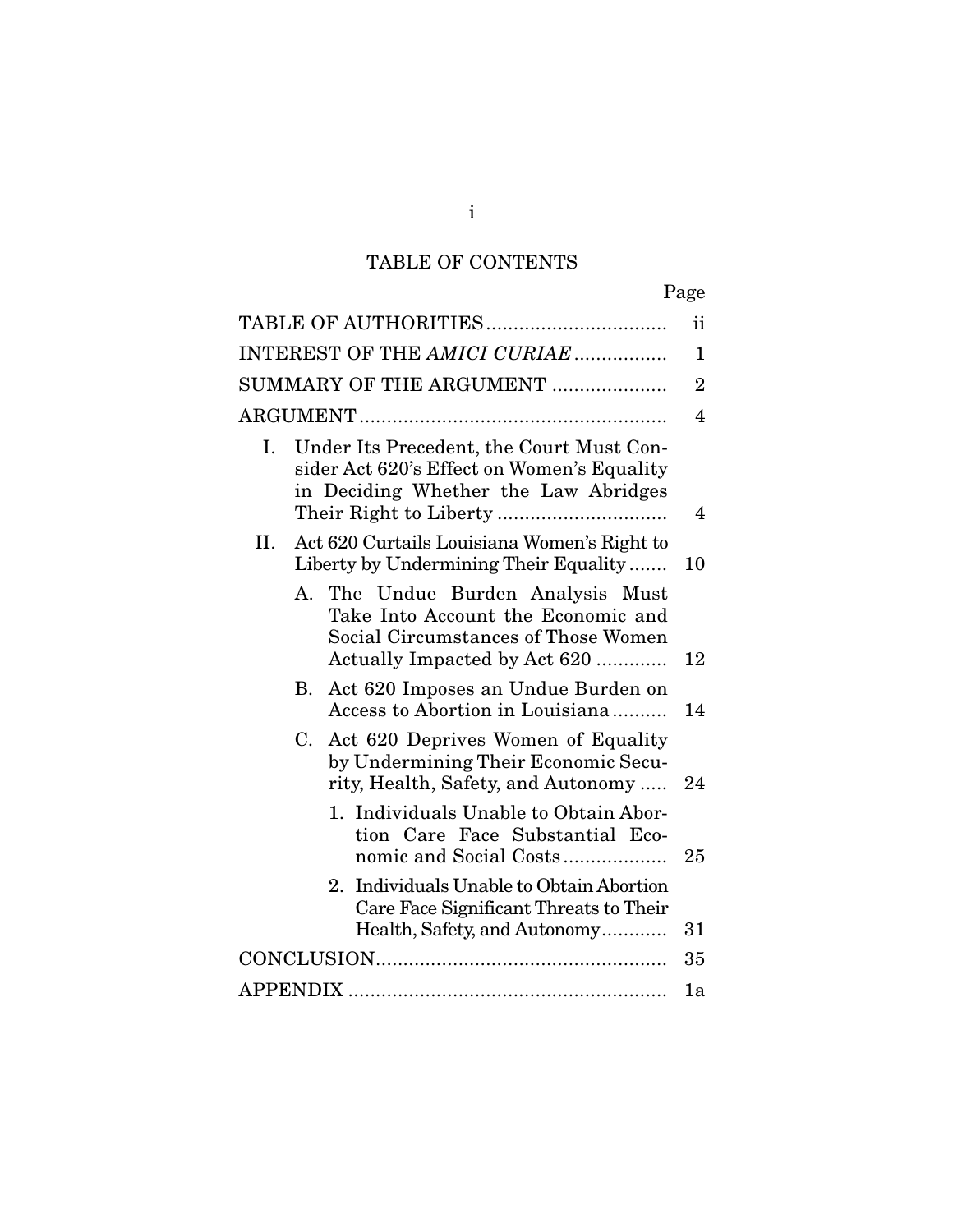# TABLE OF CONTENTS

| | Page |
|---|---|
| TABLE OF AUTHORITIES | ii |
| INTEREST OF THE *AMICI CURIAE* | 1 |
| SUMMARY OF THE ARGUMENT | 2 |
| ARGUMENT | 4 |
| I. Under Its Precedent, the Court Must Consider Act 620's Effect on Women's Equality in Deciding Whether the Law Abridges Their Right to Liberty | 4 |
| II. Act 620 Curtails Louisiana Women's Right to Liberty by Undermining Their Equality | 10 |
| A. The Undue Burden Analysis Must Take Into Account the Economic and Social Circumstances of Those Women Actually Impacted by Act 620 | 12 |
| B. Act 620 Imposes an Undue Burden on Access to Abortion in Louisiana | 14 |
| C. Act 620 Deprives Women of Equality by Undermining Their Economic Security, Health, Safety, and Autonomy | 24 |
| 1. Individuals Unable to Obtain Abortion Care Face Substantial Economic and Social Costs | 25 |
| 2. Individuals Unable to Obtain Abortion Care Face Significant Threats to Their Health, Safety, and Autonomy | 31 |
| CONCLUSION | 35 |
| APPENDIX | 1a |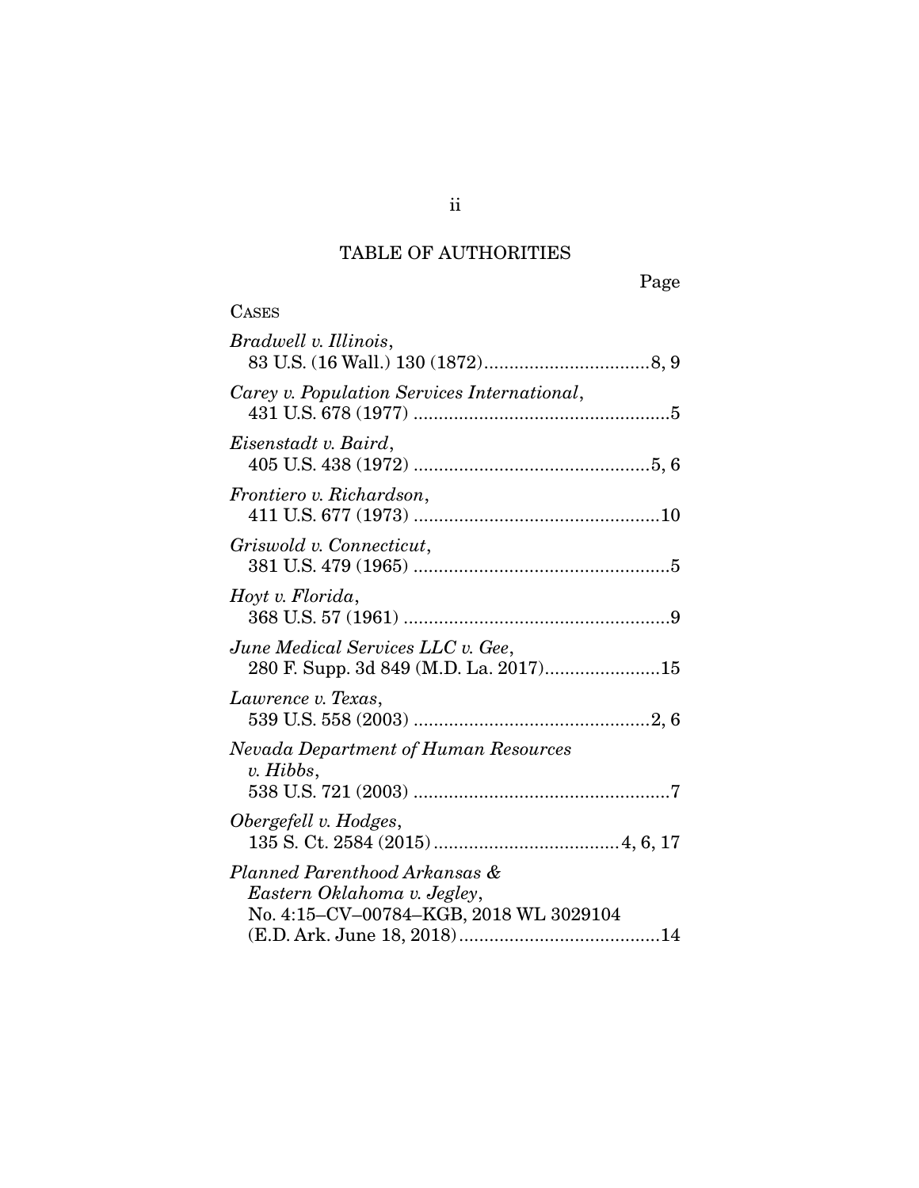## TABLE OF AUTHORITIES

Page

CASES

*Bradwell v. Illinois*,
83 U.S. (16 Wall.) 130 (1872).................................8, 9

*Carey v. Population Services International*,
431 U.S. 678 (1977) ..................................................5

*Eisenstadt v. Baird*,
405 U.S. 438 (1972) ...............................................5, 6

*Frontiero v. Richardson*,
411 U.S. 677 (1973) ................................................10

*Griswold v. Connecticut*,
381 U.S. 479 (1965) ..................................................5

*Hoyt v. Florida*,
368 U.S. 57 (1961) ....................................................9

*June Medical Services LLC v. Gee*,
280 F. Supp. 3d 849 (M.D. La. 2017)......................15

*Lawrence v. Texas*,
539 U.S. 558 (2003) ...............................................2, 6

*Nevada Department of Human Resources v. Hibbs*,
538 U.S. 721 (2003) ..................................................7

*Obergefell v. Hodges*,
135 S. Ct. 2584 (2015)....................................4, 6, 17

*Planned Parenthood Arkansas & Eastern Oklahoma v. Jegley*,
No. 4:15–CV–00784–KGB, 2018 WL 3029104 (E.D. Ark. June 18, 2018).......................................14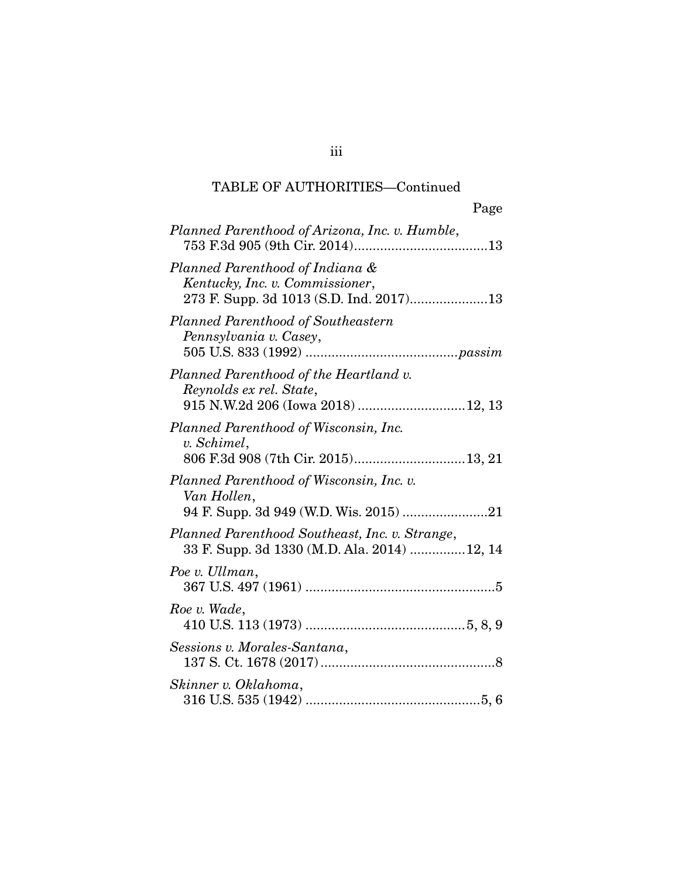TABLE OF AUTHORITIES—Continued

Page

*Planned Parenthood of Arizona, Inc. v. Humble*, 753 F.3d 905 (9th Cir. 2014) .................................... 13

*Planned Parenthood of Indiana & Kentucky, Inc. v. Commissioner*, 273 F. Supp. 3d 1013 (S.D. Ind. 2017) ..................... 13

*Planned Parenthood of Southeastern Pennsylvania v. Casey*, 505 U.S. 833 (1992) ......................................... *passim*

*Planned Parenthood of the Heartland v. Reynolds ex rel. State*, 915 N.W.2d 206 (Iowa 2018) ............................. 12, 13

*Planned Parenthood of Wisconsin, Inc. v. Schimel*, 806 F.3d 908 (7th Cir. 2015) .............................. 13, 21

*Planned Parenthood of Wisconsin, Inc. v. Van Hollen*, 94 F. Supp. 3d 949 (W.D. Wis. 2015) ....................... 21

*Planned Parenthood Southeast, Inc. v. Strange*, 33 F. Supp. 3d 1330 (M.D. Ala. 2014) ............... 12, 14

*Poe v. Ullman*, 367 U.S. 497 (1961) ................................................... 5

*Roe v. Wade*, 410 U.S. 113 (1973) ........................................... 5, 8, 9

*Sessions v. Morales-Santana*, 137 S. Ct. 1678 (2017) ............................................... 8

*Skinner v. Oklahoma*, 316 U.S. 535 (1942) ............................................... 5, 6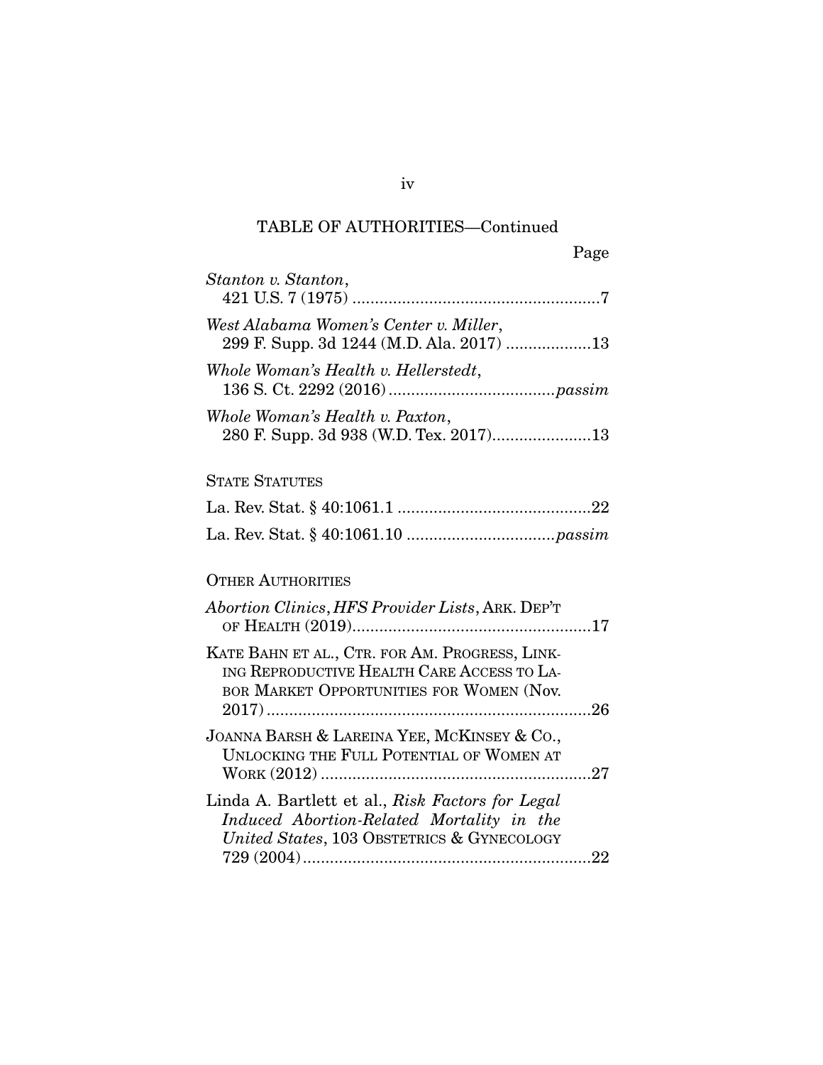TABLE OF AUTHORITIES—Continued

Page

*Stanton v. Stanton*, 421 U.S. 7 (1975) .......................................................7

*West Alabama Women's Center v. Miller*, 299 F. Supp. 3d 1244 (M.D. Ala. 2017) ...................13

*Whole Woman's Health v. Hellerstedt*, 136 S. Ct. 2292 (2016) .....................................*passim*

*Whole Woman's Health v. Paxton*, 280 F. Supp. 3d 938 (W.D. Tex. 2017)......................13

STATE STATUTES

La. Rev. Stat. § 40:1061.1 ...........................................22

La. Rev. Stat. § 40:1061.10 .................................*passim*

OTHER AUTHORITIES

*Abortion Clinics, HFS Provider Lists*, ARK. DEP'T OF HEALTH (2019).....................................................17

KATE BAHN ET AL., CTR. FOR AM. PROGRESS, LINKING REPRODUCTIVE HEALTH CARE ACCESS TO LABOR MARKET OPPORTUNITIES FOR WOMEN (Nov. 2017) ........................................................................26

JOANNA BARSH & LAREINA YEE, MCKINSEY & CO., UNLOCKING THE FULL POTENTIAL OF WOMEN AT WORK (2012) ............................................................27

Linda A. Bartlett et al., *Risk Factors for Legal Induced Abortion-Related Mortality in the United States*, 103 OBSTETRICS & GYNECOLOGY 729 (2004) ................................................................22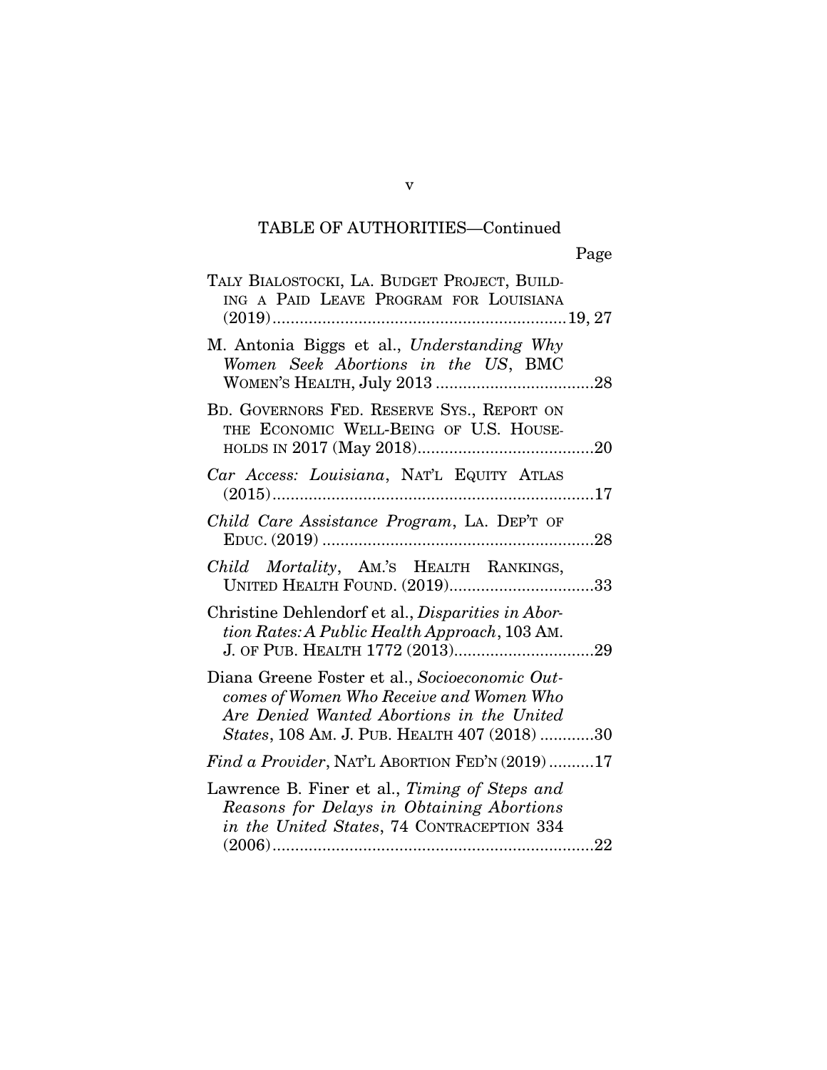TABLE OF AUTHORITIES—Continued

Page

TALY BIALOSTOCKI, LA. BUDGET PROJECT, BUILDING A PAID LEAVE PROGRAM FOR LOUISIANA (2019)..................................................................19, 27

M. Antonia Biggs et al., *Understanding Why Women Seek Abortions in the US*, BMC WOMEN'S HEALTH, July 2013 ...................................28

BD. GOVERNORS FED. RESERVE SYS., REPORT ON THE ECONOMIC WELL-BEING OF U.S. HOUSEHOLDS IN 2017 (May 2018).......................................20

*Car Access: Louisiana*, NAT'L EQUITY ATLAS (2015).......................................................................17

*Child Care Assistance Program*, LA. DEP'T OF EDUC. (2019) ...........................................................28

*Child Mortality*, AM.'S HEALTH RANKINGS, UNITED HEALTH FOUND. (2019)................................33

Christine Dehlendorf et al., *Disparities in Abortion Rates: A Public Health Approach*, 103 AM. J. OF PUB. HEALTH 1772 (2013)...............................29

Diana Greene Foster et al., *Socioeconomic Outcomes of Women Who Receive and Women Who Are Denied Wanted Abortions in the United States*, 108 AM. J. PUB. HEALTH 407 (2018) ............30

*Find a Provider*, NAT'L ABORTION FED'N (2019) ..........17

Lawrence B. Finer et al., *Timing of Steps and Reasons for Delays in Obtaining Abortions in the United States*, 74 CONTRACEPTION 334 (2006).......................................................................22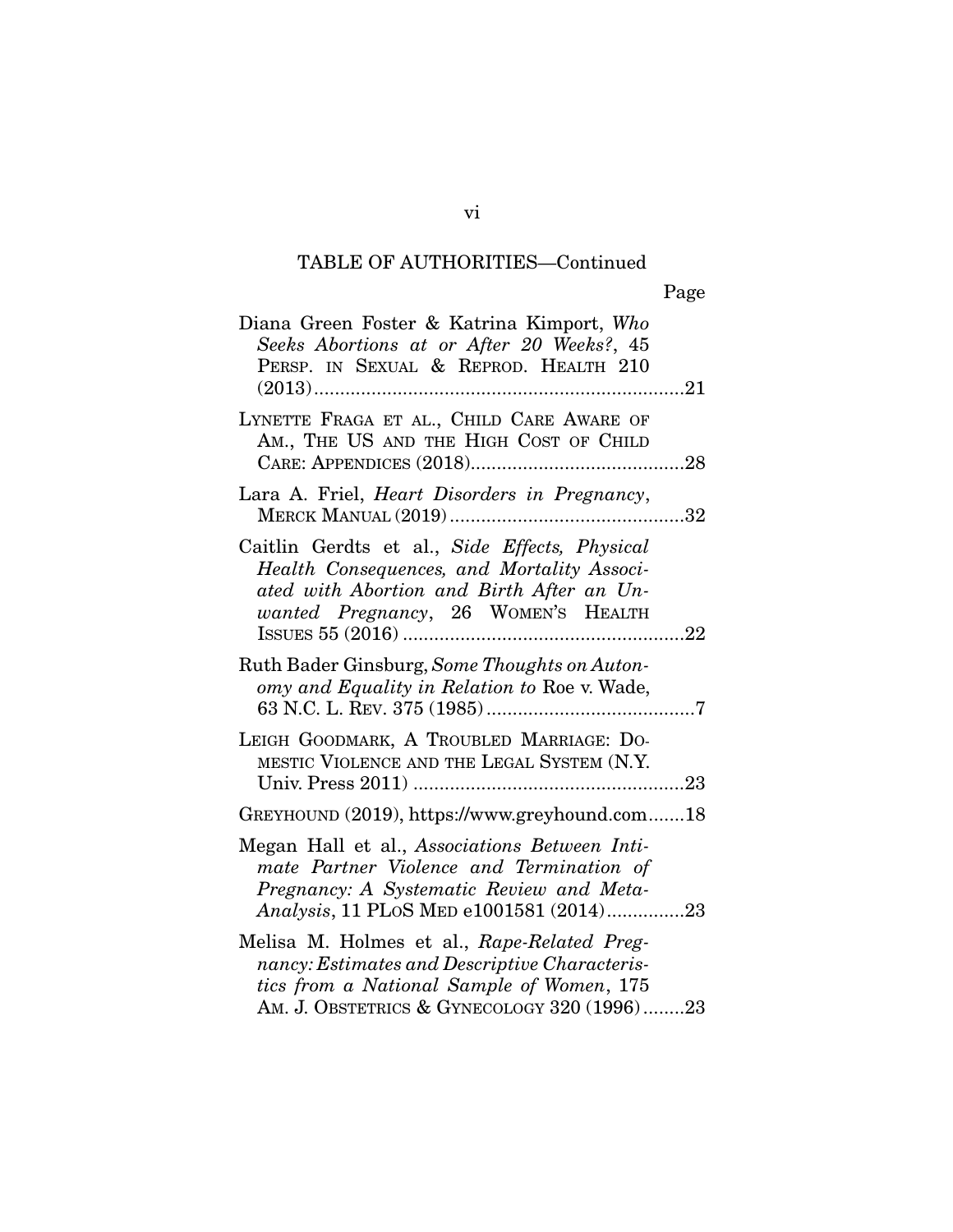## TABLE OF AUTHORITIES—Continued

Page

Diana Green Foster & Katrina Kimport, *Who Seeks Abortions at or After 20 Weeks?*, 45 PERSP. IN SEXUAL & REPROD. HEALTH 210 (2013)........................................................................21

LYNETTE FRAGA ET AL., CHILD CARE AWARE OF AM., THE US AND THE HIGH COST OF CHILD CARE: APPENDICES (2018).........................................28

Lara A. Friel, *Heart Disorders in Pregnancy*, MERCK MANUAL (2019).............................................32

Caitlin Gerdts et al., *Side Effects, Physical Health Consequences, and Mortality Associated with Abortion and Birth After an Unwanted Pregnancy*, 26 WOMEN'S HEALTH ISSUES 55 (2016)......................................................22

Ruth Bader Ginsburg, *Some Thoughts on Autonomy and Equality in Relation to* Roe v. Wade, 63 N.C. L. REV. 375 (1985)........................................7

LEIGH GOODMARK, A TROUBLED MARRIAGE: DOMESTIC VIOLENCE AND THE LEGAL SYSTEM (N.Y. Univ. Press 2011)....................................................23

GREYHOUND (2019), https://www.greyhound.com.......18

Megan Hall et al., *Associations Between Intimate Partner Violence and Termination of Pregnancy: A Systematic Review and Meta-Analysis*, 11 PLOS MED e1001581 (2014)...............23

Melisa M. Holmes et al., *Rape-Related Pregnancy: Estimates and Descriptive Characteristics from a National Sample of Women*, 175 AM. J. OBSTETRICS & GYNECOLOGY 320 (1996)........23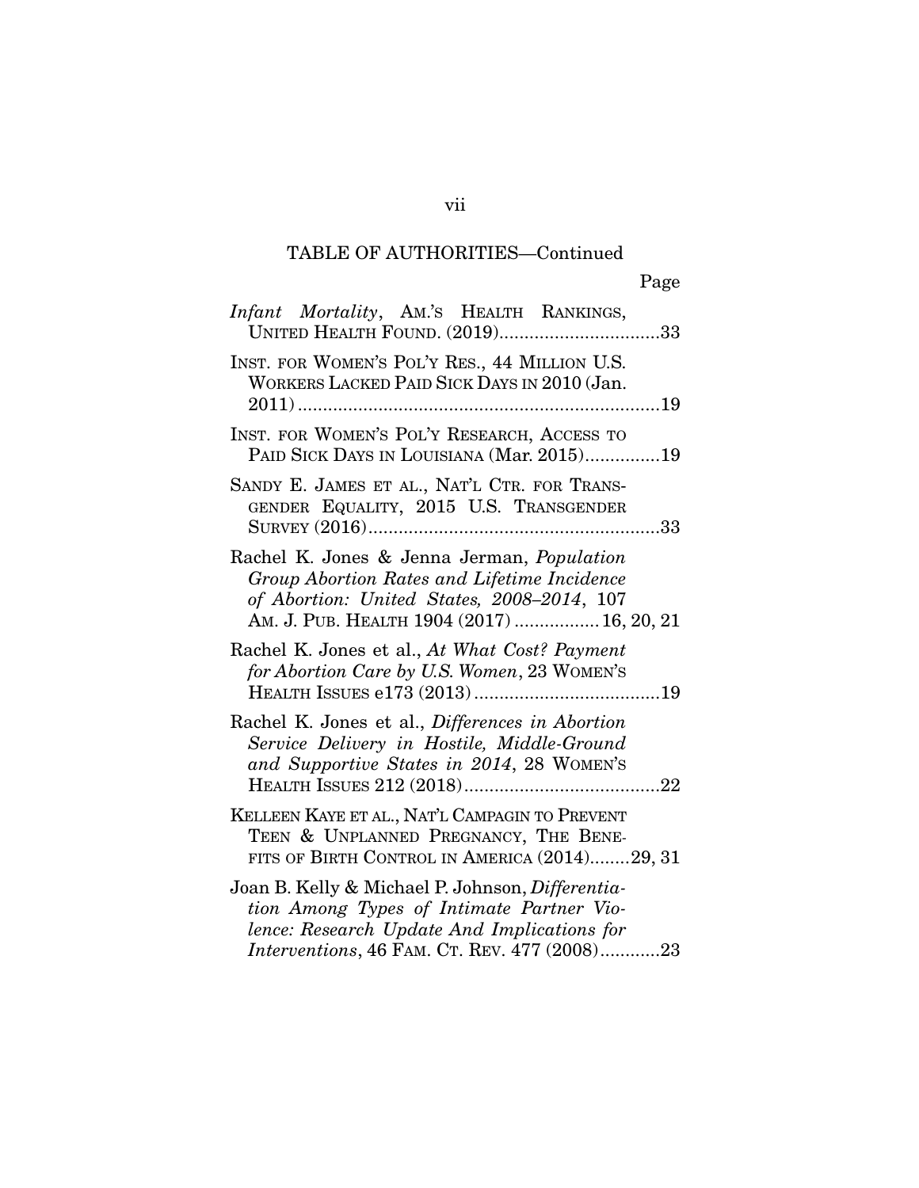TABLE OF AUTHORITIES—Continued

Page

*Infant Mortality*, AM.'S HEALTH RANKINGS, UNITED HEALTH FOUND. (2019)................................33

INST. FOR WOMEN'S POL'Y RES., 44 MILLION U.S. WORKERS LACKED PAID SICK DAYS IN 2010 (Jan. 2011)........................................................................19

INST. FOR WOMEN'S POL'Y RESEARCH, ACCESS TO PAID SICK DAYS IN LOUISIANA (Mar. 2015)...............19

SANDY E. JAMES ET AL., NAT'L CTR. FOR TRANSGENDER EQUALITY, 2015 U.S. TRANSGENDER SURVEY (2016)..........................................................33

Rachel K. Jones & Jenna Jerman, *Population Group Abortion Rates and Lifetime Incidence of Abortion: United States, 2008–2014*, 107 AM. J. PUB. HEALTH 1904 (2017) ................. 16, 20, 21

Rachel K. Jones et al., *At What Cost? Payment for Abortion Care by U.S. Women*, 23 WOMEN'S HEALTH ISSUES e173 (2013).....................................19

Rachel K. Jones et al., *Differences in Abortion Service Delivery in Hostile, Middle-Ground and Supportive States in 2014*, 28 WOMEN'S HEALTH ISSUES 212 (2018).......................................22

KELLEEN KAYE ET AL., NAT'L CAMPAGIN TO PREVENT TEEN & UNPLANNED PREGNANCY, THE BENEFITS OF BIRTH CONTROL IN AMERICA (2014)........29, 31

Joan B. Kelly & Michael P. Johnson, *Differentiation Among Types of Intimate Partner Violence: Research Update And Implications for Interventions*, 46 FAM. CT. REV. 477 (2008)............23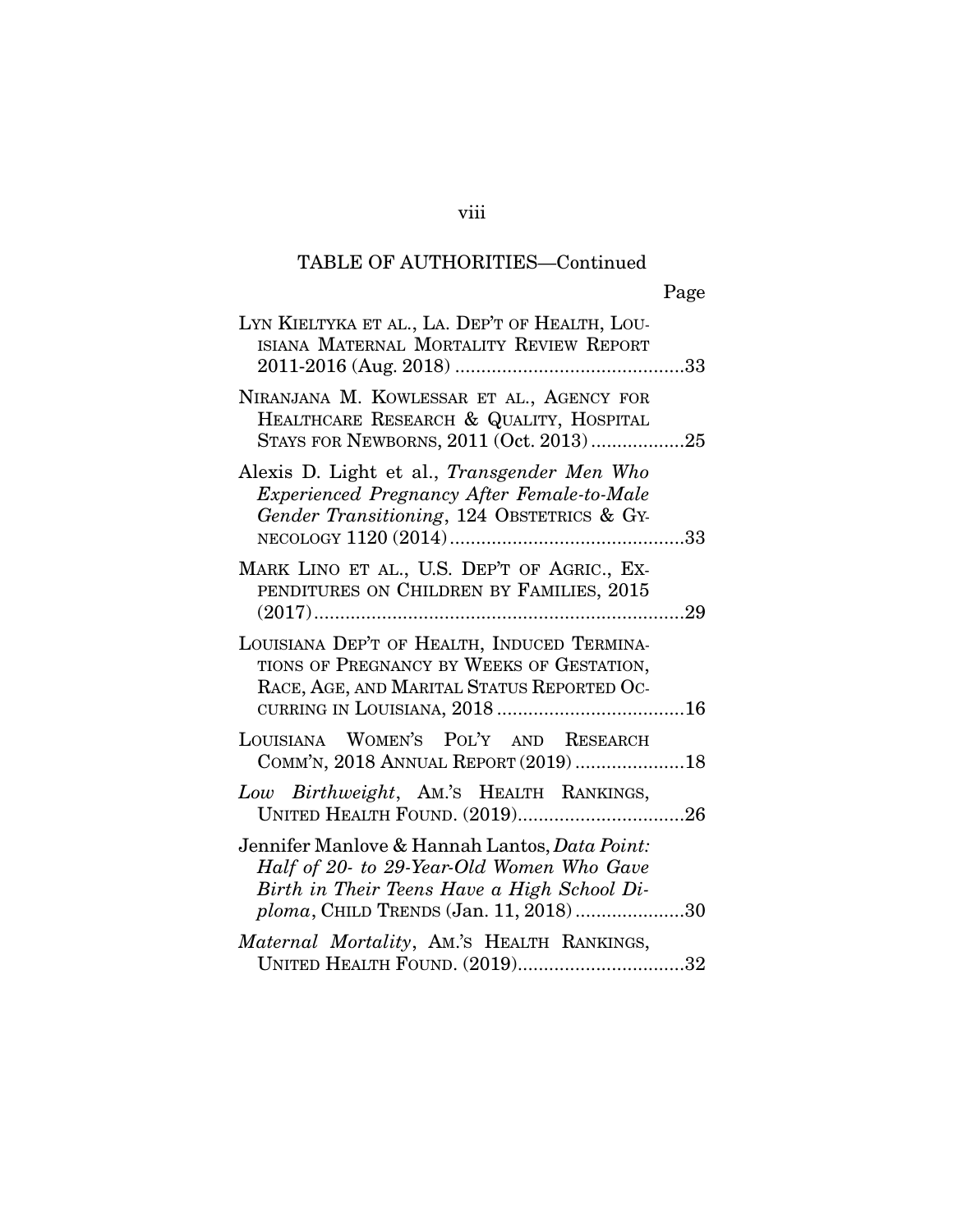TABLE OF AUTHORITIES—Continued

Page

LYN KIELTYKA ET AL., LA. DEP'T OF HEALTH, LOUISIANA MATERNAL MORTALITY REVIEW REPORT 2011-2016 (Aug. 2018) ............................................33

NIRANJANA M. KOWLESSAR ET AL., AGENCY FOR HEALTHCARE RESEARCH & QUALITY, HOSPITAL STAYS FOR NEWBORNS, 2011 (Oct. 2013)..................25

Alexis D. Light et al., *Transgender Men Who Experienced Pregnancy After Female-to-Male Gender Transitioning*, 124 OBSTETRICS & GYNECOLOGY 1120 (2014).............................................33

MARK LINO ET AL., U.S. DEP'T OF AGRIC., EXPENDITURES ON CHILDREN BY FAMILIES, 2015 (2017).......................................................................29

LOUISIANA DEP'T OF HEALTH, INDUCED TERMINATIONS OF PREGNANCY BY WEEKS OF GESTATION, RACE, AGE, AND MARITAL STATUS REPORTED OCCURRING IN LOUISIANA, 2018 ....................................16

LOUISIANA WOMEN'S POL'Y AND RESEARCH COMM'N, 2018 ANNUAL REPORT (2019).....................18

*Low Birthweight*, AM.'S HEALTH RANKINGS, UNITED HEALTH FOUND. (2019)................................26

Jennifer Manlove & Hannah Lantos, *Data Point: Half of 20- to 29-Year-Old Women Who Gave Birth in Their Teens Have a High School Diploma*, CHILD TRENDS (Jan. 11, 2018).....................30

*Maternal Mortality*, AM.'S HEALTH RANKINGS, UNITED HEALTH FOUND. (2019)................................32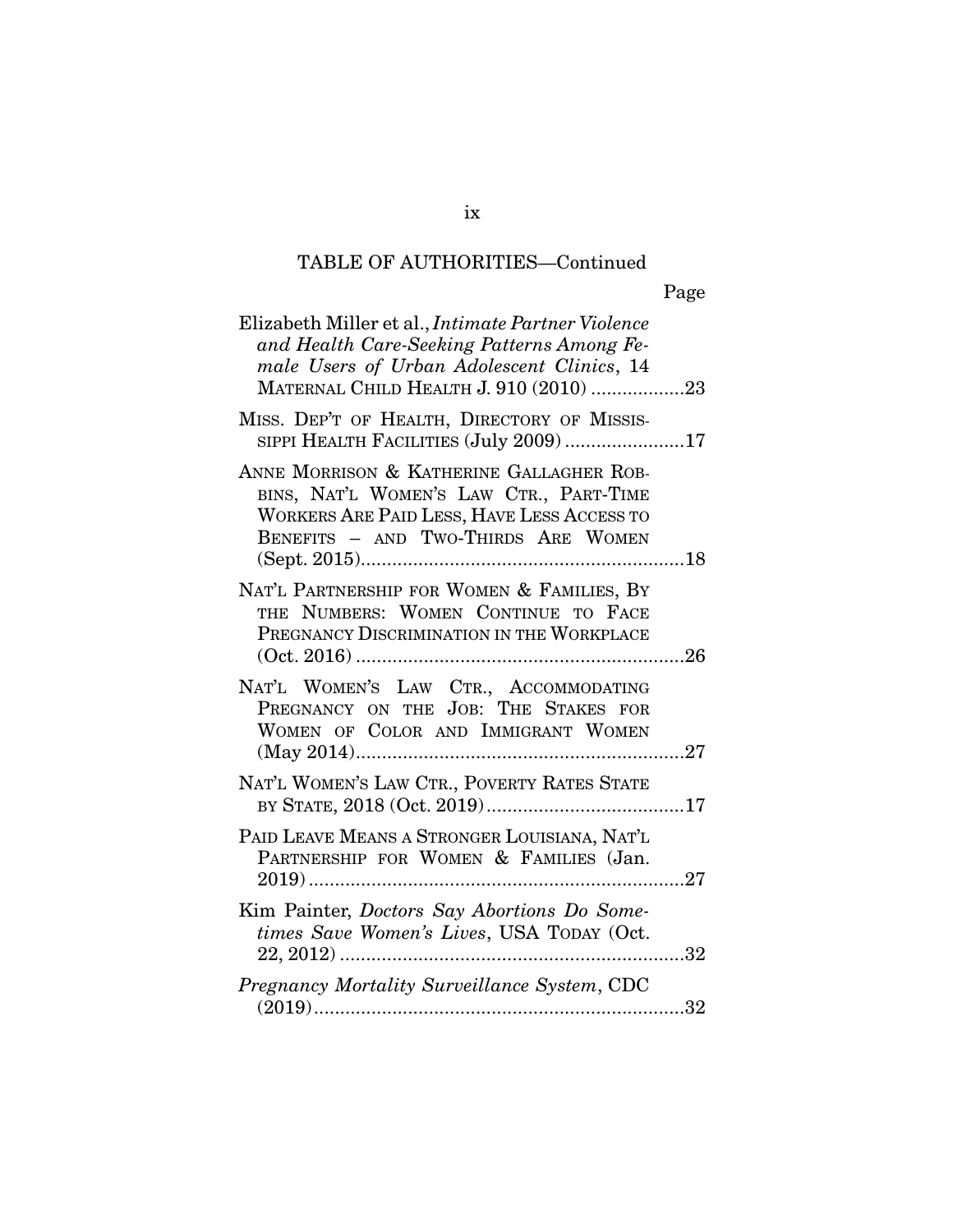TABLE OF AUTHORITIES—Continued

Page

Elizabeth Miller et al., *Intimate Partner Violence and Health Care-Seeking Patterns Among Female Users of Urban Adolescent Clinics*, 14 MATERNAL CHILD HEALTH J. 910 (2010) ..................23

MISS. DEP'T OF HEALTH, DIRECTORY OF MISSISSIPPI HEALTH FACILITIES (July 2009) .......................17

ANNE MORRISON & KATHERINE GALLAGHER ROBBINS, NAT'L WOMEN'S LAW CTR., PART-TIME WORKERS ARE PAID LESS, HAVE LESS ACCESS TO BENEFITS – AND TWO-THIRDS ARE WOMEN (Sept. 2015)..............................................................18

NAT'L PARTNERSHIP FOR WOMEN & FAMILIES, BY THE NUMBERS: WOMEN CONTINUE TO FACE PREGNANCY DISCRIMINATION IN THE WORKPLACE (Oct. 2016) ...............................................................26

NAT'L WOMEN'S LAW CTR., ACCOMMODATING PREGNANCY ON THE JOB: THE STAKES FOR WOMEN OF COLOR AND IMMIGRANT WOMEN (May 2014)...............................................................27

NAT'L WOMEN'S LAW CTR., POVERTY RATES STATE BY STATE, 2018 (Oct. 2019)......................................17

PAID LEAVE MEANS A STRONGER LOUISIANA, NAT'L PARTNERSHIP FOR WOMEN & FAMILIES (Jan. 2019).........................................................................27

Kim Painter, *Doctors Say Abortions Do Sometimes Save Women's Lives*, USA TODAY (Oct. 22, 2012) ..................................................................32

*Pregnancy Mortality Surveillance System*, CDC (2019)........................................................................32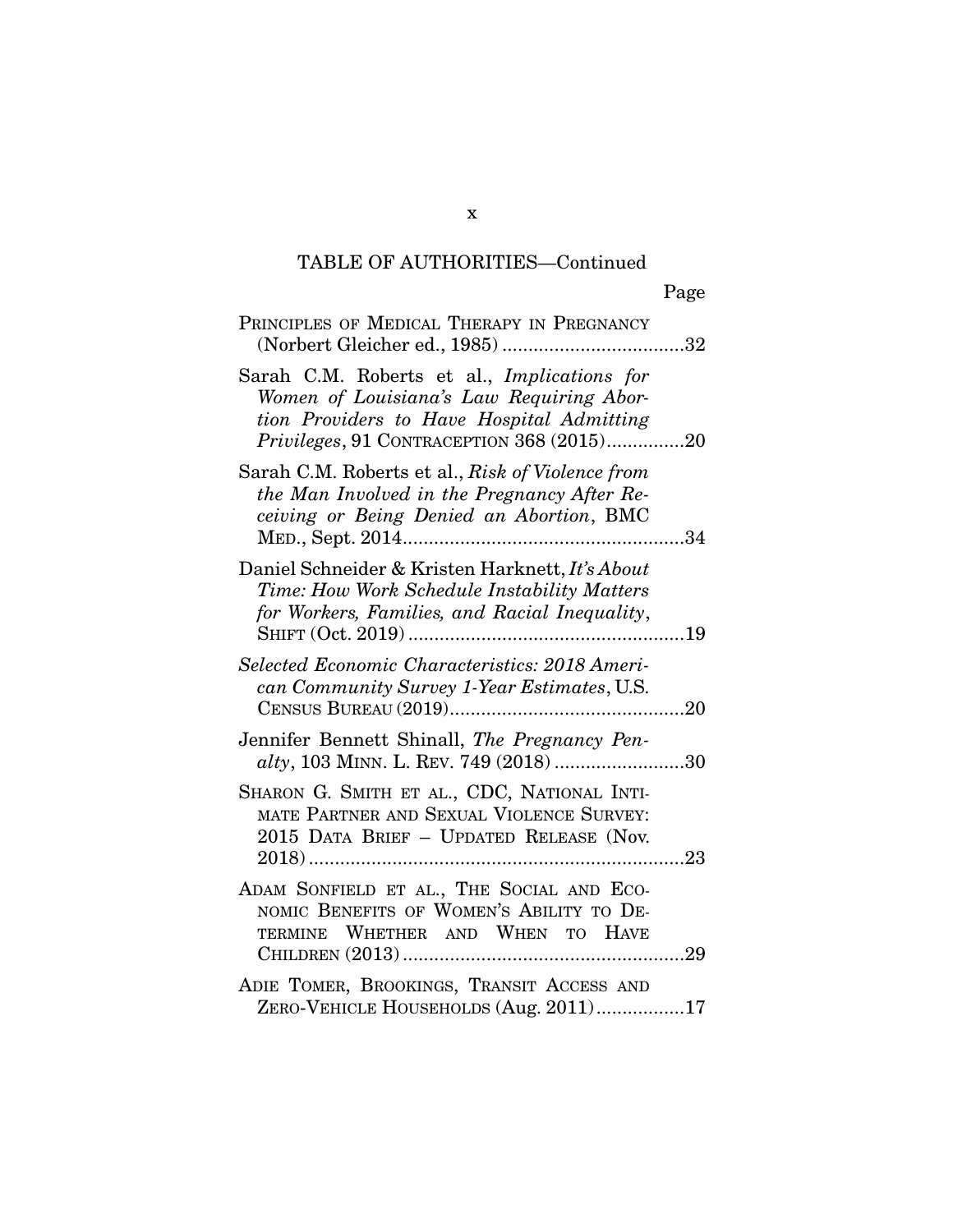TABLE OF AUTHORITIES—Continued

Page

PRINCIPLES OF MEDICAL THERAPY IN PREGNANCY (Norbert Gleicher ed., 1985) ....................................32

Sarah C.M. Roberts et al., *Implications for Women of Louisiana's Law Requiring Abortion Providers to Have Hospital Admitting Privileges*, 91 CONTRACEPTION 368 (2015)...............20

Sarah C.M. Roberts et al., *Risk of Violence from the Man Involved in the Pregnancy After Receiving or Being Denied an Abortion*, BMC MED., Sept. 2014.......................................................34

Daniel Schneider & Kristen Harknett, *It's About Time: How Work Schedule Instability Matters for Workers, Families, and Racial Inequality*, SHIFT (Oct. 2019)......................................................19

*Selected Economic Characteristics: 2018 American Community Survey 1-Year Estimates*, U.S. CENSUS BUREAU (2019).............................................20

Jennifer Bennett Shinall, *The Pregnancy Penalty*, 103 MINN. L. REV. 749 (2018) .........................30

SHARON G. SMITH ET AL., CDC, NATIONAL INTIMATE PARTNER AND SEXUAL VIOLENCE SURVEY: 2015 DATA BRIEF – UPDATED RELEASE (Nov. 2018)........................................................................23

ADAM SONFIELD ET AL., THE SOCIAL AND ECONOMIC BENEFITS OF WOMEN'S ABILITY TO DETERMINE WHETHER AND WHEN TO HAVE CHILDREN (2013)......................................................29

ADIE TOMER, BROOKINGS, TRANSIT ACCESS AND ZERO-VEHICLE HOUSEHOLDS (Aug. 2011).................17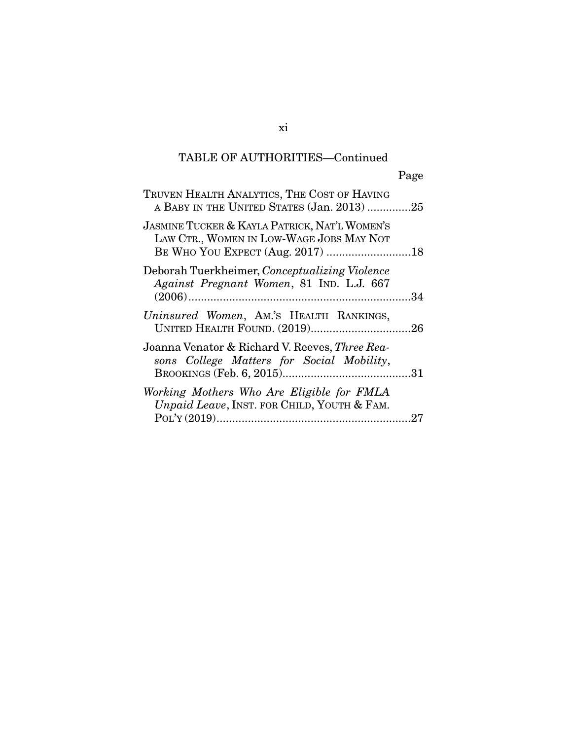TABLE OF AUTHORITIES—Continued

Page

TRUVEN HEALTH ANALYTICS, THE COST OF HAVING A BABY IN THE UNITED STATES (Jan. 2013) ..............25

JASMINE TUCKER & KAYLA PATRICK, NAT'L WOMEN'S LAW CTR., WOMEN IN LOW-WAGE JOBS MAY NOT BE WHO YOU EXPECT (Aug. 2017) ...........................18

Deborah Tuerkheimer, *Conceptualizing Violence Against Pregnant Women*, 81 IND. L.J. 667 (2006).......................................................................34

*Uninsured Women*, AM.'S HEALTH RANKINGS, UNITED HEALTH FOUND. (2019)................................26

Joanna Venator & Richard V. Reeves, *Three Reasons College Matters for Social Mobility*, BROOKINGS (Feb. 6, 2015).........................................31

*Working Mothers Who Are Eligible for FMLA Unpaid Leave*, INST. FOR CHILD, YOUTH & FAM. POL'Y (2019)..............................................................27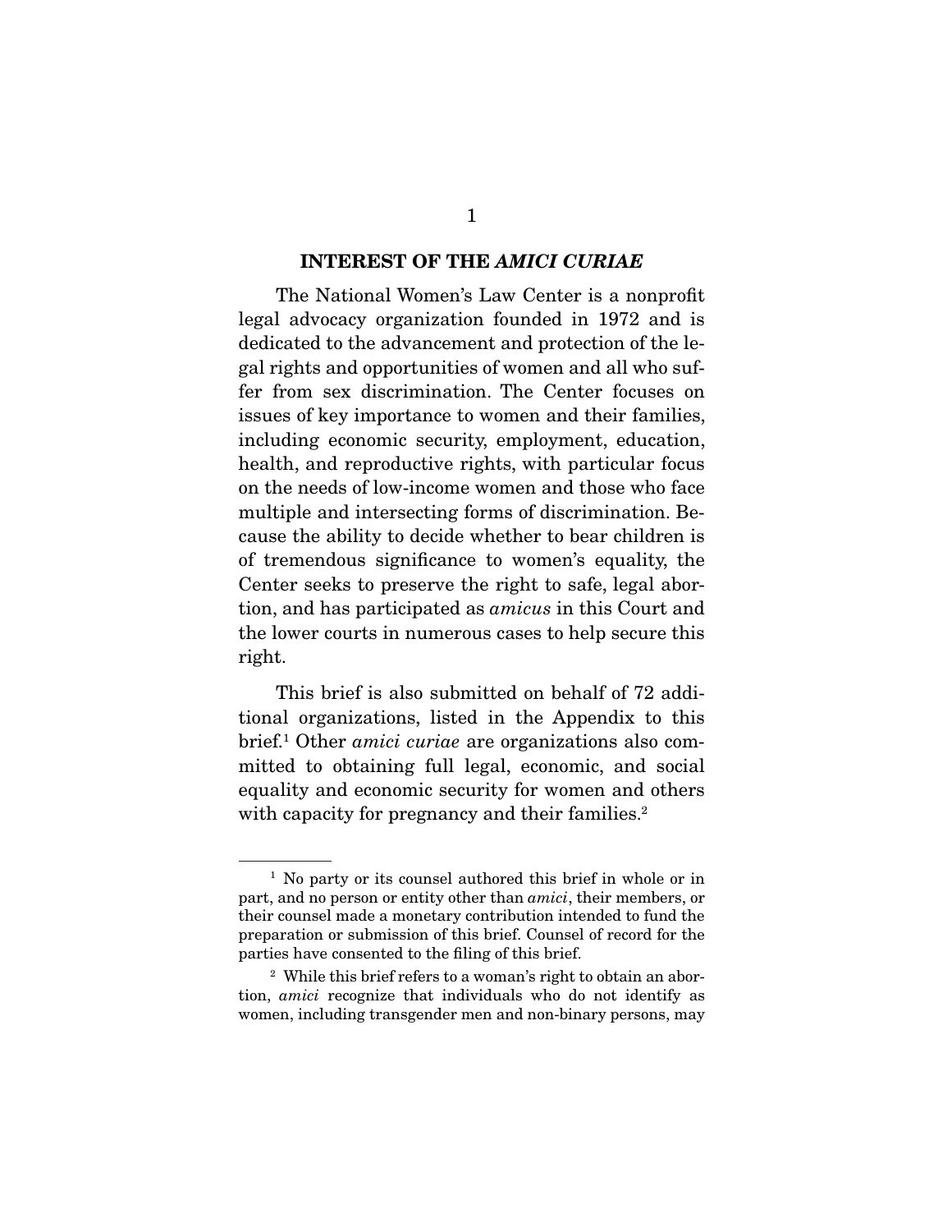## INTEREST OF THE *AMICI CURIAE*

The National Women's Law Center is a nonprofit legal advocacy organization founded in 1972 and is dedicated to the advancement and protection of the legal rights and opportunities of women and all who suffer from sex discrimination. The Center focuses on issues of key importance to women and their families, including economic security, employment, education, health, and reproductive rights, with particular focus on the needs of low-income women and those who face multiple and intersecting forms of discrimination. Because the ability to decide whether to bear children is of tremendous significance to women's equality, the Center seeks to preserve the right to safe, legal abortion, and has participated as *amicus* in this Court and the lower courts in numerous cases to help secure this right.

This brief is also submitted on behalf of 72 additional organizations, listed in the Appendix to this brief.[1] Other *amici curiae* are organizations also committed to obtaining full legal, economic, and social equality and economic security for women and others with capacity for pregnancy and their families.[2]

---

[1] No party or its counsel authored this brief in whole or in part, and no person or entity other than *amici*, their members, or their counsel made a monetary contribution intended to fund the preparation or submission of this brief. Counsel of record for the parties have consented to the filing of this brief.

[2] While this brief refers to a woman's right to obtain an abortion, *amici* recognize that individuals who do not identify as women, including transgender men and non-binary persons, may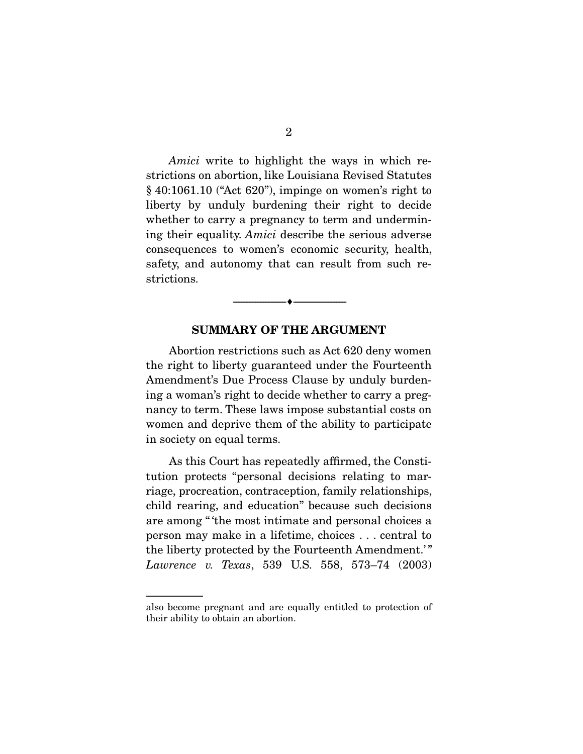*Amici* write to highlight the ways in which restrictions on abortion, like Louisiana Revised Statutes § 40:1061.10 ("Act 620"), impinge on women's right to liberty by unduly burdening their right to decide whether to carry a pregnancy to term and undermining their equality. *Amici* describe the serious adverse consequences to women's economic security, health, safety, and autonomy that can result from such restrictions.

## SUMMARY OF THE ARGUMENT

Abortion restrictions such as Act 620 deny women the right to liberty guaranteed under the Fourteenth Amendment's Due Process Clause by unduly burdening a woman's right to decide whether to carry a pregnancy to term. These laws impose substantial costs on women and deprive them of the ability to participate in society on equal terms.

As this Court has repeatedly affirmed, the Constitution protects "personal decisions relating to marriage, procreation, contraception, family relationships, child rearing, and education" because such decisions are among "'the most intimate and personal choices a person may make in a lifetime, choices . . . central to the liberty protected by the Fourteenth Amendment.'" *Lawrence v. Texas*, 539 U.S. 558, 573–74 (2003)

also become pregnant and are equally entitled to protection of their ability to obtain an abortion.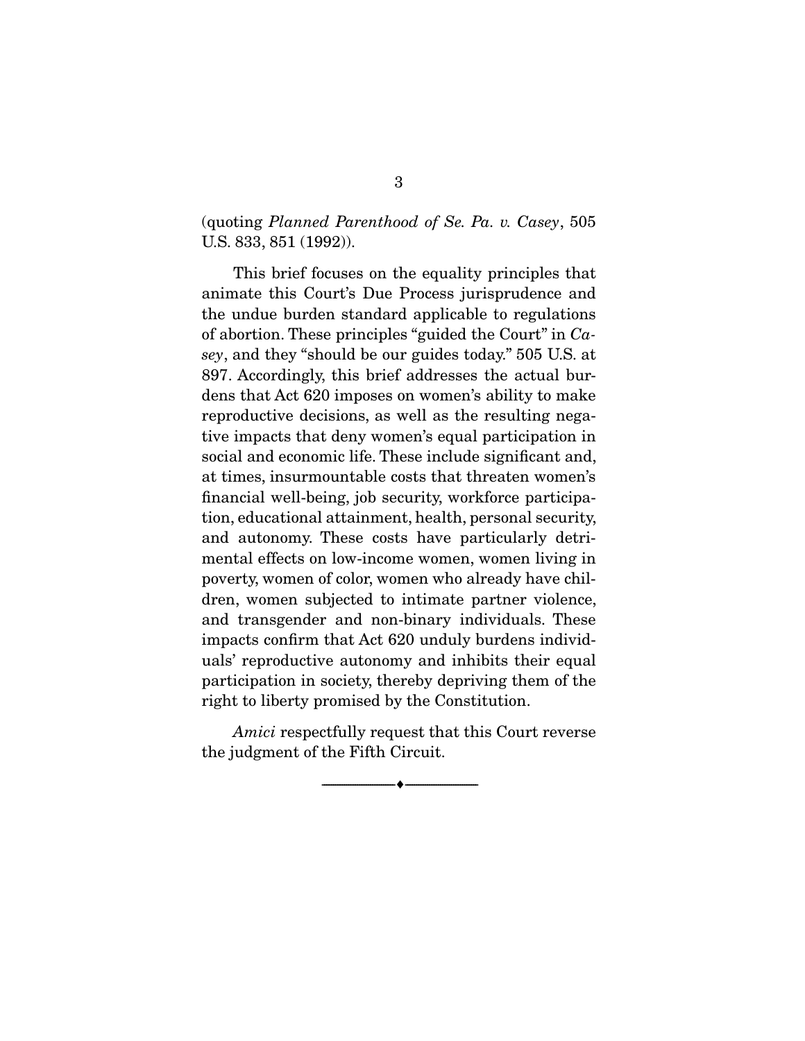(quoting *Planned Parenthood of Se. Pa. v. Casey*, 505 U.S. 833, 851 (1992)).

This brief focuses on the equality principles that animate this Court's Due Process jurisprudence and the undue burden standard applicable to regulations of abortion. These principles "guided the Court" in *Casey*, and they "should be our guides today." 505 U.S. at 897. Accordingly, this brief addresses the actual burdens that Act 620 imposes on women's ability to make reproductive decisions, as well as the resulting negative impacts that deny women's equal participation in social and economic life. These include significant and, at times, insurmountable costs that threaten women's financial well-being, job security, workforce participation, educational attainment, health, personal security, and autonomy. These costs have particularly detrimental effects on low-income women, women living in poverty, women of color, women who already have children, women subjected to intimate partner violence, and transgender and non-binary individuals. These impacts confirm that Act 620 unduly burdens individuals' reproductive autonomy and inhibits their equal participation in society, thereby depriving them of the right to liberty promised by the Constitution.

*Amici* respectfully request that this Court reverse the judgment of the Fifth Circuit.

---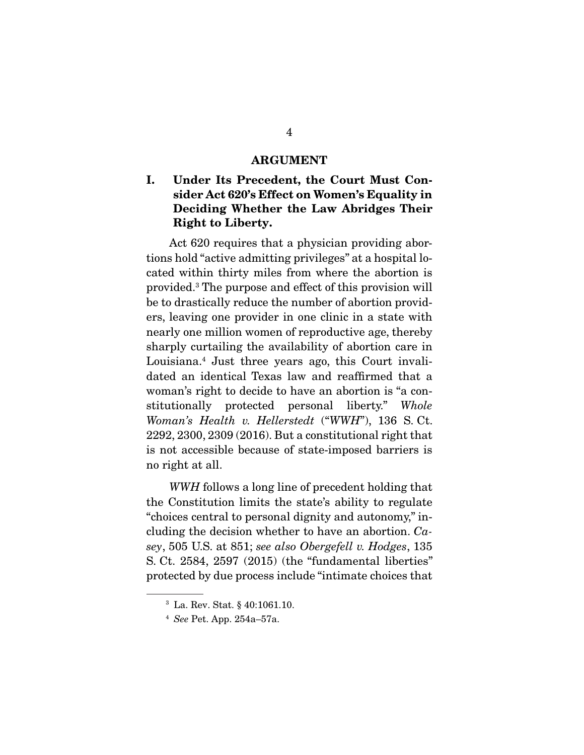## ARGUMENT

### I. Under Its Precedent, the Court Must Consider Act 620's Effect on Women's Equality in Deciding Whether the Law Abridges Their Right to Liberty.

Act 620 requires that a physician providing abortions hold "active admitting privileges" at a hospital located within thirty miles from where the abortion is provided.[3] The purpose and effect of this provision will be to drastically reduce the number of abortion providers, leaving one provider in one clinic in a state with nearly one million women of reproductive age, thereby sharply curtailing the availability of abortion care in Louisiana.[4] Just three years ago, this Court invalidated an identical Texas law and reaffirmed that a woman's right to decide to have an abortion is "a constitutionally protected personal liberty." *Whole Woman's Health v. Hellerstedt* ("*WWH*"), 136 S. Ct. 2292, 2300, 2309 (2016). But a constitutional right that is not accessible because of state-imposed barriers is no right at all.

*WWH* follows a long line of precedent holding that the Constitution limits the state's ability to regulate "choices central to personal dignity and autonomy," including the decision whether to have an abortion. *Casey*, 505 U.S. at 851; *see also Obergefell v. Hodges*, 135 S. Ct. 2584, 2597 (2015) (the "fundamental liberties" protected by due process include "intimate choices that

---

[3] La. Rev. Stat. § 40:1061.10.

[4] *See* Pet. App. 254a–57a.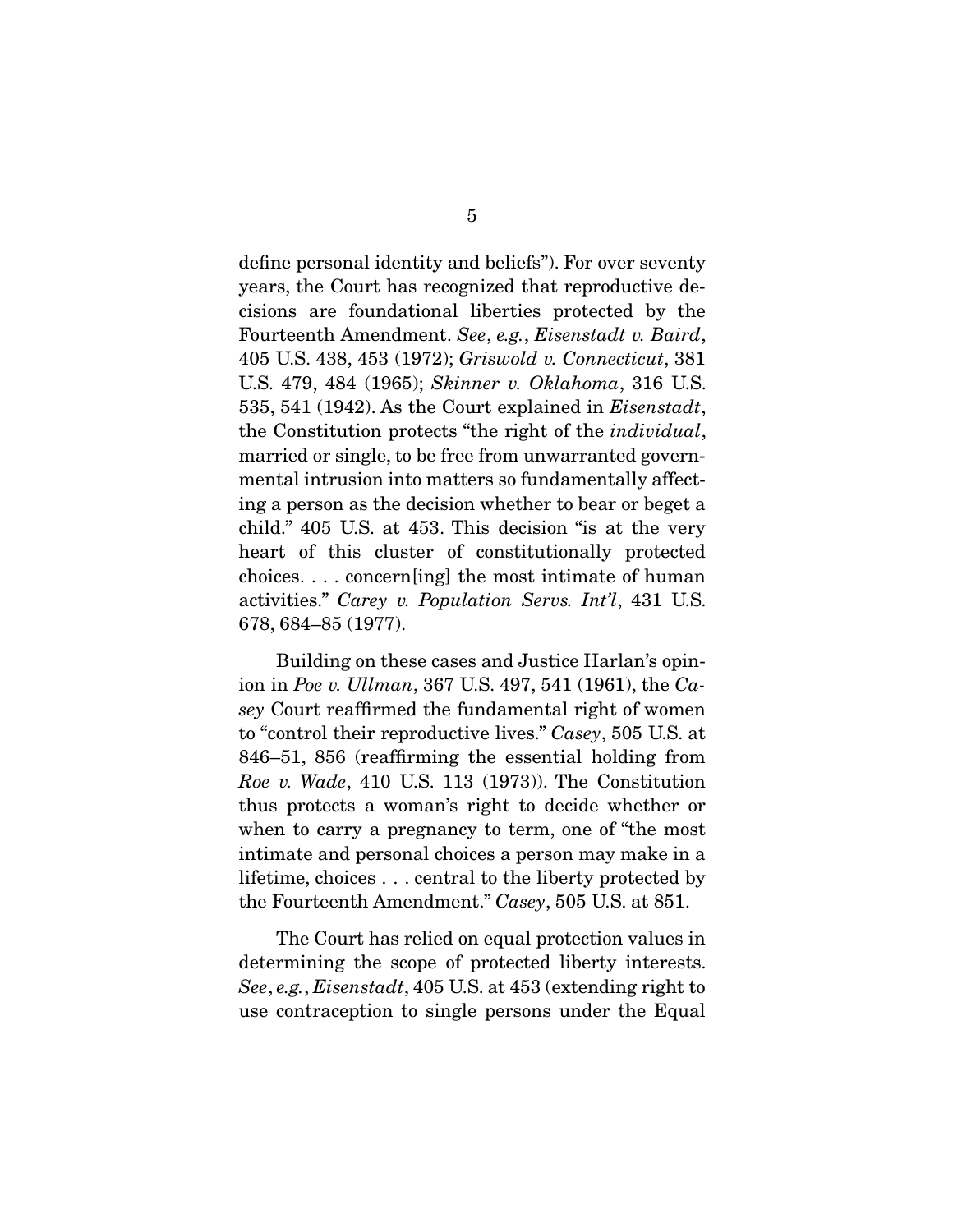define personal identity and beliefs"). For over seventy years, the Court has recognized that reproductive decisions are foundational liberties protected by the Fourteenth Amendment. *See*, *e.g.*, *Eisenstadt v. Baird*, 405 U.S. 438, 453 (1972); *Griswold v. Connecticut*, 381 U.S. 479, 484 (1965); *Skinner v. Oklahoma*, 316 U.S. 535, 541 (1942). As the Court explained in *Eisenstadt*, the Constitution protects "the right of the *individual*, married or single, to be free from unwarranted governmental intrusion into matters so fundamentally affecting a person as the decision whether to bear or beget a child." 405 U.S. at 453. This decision "is at the very heart of this cluster of constitutionally protected choices. . . . concern[ing] the most intimate of human activities." *Carey v. Population Servs. Int'l*, 431 U.S. 678, 684–85 (1977).

Building on these cases and Justice Harlan's opinion in *Poe v. Ullman*, 367 U.S. 497, 541 (1961), the *Casey* Court reaffirmed the fundamental right of women to "control their reproductive lives." *Casey*, 505 U.S. at 846–51, 856 (reaffirming the essential holding from *Roe v. Wade*, 410 U.S. 113 (1973)). The Constitution thus protects a woman's right to decide whether or when to carry a pregnancy to term, one of "the most intimate and personal choices a person may make in a lifetime, choices . . . central to the liberty protected by the Fourteenth Amendment." *Casey*, 505 U.S. at 851.

The Court has relied on equal protection values in determining the scope of protected liberty interests. *See*, *e.g.*, *Eisenstadt*, 405 U.S. at 453 (extending right to use contraception to single persons under the Equal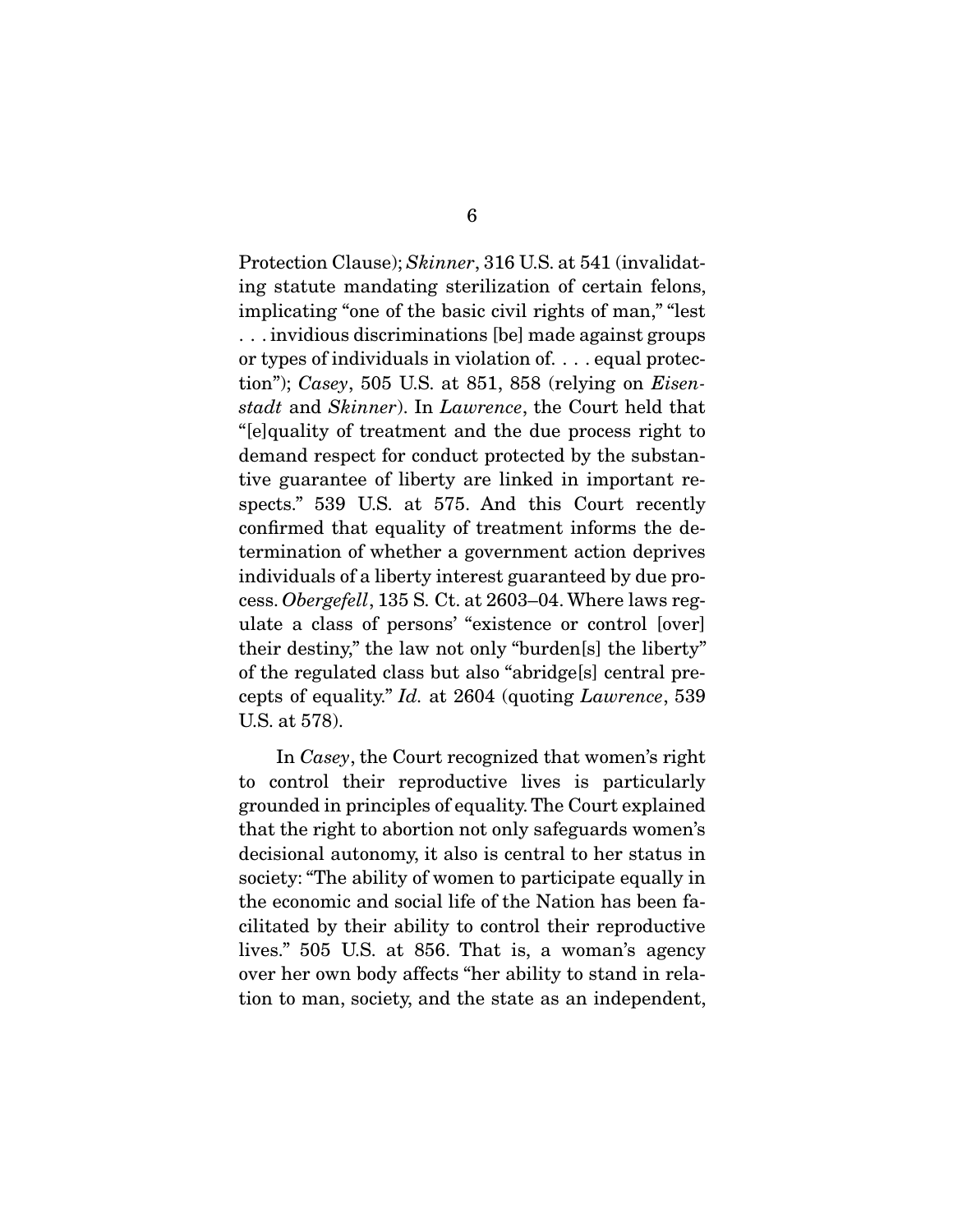Protection Clause); *Skinner*, 316 U.S. at 541 (invalidating statute mandating sterilization of certain felons, implicating "one of the basic civil rights of man," "lest . . . invidious discriminations [be] made against groups or types of individuals in violation of. . . . equal protection"); *Casey*, 505 U.S. at 851, 858 (relying on *Eisenstadt* and *Skinner*). In *Lawrence*, the Court held that "[e]quality of treatment and the due process right to demand respect for conduct protected by the substantive guarantee of liberty are linked in important respects." 539 U.S. at 575. And this Court recently confirmed that equality of treatment informs the determination of whether a government action deprives individuals of a liberty interest guaranteed by due process. *Obergefell*, 135 S. Ct. at 2603–04. Where laws regulate a class of persons' "existence or control [over] their destiny," the law not only "burden[s] the liberty" of the regulated class but also "abridge[s] central precepts of equality." *Id.* at 2604 (quoting *Lawrence*, 539 U.S. at 578).

In *Casey*, the Court recognized that women's right to control their reproductive lives is particularly grounded in principles of equality. The Court explained that the right to abortion not only safeguards women's decisional autonomy, it also is central to her status in society: "The ability of women to participate equally in the economic and social life of the Nation has been facilitated by their ability to control their reproductive lives." 505 U.S. at 856. That is, a woman's agency over her own body affects "her ability to stand in relation to man, society, and the state as an independent,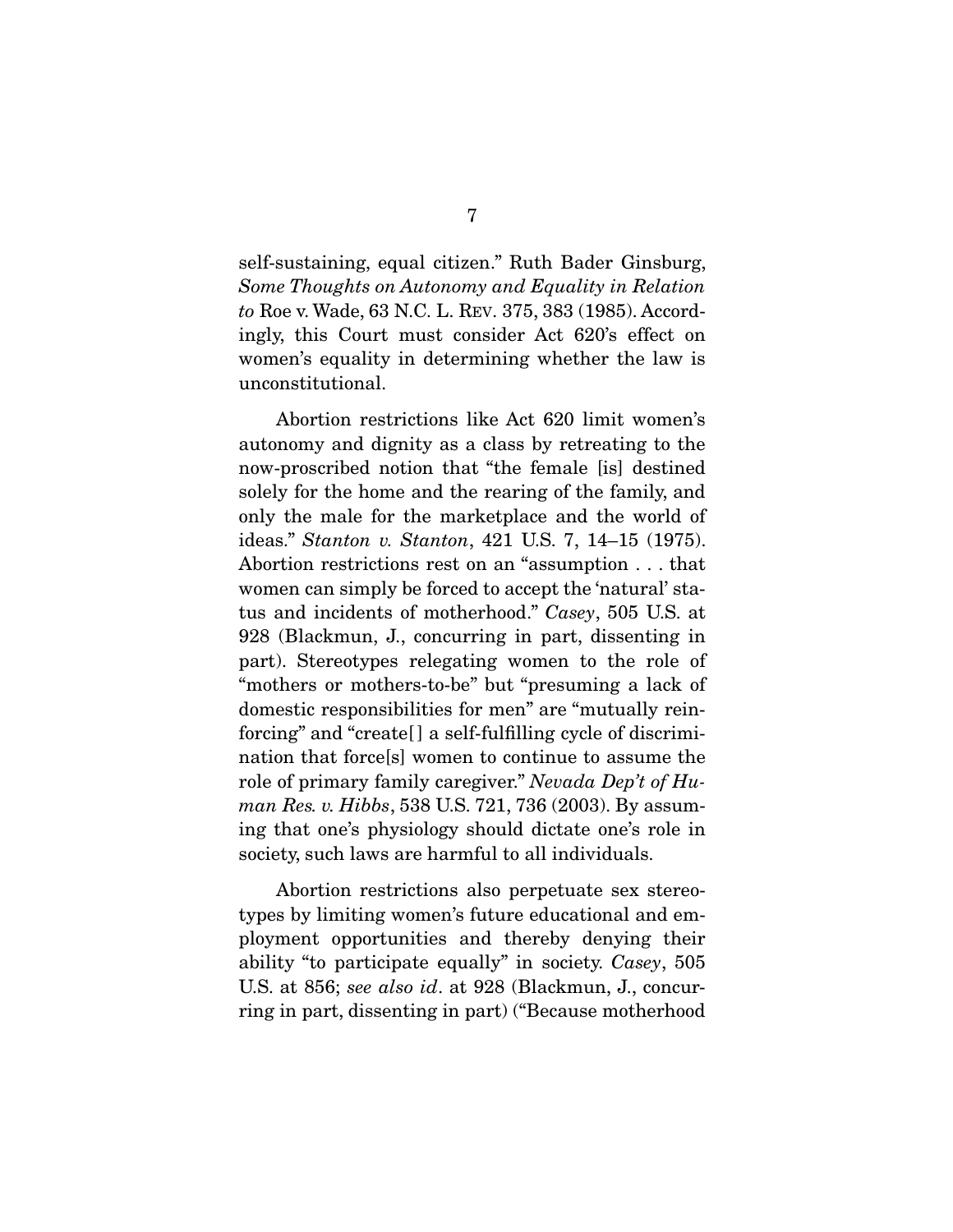self-sustaining, equal citizen." Ruth Bader Ginsburg, *Some Thoughts on Autonomy and Equality in Relation to* Roe v. Wade, 63 N.C. L. REV. 375, 383 (1985). Accordingly, this Court must consider Act 620's effect on women's equality in determining whether the law is unconstitutional.

Abortion restrictions like Act 620 limit women's autonomy and dignity as a class by retreating to the now-proscribed notion that "the female [is] destined solely for the home and the rearing of the family, and only the male for the marketplace and the world of ideas." *Stanton v. Stanton*, 421 U.S. 7, 14–15 (1975). Abortion restrictions rest on an "assumption . . . that women can simply be forced to accept the 'natural' status and incidents of motherhood." *Casey*, 505 U.S. at 928 (Blackmun, J., concurring in part, dissenting in part). Stereotypes relegating women to the role of "mothers or mothers-to-be" but "presuming a lack of domestic responsibilities for men" are "mutually reinforcing" and "create[] a self-fulfilling cycle of discrimination that force[s] women to continue to assume the role of primary family caregiver." *Nevada Dep't of Human Res. v. Hibbs*, 538 U.S. 721, 736 (2003). By assuming that one's physiology should dictate one's role in society, such laws are harmful to all individuals.

Abortion restrictions also perpetuate sex stereotypes by limiting women's future educational and employment opportunities and thereby denying their ability "to participate equally" in society. *Casey*, 505 U.S. at 856; *see also id*. at 928 (Blackmun, J., concurring in part, dissenting in part) ("Because motherhood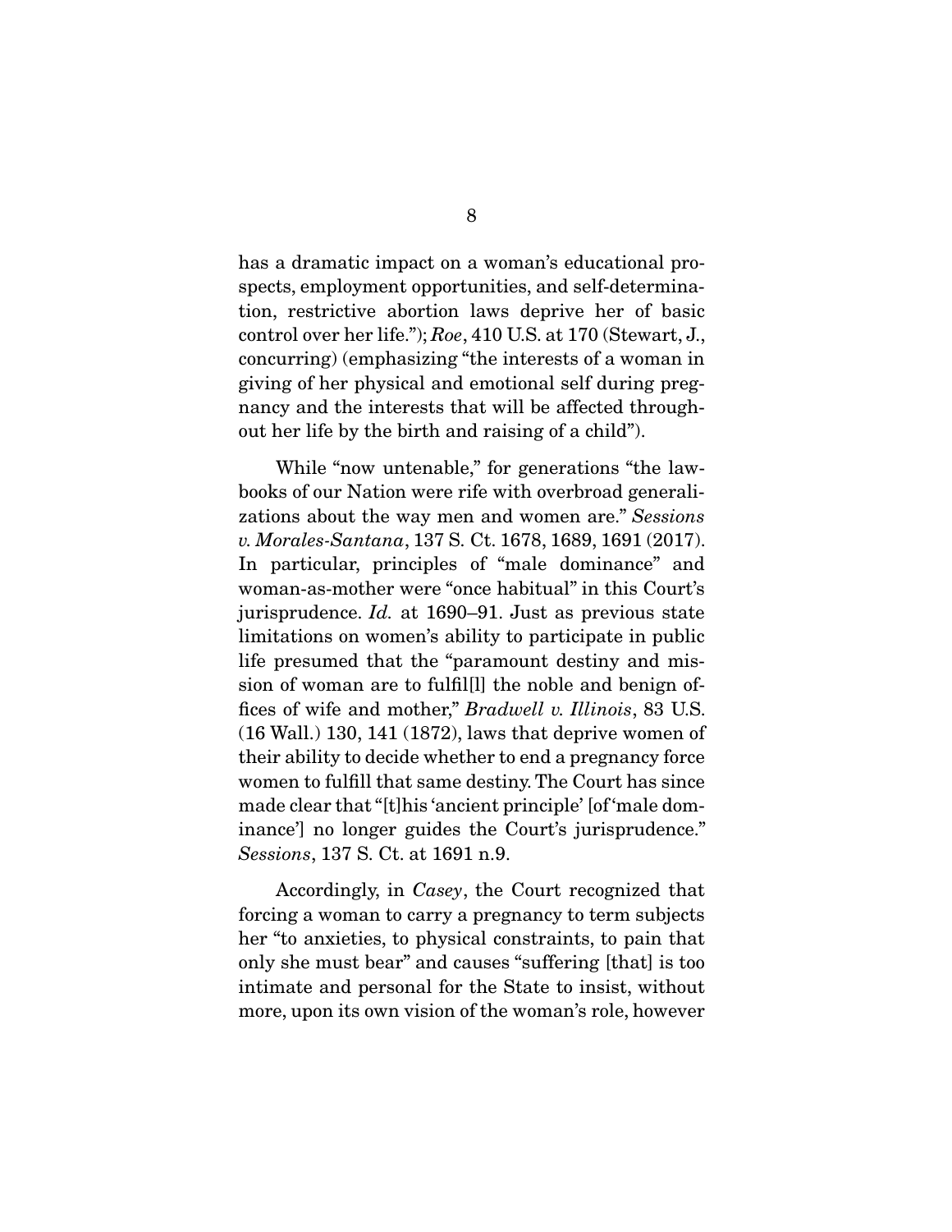has a dramatic impact on a woman's educational prospects, employment opportunities, and self-determination, restrictive abortion laws deprive her of basic control over her life."); *Roe*, 410 U.S. at 170 (Stewart, J., concurring) (emphasizing "the interests of a woman in giving of her physical and emotional self during pregnancy and the interests that will be affected throughout her life by the birth and raising of a child").

While "now untenable," for generations "the lawbooks of our Nation were rife with overbroad generalizations about the way men and women are." *Sessions v. Morales-Santana*, 137 S. Ct. 1678, 1689, 1691 (2017). In particular, principles of "male dominance" and woman-as-mother were "once habitual" in this Court's jurisprudence. *Id.* at 1690–91. Just as previous state limitations on women's ability to participate in public life presumed that the "paramount destiny and mission of woman are to fulfil[l] the noble and benign offices of wife and mother," *Bradwell v. Illinois*, 83 U.S. (16 Wall.) 130, 141 (1872), laws that deprive women of their ability to decide whether to end a pregnancy force women to fulfill that same destiny. The Court has since made clear that "[t]his 'ancient principle' [of 'male dominance'] no longer guides the Court's jurisprudence." *Sessions*, 137 S. Ct. at 1691 n.9.

Accordingly, in *Casey*, the Court recognized that forcing a woman to carry a pregnancy to term subjects her "to anxieties, to physical constraints, to pain that only she must bear" and causes "suffering [that] is too intimate and personal for the State to insist, without more, upon its own vision of the woman's role, however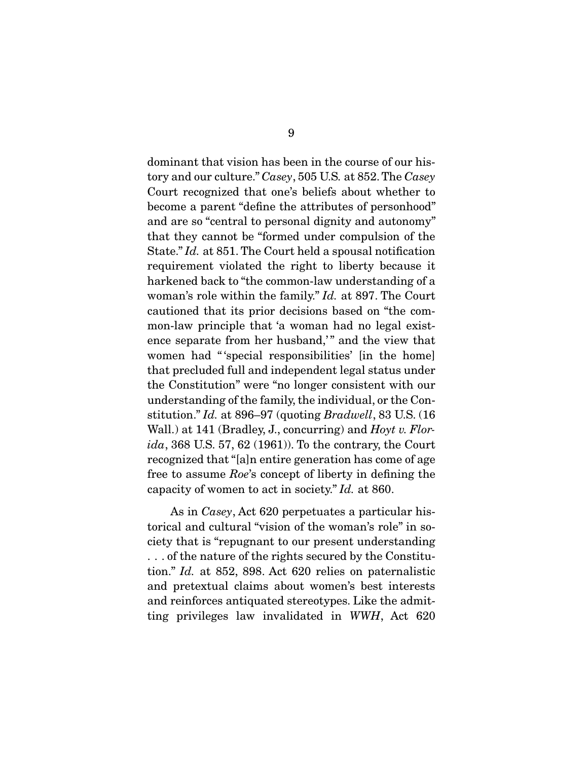dominant that vision has been in the course of our history and our culture." *Casey*, 505 U.S. at 852. The *Casey* Court recognized that one's beliefs about whether to become a parent "define the attributes of personhood" and are so "central to personal dignity and autonomy" that they cannot be "formed under compulsion of the State." *Id.* at 851. The Court held a spousal notification requirement violated the right to liberty because it harkened back to "the common-law understanding of a woman's role within the family." *Id.* at 897. The Court cautioned that its prior decisions based on "the common-law principle that 'a woman had no legal existence separate from her husband,'" and the view that women had "'special responsibilities' [in the home] that precluded full and independent legal status under the Constitution" were "no longer consistent with our understanding of the family, the individual, or the Constitution." *Id.* at 896–97 (quoting *Bradwell*, 83 U.S. (16 Wall.) at 141 (Bradley, J., concurring) and *Hoyt v. Florida*, 368 U.S. 57, 62 (1961)). To the contrary, the Court recognized that "[a]n entire generation has come of age free to assume *Roe*'s concept of liberty in defining the capacity of women to act in society." *Id.* at 860.

As in *Casey*, Act 620 perpetuates a particular historical and cultural "vision of the woman's role" in society that is "repugnant to our present understanding . . . of the nature of the rights secured by the Constitution." *Id.* at 852, 898. Act 620 relies on paternalistic and pretextual claims about women's best interests and reinforces antiquated stereotypes. Like the admitting privileges law invalidated in *WWH*, Act 620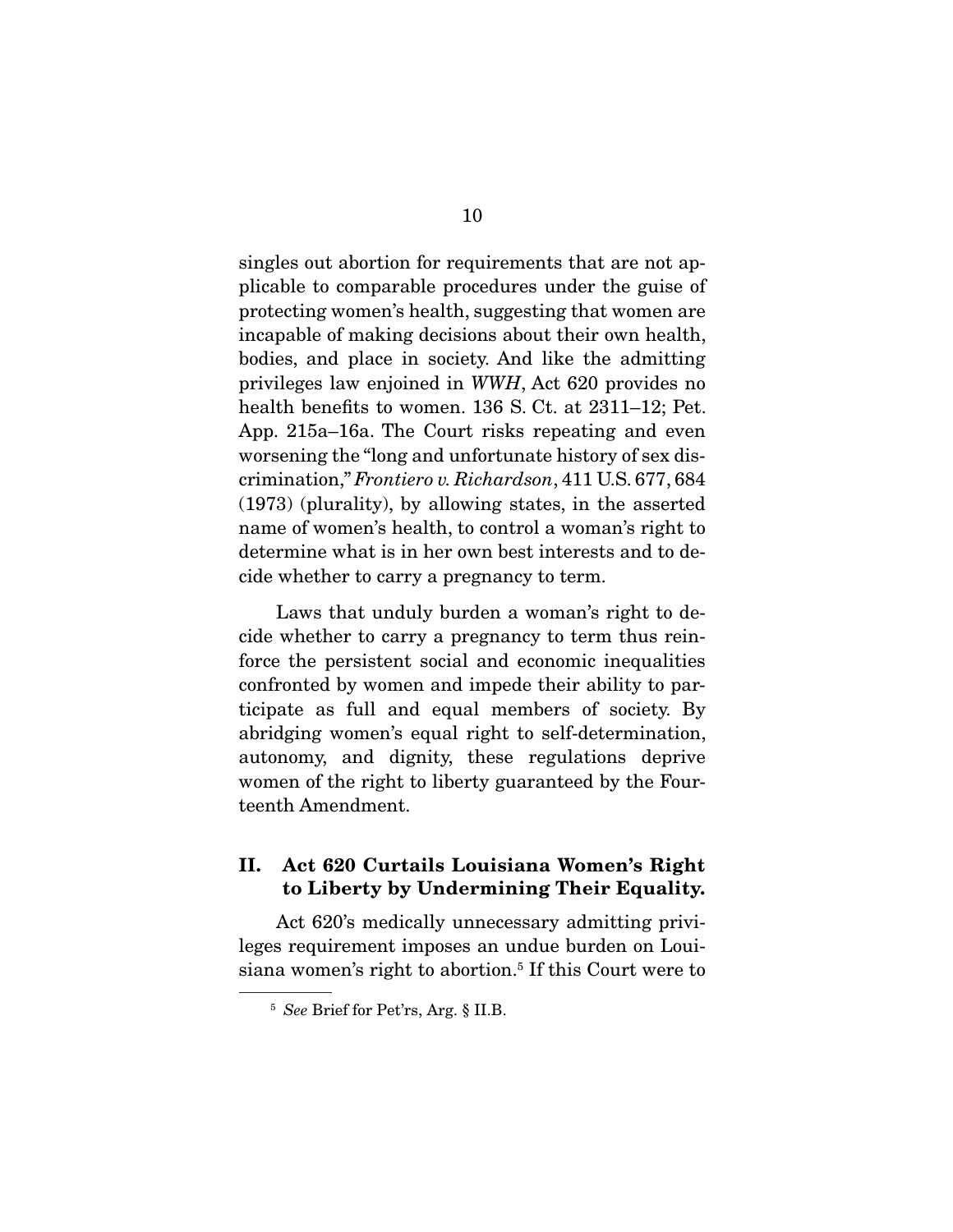singles out abortion for requirements that are not applicable to comparable procedures under the guise of protecting women's health, suggesting that women are incapable of making decisions about their own health, bodies, and place in society. And like the admitting privileges law enjoined in *WWH*, Act 620 provides no health benefits to women. 136 S. Ct. at 2311–12; Pet. App. 215a–16a. The Court risks repeating and even worsening the "long and unfortunate history of sex discrimination," *Frontiero v. Richardson*, 411 U.S. 677, 684 (1973) (plurality), by allowing states, in the asserted name of women's health, to control a woman's right to determine what is in her own best interests and to decide whether to carry a pregnancy to term.

Laws that unduly burden a woman's right to decide whether to carry a pregnancy to term thus reinforce the persistent social and economic inequalities confronted by women and impede their ability to participate as full and equal members of society. By abridging women's equal right to self-determination, autonomy, and dignity, these regulations deprive women of the right to liberty guaranteed by the Fourteenth Amendment.

## II. Act 620 Curtails Louisiana Women's Right to Liberty by Undermining Their Equality.

Act 620's medically unnecessary admitting privileges requirement imposes an undue burden on Louisiana women's right to abortion.[5] If this Court were to

[5] *See* Brief for Pet'rs, Arg. § II.B.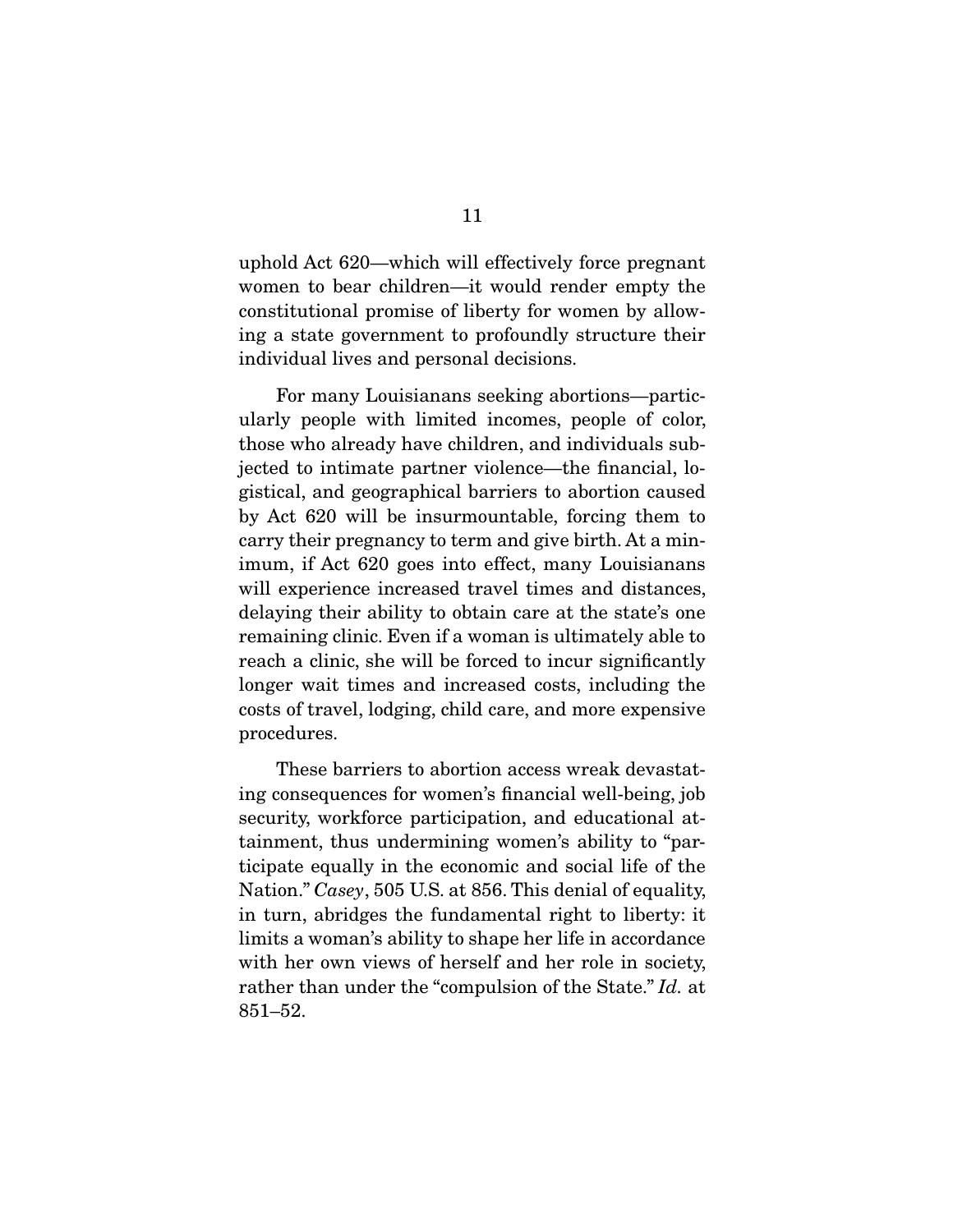uphold Act 620—which will effectively force pregnant women to bear children—it would render empty the constitutional promise of liberty for women by allowing a state government to profoundly structure their individual lives and personal decisions.

For many Louisianans seeking abortions—particularly people with limited incomes, people of color, those who already have children, and individuals subjected to intimate partner violence—the financial, logistical, and geographical barriers to abortion caused by Act 620 will be insurmountable, forcing them to carry their pregnancy to term and give birth. At a minimum, if Act 620 goes into effect, many Louisianans will experience increased travel times and distances, delaying their ability to obtain care at the state's one remaining clinic. Even if a woman is ultimately able to reach a clinic, she will be forced to incur significantly longer wait times and increased costs, including the costs of travel, lodging, child care, and more expensive procedures.

These barriers to abortion access wreak devastating consequences for women's financial well-being, job security, workforce participation, and educational attainment, thus undermining women's ability to "participate equally in the economic and social life of the Nation." *Casey*, 505 U.S. at 856. This denial of equality, in turn, abridges the fundamental right to liberty: it limits a woman's ability to shape her life in accordance with her own views of herself and her role in society, rather than under the "compulsion of the State." *Id.* at 851–52.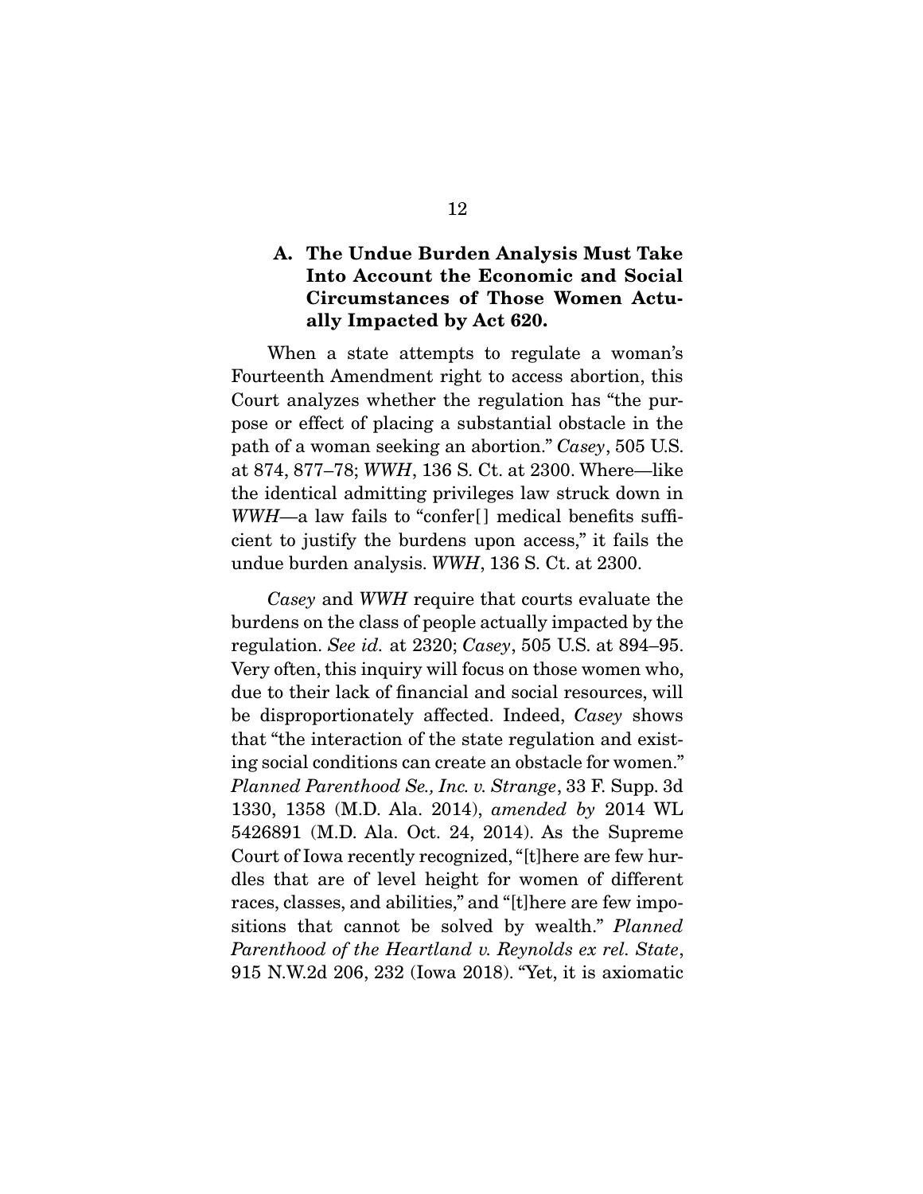### A. The Undue Burden Analysis Must Take Into Account the Economic and Social Circumstances of Those Women Actually Impacted by Act 620.

When a state attempts to regulate a woman's Fourteenth Amendment right to access abortion, this Court analyzes whether the regulation has "the purpose or effect of placing a substantial obstacle in the path of a woman seeking an abortion." *Casey*, 505 U.S. at 874, 877–78; *WWH*, 136 S. Ct. at 2300. Where—like the identical admitting privileges law struck down in *WWH*—a law fails to "confer[] medical benefits sufficient to justify the burdens upon access," it fails the undue burden analysis. *WWH*, 136 S. Ct. at 2300.

*Casey* and *WWH* require that courts evaluate the burdens on the class of people actually impacted by the regulation. *See id.* at 2320; *Casey*, 505 U.S. at 894–95. Very often, this inquiry will focus on those women who, due to their lack of financial and social resources, will be disproportionately affected. Indeed, *Casey* shows that "the interaction of the state regulation and existing social conditions can create an obstacle for women." *Planned Parenthood Se., Inc. v. Strange*, 33 F. Supp. 3d 1330, 1358 (M.D. Ala. 2014), *amended by* 2014 WL 5426891 (M.D. Ala. Oct. 24, 2014). As the Supreme Court of Iowa recently recognized, "[t]here are few hurdles that are of level height for women of different races, classes, and abilities," and "[t]here are few impositions that cannot be solved by wealth." *Planned Parenthood of the Heartland v. Reynolds ex rel. State*, 915 N.W.2d 206, 232 (Iowa 2018). "Yet, it is axiomatic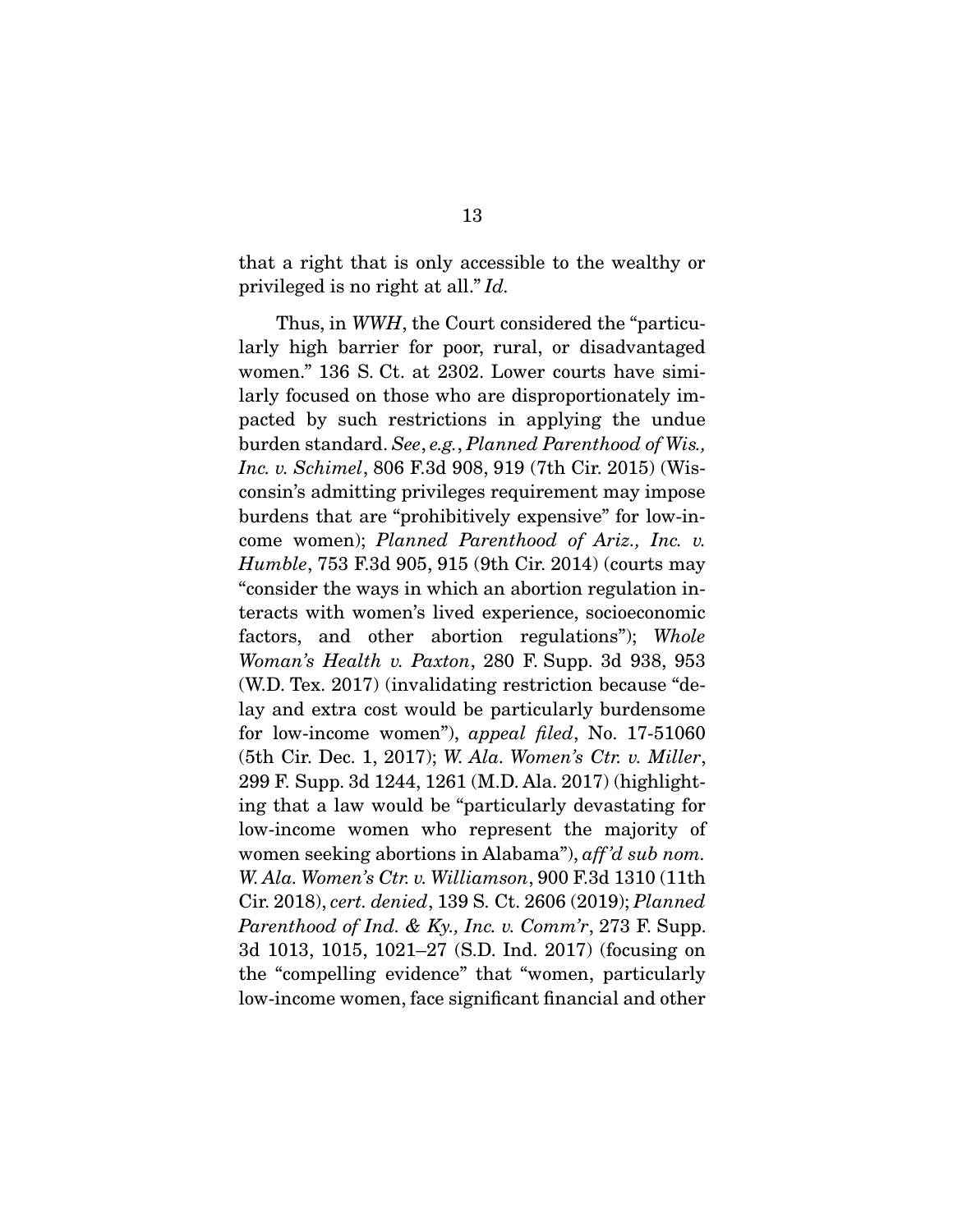that a right that is only accessible to the wealthy or privileged is no right at all." *Id.*

Thus, in *WWH*, the Court considered the "particularly high barrier for poor, rural, or disadvantaged women." 136 S. Ct. at 2302. Lower courts have similarly focused on those who are disproportionately impacted by such restrictions in applying the undue burden standard. *See*, *e.g.*, *Planned Parenthood of Wis., Inc. v. Schimel*, 806 F.3d 908, 919 (7th Cir. 2015) (Wisconsin's admitting privileges requirement may impose burdens that are "prohibitively expensive" for low-income women); *Planned Parenthood of Ariz., Inc. v. Humble*, 753 F.3d 905, 915 (9th Cir. 2014) (courts may "consider the ways in which an abortion regulation interacts with women's lived experience, socioeconomic factors, and other abortion regulations"); *Whole Woman's Health v. Paxton*, 280 F. Supp. 3d 938, 953 (W.D. Tex. 2017) (invalidating restriction because "delay and extra cost would be particularly burdensome for low-income women"), *appeal filed*, No. 17-51060 (5th Cir. Dec. 1, 2017); *W. Ala. Women's Ctr. v. Miller*, 299 F. Supp. 3d 1244, 1261 (M.D. Ala. 2017) (highlighting that a law would be "particularly devastating for low-income women who represent the majority of women seeking abortions in Alabama"), *aff'd sub nom. W. Ala. Women's Ctr. v. Williamson*, 900 F.3d 1310 (11th Cir. 2018), *cert. denied*, 139 S. Ct. 2606 (2019); *Planned Parenthood of Ind. & Ky., Inc. v. Comm'r*, 273 F. Supp. 3d 1013, 1015, 1021–27 (S.D. Ind. 2017) (focusing on the "compelling evidence" that "women, particularly low-income women, face significant financial and other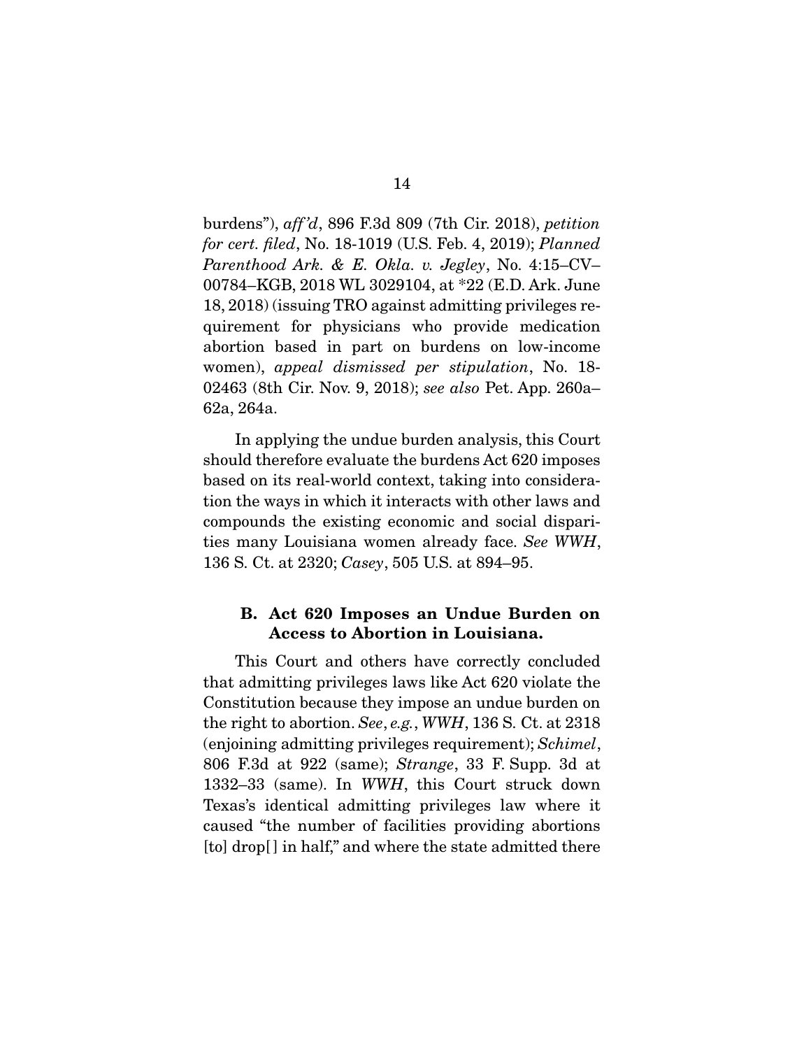burdens"), *aff'd*, 896 F.3d 809 (7th Cir. 2018), *petition for cert. filed*, No. 18-1019 (U.S. Feb. 4, 2019); *Planned Parenthood Ark. & E. Okla. v. Jegley*, No. 4:15–CV–00784–KGB, 2018 WL 3029104, at *22 (E.D. Ark. June 18, 2018) (issuing TRO against admitting privileges requirement for physicians who provide medication abortion based in part on burdens on low-income women), *appeal dismissed per stipulation*, No. 18-02463 (8th Cir. Nov. 9, 2018); *see also* Pet. App. 260a–62a, 264a.

In applying the undue burden analysis, this Court should therefore evaluate the burdens Act 620 imposes based on its real-world context, taking into consideration the ways in which it interacts with other laws and compounds the existing economic and social disparities many Louisiana women already face. *See WWH*, 136 S. Ct. at 2320; *Casey*, 505 U.S. at 894–95.

### B. Act 620 Imposes an Undue Burden on Access to Abortion in Louisiana.

This Court and others have correctly concluded that admitting privileges laws like Act 620 violate the Constitution because they impose an undue burden on the right to abortion. *See, e.g.*, *WWH*, 136 S. Ct. at 2318 (enjoining admitting privileges requirement); *Schimel*, 806 F.3d at 922 (same); *Strange*, 33 F. Supp. 3d at 1332–33 (same). In *WWH*, this Court struck down Texas's identical admitting privileges law where it caused "the number of facilities providing abortions [to] drop[ ] in half," and where the state admitted there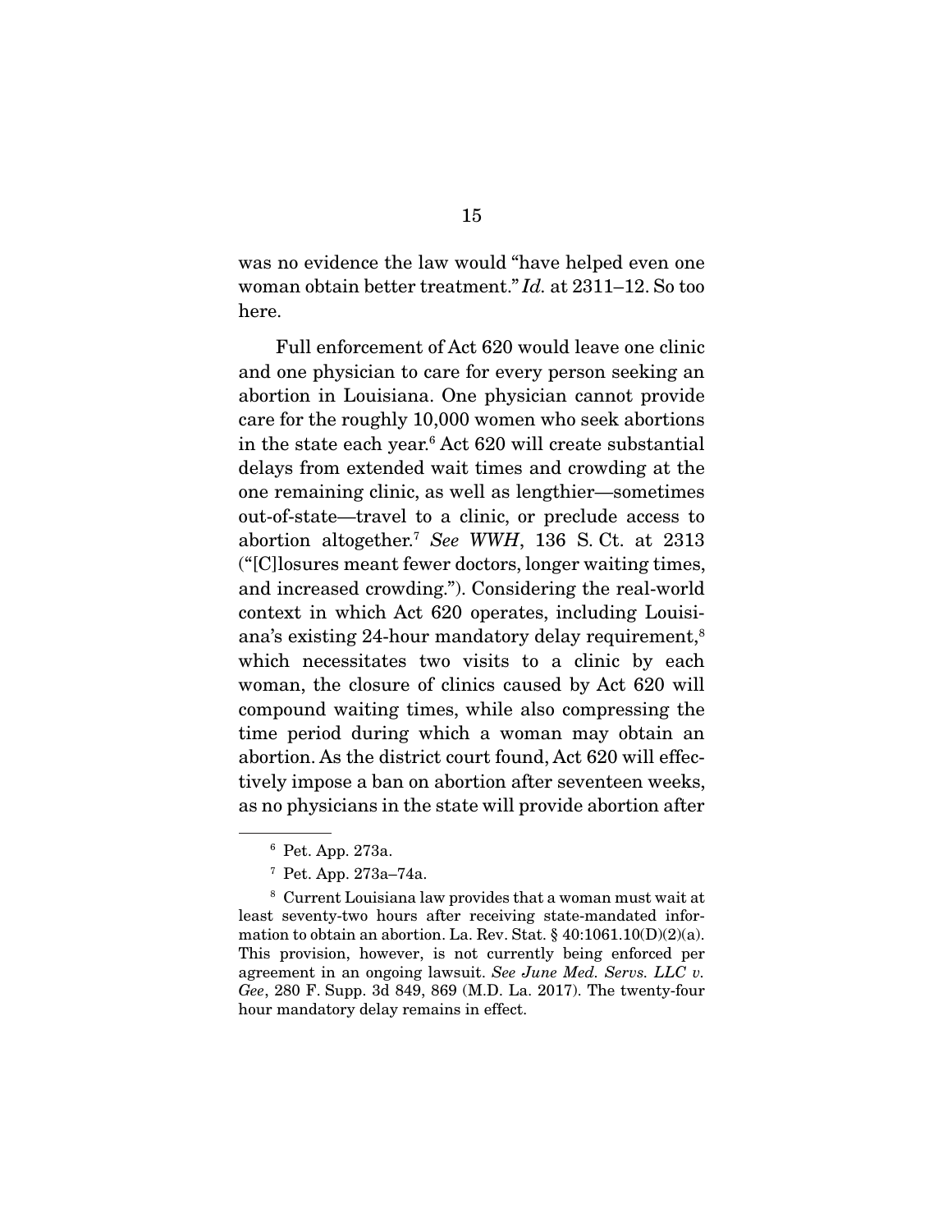was no evidence the law would "have helped even one woman obtain better treatment." *Id.* at 2311–12. So too here.

Full enforcement of Act 620 would leave one clinic and one physician to care for every person seeking an abortion in Louisiana. One physician cannot provide care for the roughly 10,000 women who seek abortions in the state each year.[6] Act 620 will create substantial delays from extended wait times and crowding at the one remaining clinic, as well as lengthier—sometimes out-of-state—travel to a clinic, or preclude access to abortion altogether.[7] *See WWH*, 136 S. Ct. at 2313 ("[C]losures meant fewer doctors, longer waiting times, and increased crowding."). Considering the real-world context in which Act 620 operates, including Louisiana's existing 24-hour mandatory delay requirement,[8] which necessitates two visits to a clinic by each woman, the closure of clinics caused by Act 620 will compound waiting times, while also compressing the time period during which a woman may obtain an abortion. As the district court found, Act 620 will effectively impose a ban on abortion after seventeen weeks, as no physicians in the state will provide abortion after

---

[6] Pet. App. 273a.

[7] Pet. App. 273a–74a.

[8] Current Louisiana law provides that a woman must wait at least seventy-two hours after receiving state-mandated information to obtain an abortion. La. Rev. Stat. § 40:1061.10(D)(2)(a). This provision, however, is not currently being enforced per agreement in an ongoing lawsuit. *See June Med. Servs. LLC v. Gee*, 280 F. Supp. 3d 849, 869 (M.D. La. 2017). The twenty-four hour mandatory delay remains in effect.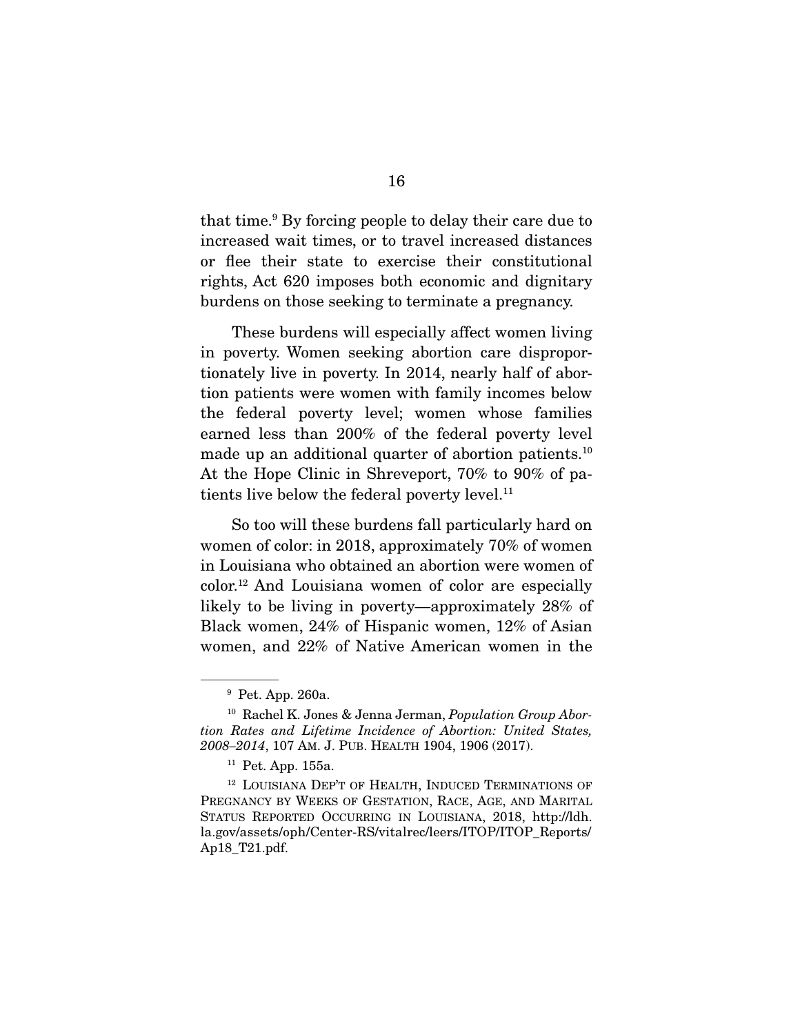that time.[9] By forcing people to delay their care due to increased wait times, or to travel increased distances or flee their state to exercise their constitutional rights, Act 620 imposes both economic and dignitary burdens on those seeking to terminate a pregnancy.

These burdens will especially affect women living in poverty. Women seeking abortion care disproportionately live in poverty. In 2014, nearly half of abortion patients were women with family incomes below the federal poverty level; women whose families earned less than 200% of the federal poverty level made up an additional quarter of abortion patients.[10] At the Hope Clinic in Shreveport, 70% to 90% of patients live below the federal poverty level.[11]

So too will these burdens fall particularly hard on women of color: in 2018, approximately 70% of women in Louisiana who obtained an abortion were women of color.[12] And Louisiana women of color are especially likely to be living in poverty—approximately 28% of Black women, 24% of Hispanic women, 12% of Asian women, and 22% of Native American women in the

---

[9] Pet. App. 260a.

[10] Rachel K. Jones & Jenna Jerman, *Population Group Abortion Rates and Lifetime Incidence of Abortion: United States, 2008–2014*, 107 AM. J. PUB. HEALTH 1904, 1906 (2017).

[11] Pet. App. 155a.

[12] LOUISIANA DEP'T OF HEALTH, INDUCED TERMINATIONS OF PREGNANCY BY WEEKS OF GESTATION, RACE, AGE, AND MARITAL STATUS REPORTED OCCURRING IN LOUISIANA, 2018, http://ldh.la.gov/assets/oph/Center-RS/vitalrec/leers/ITOP/ITOP_Reports/Ap18_T21.pdf.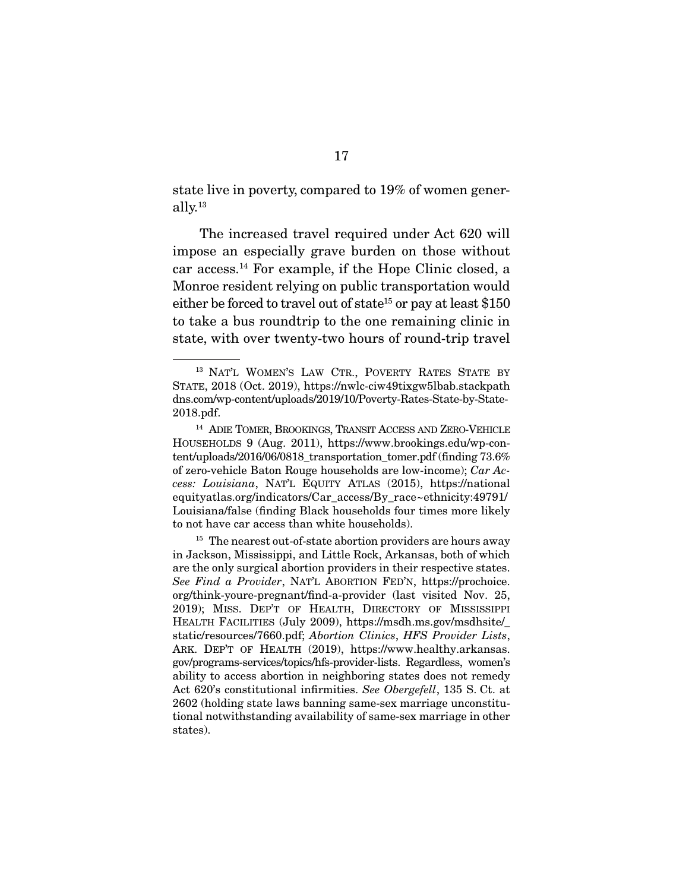state live in poverty, compared to 19% of women generally.[13]

The increased travel required under Act 620 will impose an especially grave burden on those without car access.[14] For example, if the Hope Clinic closed, a Monroe resident relying on public transportation would either be forced to travel out of state[15] or pay at least $150 to take a bus roundtrip to the one remaining clinic in state, with over twenty-two hours of round-trip travel

---

[13] NAT'L WOMEN'S LAW CTR., POVERTY RATES STATE BY STATE, 2018 (Oct. 2019), https://nwlc-ciw49tixgw5lbab.stackpathdns.com/wp-content/uploads/2019/10/Poverty-Rates-State-by-State-2018.pdf.

[14] ADIE TOMER, BROOKINGS, TRANSIT ACCESS AND ZERO-VEHICLE HOUSEHOLDS 9 (Aug. 2011), https://www.brookings.edu/wp-content/uploads/2016/06/0818_transportation_tomer.pdf (finding 73.6% of zero-vehicle Baton Rouge households are low-income); *Car Access: Louisiana*, NAT'L EQUITY ATLAS (2015), https://nationalequityatlas.org/indicators/Car_access/By_race~ethnicity:49791/Louisiana/false (finding Black households four times more likely to not have car access than white households).

[15] The nearest out-of-state abortion providers are hours away in Jackson, Mississippi, and Little Rock, Arkansas, both of which are the only surgical abortion providers in their respective states. *See Find a Provider*, NAT'L ABORTION FED'N, https://prochoice.org/think-youre-pregnant/find-a-provider (last visited Nov. 25, 2019); MISS. DEP'T OF HEALTH, DIRECTORY OF MISSISSIPPI HEALTH FACILITIES (July 2009), https://msdh.ms.gov/msdhsite/_static/resources/7660.pdf; *Abortion Clinics*, *HFS Provider Lists*, ARK. DEP'T OF HEALTH (2019), https://www.healthy.arkansas.gov/programs-services/topics/hfs-provider-lists. Regardless, women's ability to access abortion in neighboring states does not remedy Act 620's constitutional infirmities. *See Obergefell*, 135 S. Ct. at 2602 (holding state laws banning same-sex marriage unconstitutional notwithstanding availability of same-sex marriage in other states).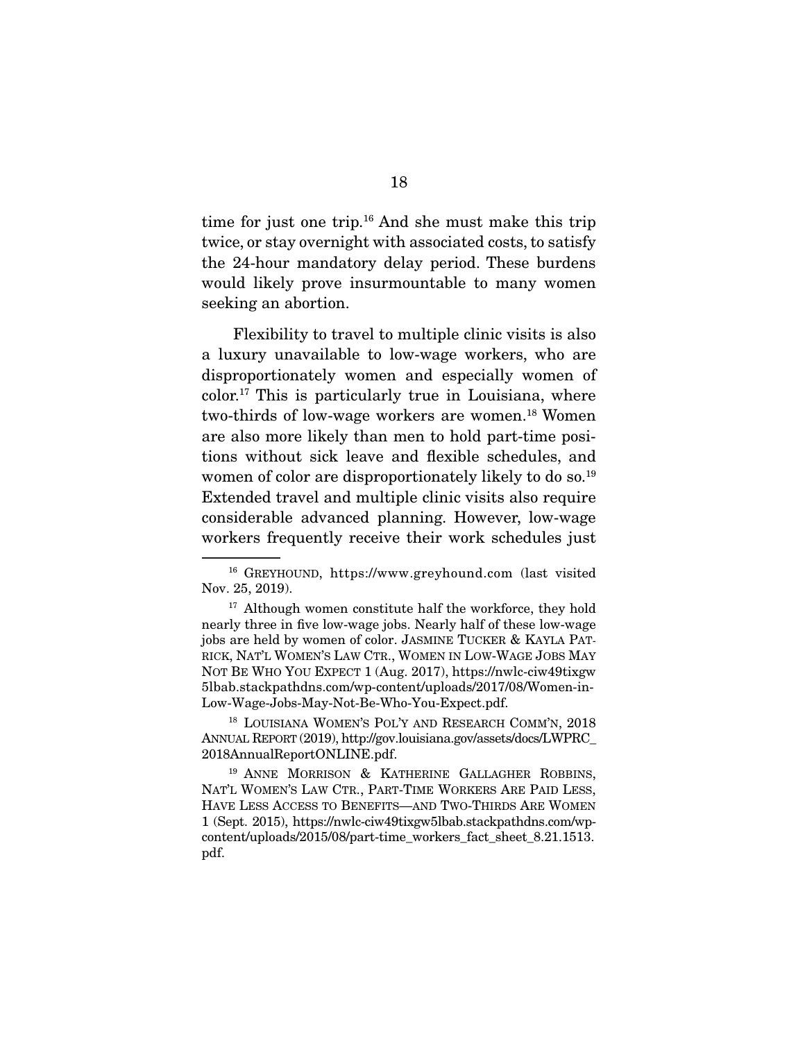time for just one trip.[16] And she must make this trip twice, or stay overnight with associated costs, to satisfy the 24-hour mandatory delay period. These burdens would likely prove insurmountable to many women seeking an abortion.

Flexibility to travel to multiple clinic visits is also a luxury unavailable to low-wage workers, who are disproportionately women and especially women of color.[17] This is particularly true in Louisiana, where two-thirds of low-wage workers are women.[18] Women are also more likely than men to hold part-time positions without sick leave and flexible schedules, and women of color are disproportionately likely to do so.[19] Extended travel and multiple clinic visits also require considerable advanced planning. However, low-wage workers frequently receive their work schedules just

---

[16] GREYHOUND, https://www.greyhound.com (last visited Nov. 25, 2019).

[17] Although women constitute half the workforce, they hold nearly three in five low-wage jobs. Nearly half of these low-wage jobs are held by women of color. JASMINE TUCKER & KAYLA PATRICK, NAT'L WOMEN'S LAW CTR., WOMEN IN LOW-WAGE JOBS MAY NOT BE WHO YOU EXPECT 1 (Aug. 2017), https://nwlc-ciw49tixgw5lbab.stackpathdns.com/wp-content/uploads/2017/08/Women-in-Low-Wage-Jobs-May-Not-Be-Who-You-Expect.pdf.

[18] LOUISIANA WOMEN'S POL'Y AND RESEARCH COMM'N, 2018 ANNUAL REPORT (2019), http://gov.louisiana.gov/assets/docs/LWPRC_2018AnnualReportONLINE.pdf.

[19] ANNE MORRISON & KATHERINE GALLAGHER ROBBINS, NAT'L WOMEN'S LAW CTR., PART-TIME WORKERS ARE PAID LESS, HAVE LESS ACCESS TO BENEFITS—AND TWO-THIRDS ARE WOMEN 1 (Sept. 2015), https://nwlc-ciw49tixgw5lbab.stackpathdns.com/wp-content/uploads/2015/08/part-time_workers_fact_sheet_8.21.1513.pdf.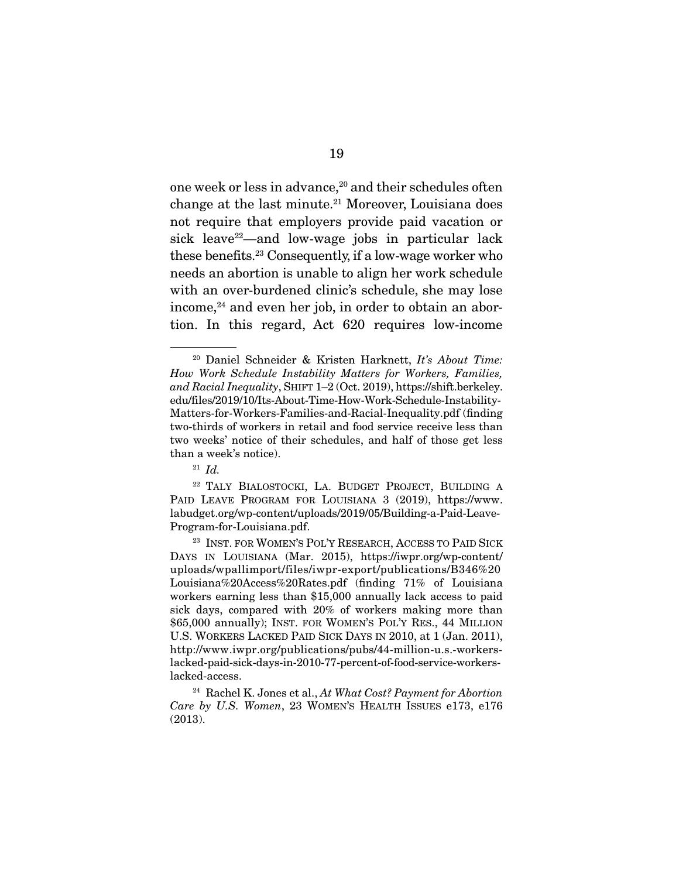one week or less in advance,[20] and their schedules often change at the last minute.[21] Moreover, Louisiana does not require that employers provide paid vacation or sick leave[22]—and low-wage jobs in particular lack these benefits.[23] Consequently, if a low-wage worker who needs an abortion is unable to align her work schedule with an over-burdened clinic's schedule, she may lose income,[24] and even her job, in order to obtain an abortion. In this regard, Act 620 requires low-income

---

[20] Daniel Schneider & Kristen Harknett, *It's About Time: How Work Schedule Instability Matters for Workers, Families, and Racial Inequality*, SHIFT 1–2 (Oct. 2019), https://shift.berkeley.edu/files/2019/10/Its-About-Time-How-Work-Schedule-Instability-Matters-for-Workers-Families-and-Racial-Inequality.pdf (finding two-thirds of workers in retail and food service receive less than two weeks' notice of their schedules, and half of those get less than a week's notice).

[21] *Id.*

[22] TALY BIALOSTOCKI, LA. BUDGET PROJECT, BUILDING A PAID LEAVE PROGRAM FOR LOUISIANA 3 (2019), https://www.labudget.org/wp-content/uploads/2019/05/Building-a-Paid-Leave-Program-for-Louisiana.pdf.

[23] INST. FOR WOMEN'S POL'Y RESEARCH, ACCESS TO PAID SICK DAYS IN LOUISIANA (Mar. 2015), https://iwpr.org/wp-content/uploads/wpallimport/files/iwpr-export/publications/B346%20Louisiana%20Access%20Rates.pdf (finding 71% of Louisiana workers earning less than $15,000 annually lack access to paid sick days, compared with 20% of workers making more than $65,000 annually); INST. FOR WOMEN'S POL'Y RES., 44 MILLION U.S. WORKERS LACKED PAID SICK DAYS IN 2010, at 1 (Jan. 2011), http://www.iwpr.org/publications/pubs/44-million-u.s.-workers-lacked-paid-sick-days-in-2010-77-percent-of-food-service-workers-lacked-access.

[24] Rachel K. Jones et al., *At What Cost? Payment for Abortion Care by U.S. Women*, 23 WOMEN'S HEALTH ISSUES e173, e176 (2013).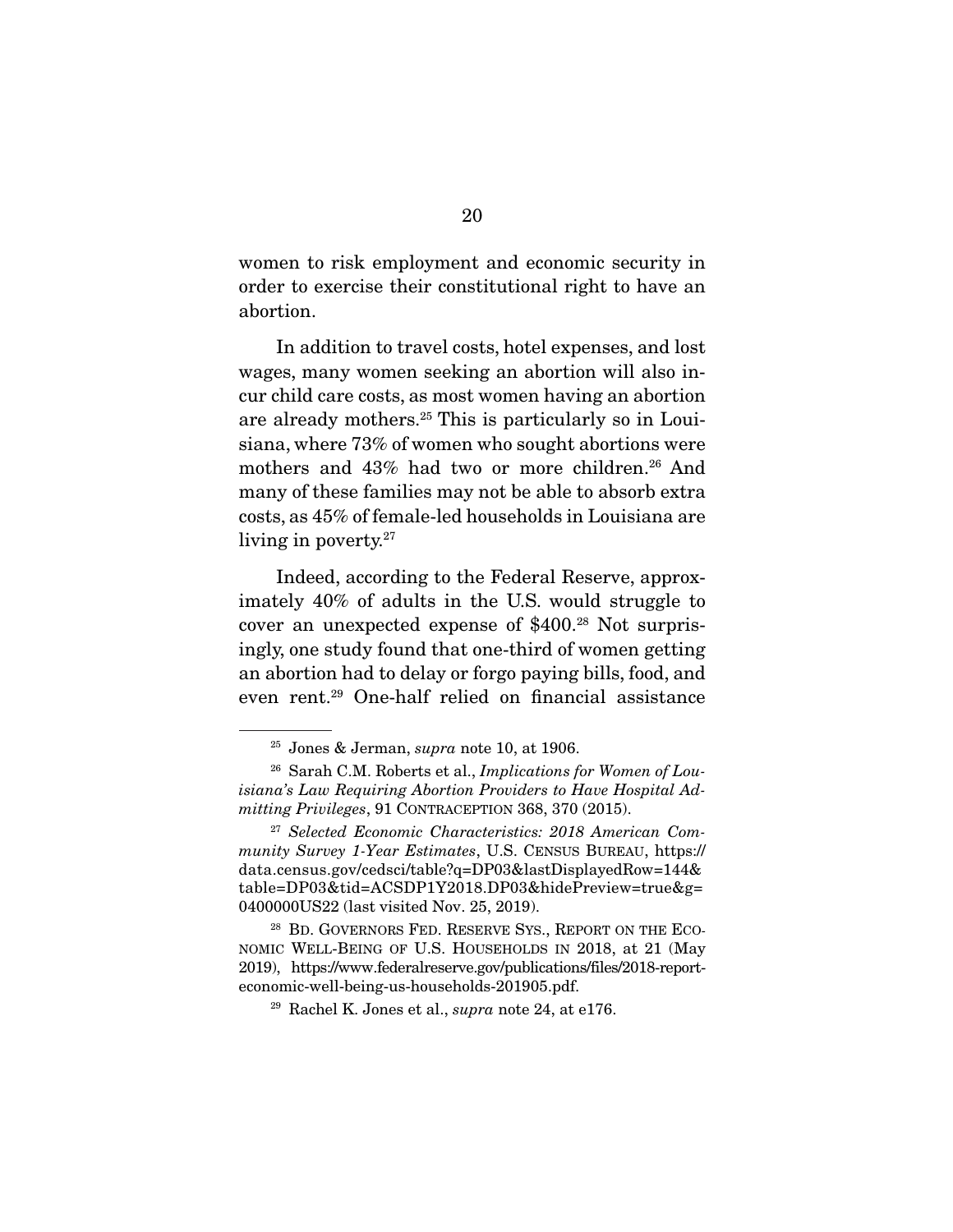women to risk employment and economic security in order to exercise their constitutional right to have an abortion.

In addition to travel costs, hotel expenses, and lost wages, many women seeking an abortion will also incur child care costs, as most women having an abortion are already mothers.[25] This is particularly so in Louisiana, where 73% of women who sought abortions were mothers and 43% had two or more children.[26] And many of these families may not be able to absorb extra costs, as 45% of female-led households in Louisiana are living in poverty.[27]

Indeed, according to the Federal Reserve, approximately 40% of adults in the U.S. would struggle to cover an unexpected expense of $400.[28] Not surprisingly, one study found that one-third of women getting an abortion had to delay or forgo paying bills, food, and even rent.[29] One-half relied on financial assistance

---

[25] Jones & Jerman, *supra* note 10, at 1906.

[26] Sarah C.M. Roberts et al., *Implications for Women of Louisiana's Law Requiring Abortion Providers to Have Hospital Admitting Privileges*, 91 CONTRACEPTION 368, 370 (2015).

[27] *Selected Economic Characteristics: 2018 American Community Survey 1-Year Estimates*, U.S. CENSUS BUREAU, https://data.census.gov/cedsci/table?q=DP03&lastDisplayedRow=144&table=DP03&tid=ACSDP1Y2018.DP03&hidePreview=true&g=0400000US22 (last visited Nov. 25, 2019).

[28] BD. GOVERNORS FED. RESERVE SYS., REPORT ON THE ECONOMIC WELL-BEING OF U.S. HOUSEHOLDS IN 2018, at 21 (May 2019), https://www.federalreserve.gov/publications/files/2018-report-economic-well-being-us-households-201905.pdf.

[29] Rachel K. Jones et al., *supra* note 24, at e176.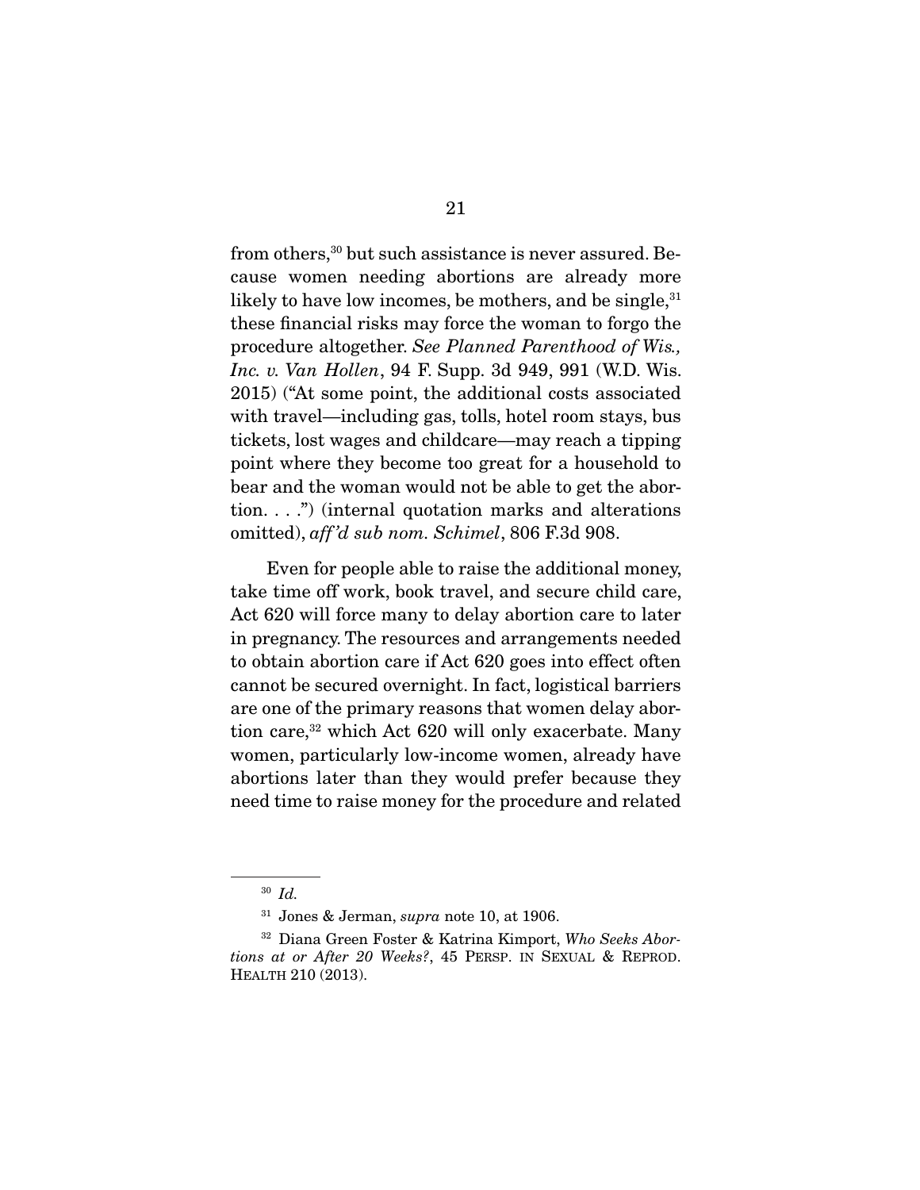from others,[30] but such assistance is never assured. Because women needing abortions are already more likely to have low incomes, be mothers, and be single,[31] these financial risks may force the woman to forgo the procedure altogether. *See Planned Parenthood of Wis., Inc. v. Van Hollen*, 94 F. Supp. 3d 949, 991 (W.D. Wis. 2015) ("At some point, the additional costs associated with travel—including gas, tolls, hotel room stays, bus tickets, lost wages and childcare—may reach a tipping point where they become too great for a household to bear and the woman would not be able to get the abortion. . . .") (internal quotation marks and alterations omitted), *aff'd sub nom. Schimel*, 806 F.3d 908.

Even for people able to raise the additional money, take time off work, book travel, and secure child care, Act 620 will force many to delay abortion care to later in pregnancy. The resources and arrangements needed to obtain abortion care if Act 620 goes into effect often cannot be secured overnight. In fact, logistical barriers are one of the primary reasons that women delay abortion care,[32] which Act 620 will only exacerbate. Many women, particularly low-income women, already have abortions later than they would prefer because they need time to raise money for the procedure and related

---

[30] *Id.*

[31] Jones & Jerman, *supra* note 10, at 1906.

[32] Diana Green Foster & Katrina Kimport, *Who Seeks Abortions at or After 20 Weeks?*, 45 PERSP. IN SEXUAL & REPROD. HEALTH 210 (2013).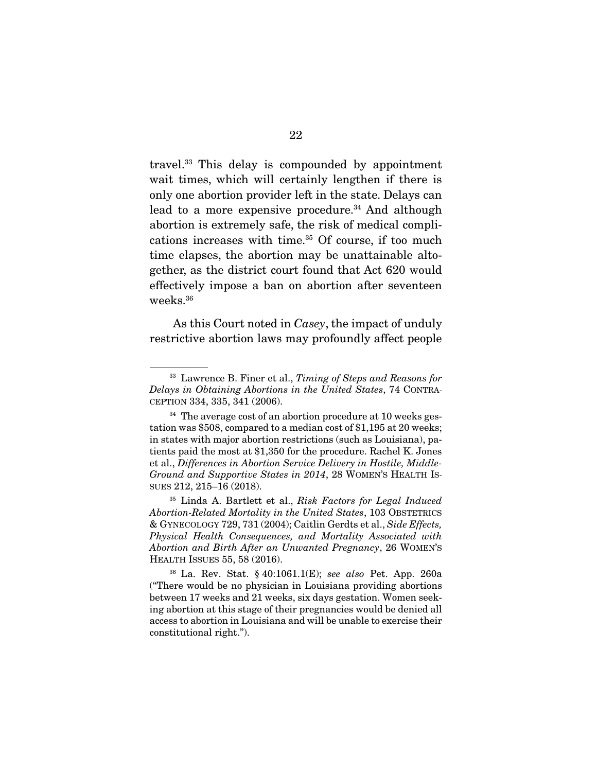travel.[33] This delay is compounded by appointment wait times, which will certainly lengthen if there is only one abortion provider left in the state. Delays can lead to a more expensive procedure.[34] And although abortion is extremely safe, the risk of medical complications increases with time.[35] Of course, if too much time elapses, the abortion may be unattainable altogether, as the district court found that Act 620 would effectively impose a ban on abortion after seventeen weeks.[36]

As this Court noted in *Casey*, the impact of unduly restrictive abortion laws may profoundly affect people

---

[33] Lawrence B. Finer et al., *Timing of Steps and Reasons for Delays in Obtaining Abortions in the United States*, 74 CONTRACEPTION 334, 335, 341 (2006).

[34] The average cost of an abortion procedure at 10 weeks gestation was $508, compared to a median cost of $1,195 at 20 weeks; in states with major abortion restrictions (such as Louisiana), patients paid the most at $1,350 for the procedure. Rachel K. Jones et al., *Differences in Abortion Service Delivery in Hostile, Middle-Ground and Supportive States in 2014*, 28 WOMEN'S HEALTH ISSUES 212, 215–16 (2018).

[35] Linda A. Bartlett et al., *Risk Factors for Legal Induced Abortion-Related Mortality in the United States*, 103 OBSTETRICS & GYNECOLOGY 729, 731 (2004); Caitlin Gerdts et al., *Side Effects, Physical Health Consequences, and Mortality Associated with Abortion and Birth After an Unwanted Pregnancy*, 26 WOMEN'S HEALTH ISSUES 55, 58 (2016).

[36] La. Rev. Stat. § 40:1061.1(E); *see also* Pet. App. 260a ("There would be no physician in Louisiana providing abortions between 17 weeks and 21 weeks, six days gestation. Women seeking abortion at this stage of their pregnancies would be denied all access to abortion in Louisiana and will be unable to exercise their constitutional right.").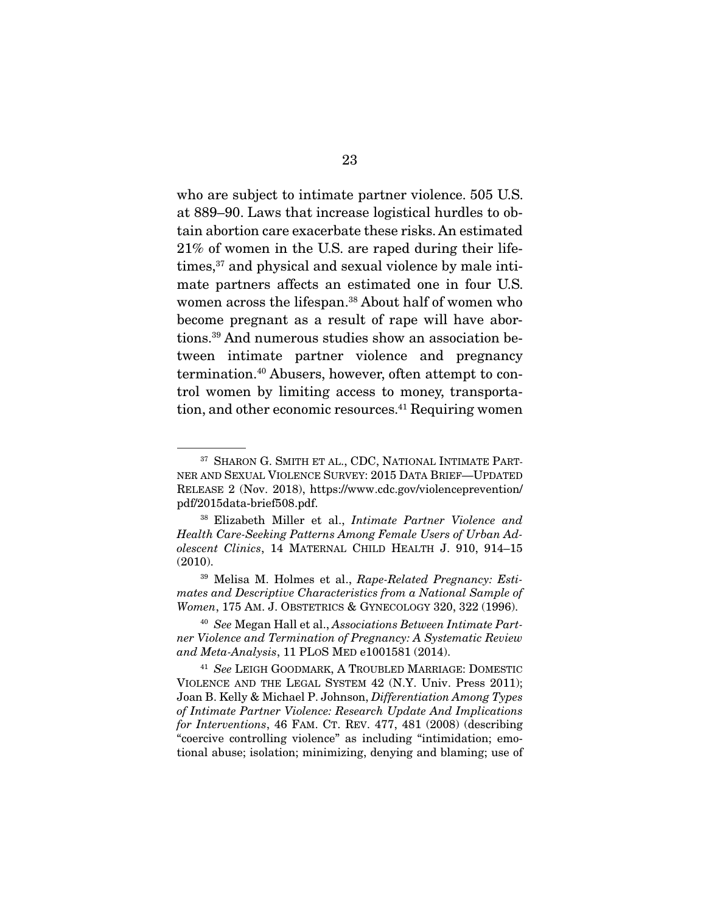who are subject to intimate partner violence. 505 U.S. at 889–90. Laws that increase logistical hurdles to obtain abortion care exacerbate these risks. An estimated 21% of women in the U.S. are raped during their lifetimes,[37] and physical and sexual violence by male intimate partners affects an estimated one in four U.S. women across the lifespan.[38] About half of women who become pregnant as a result of rape will have abortions.[39] And numerous studies show an association between intimate partner violence and pregnancy termination.[40] Abusers, however, often attempt to control women by limiting access to money, transportation, and other economic resources.[41] Requiring women

---

[37] SHARON G. SMITH ET AL., CDC, NATIONAL INTIMATE PARTNER AND SEXUAL VIOLENCE SURVEY: 2015 DATA BRIEF—UPDATED RELEASE 2 (Nov. 2018), https://www.cdc.gov/violenceprevention/pdf/2015data-brief508.pdf.

[38] Elizabeth Miller et al., *Intimate Partner Violence and Health Care-Seeking Patterns Among Female Users of Urban Adolescent Clinics*, 14 MATERNAL CHILD HEALTH J. 910, 914–15 (2010).

[39] Melisa M. Holmes et al., *Rape-Related Pregnancy: Estimates and Descriptive Characteristics from a National Sample of Women*, 175 AM. J. OBSTETRICS & GYNECOLOGY 320, 322 (1996).

[40] *See* Megan Hall et al., *Associations Between Intimate Partner Violence and Termination of Pregnancy: A Systematic Review and Meta-Analysis*, 11 PLOS MED e1001581 (2014).

[41] *See* LEIGH GOODMARK, A TROUBLED MARRIAGE: DOMESTIC VIOLENCE AND THE LEGAL SYSTEM 42 (N.Y. Univ. Press 2011); Joan B. Kelly & Michael P. Johnson, *Differentiation Among Types of Intimate Partner Violence: Research Update And Implications for Interventions*, 46 FAM. CT. REV. 477, 481 (2008) (describing "coercive controlling violence" as including "intimidation; emotional abuse; isolation; minimizing, denying and blaming; use of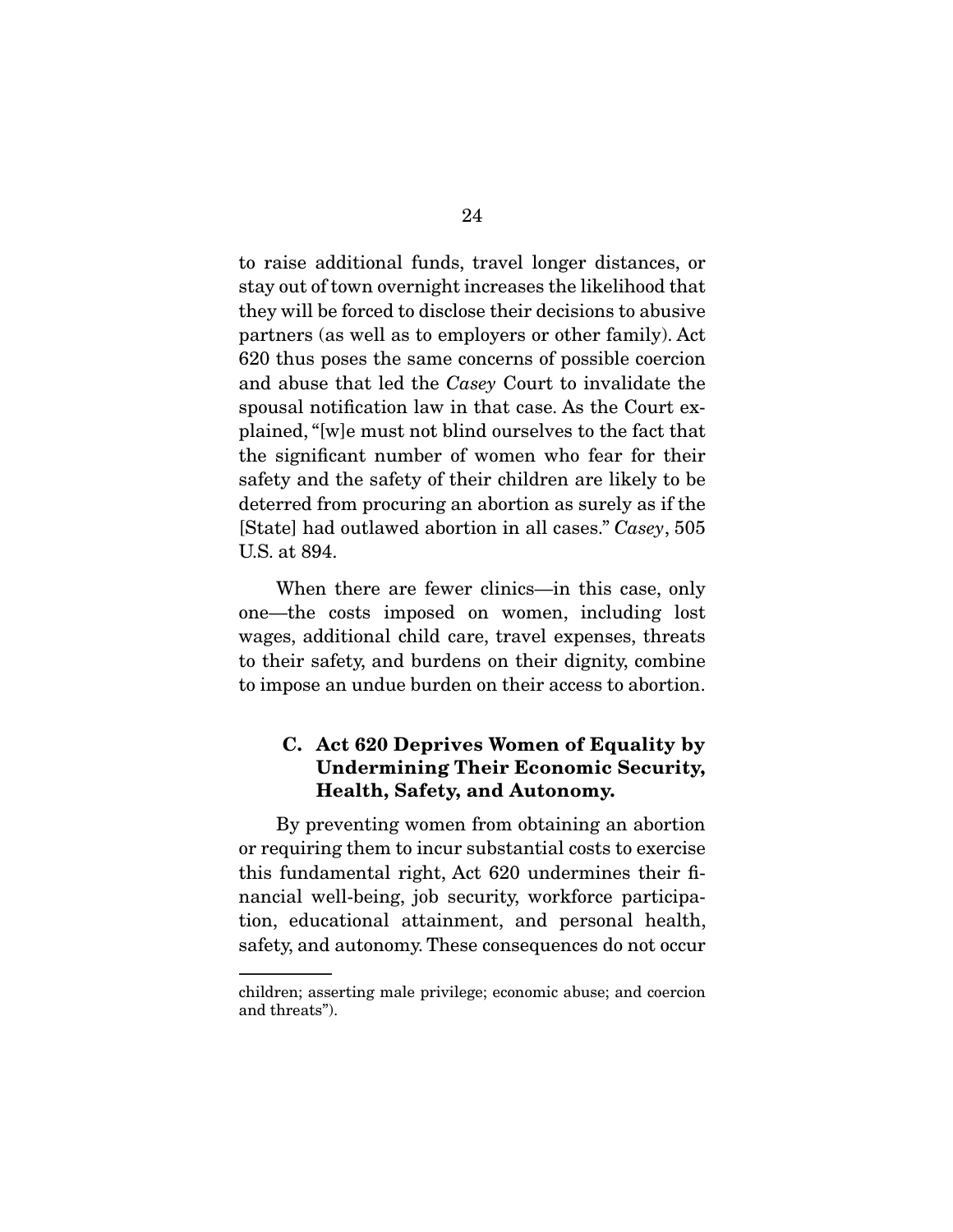to raise additional funds, travel longer distances, or stay out of town overnight increases the likelihood that they will be forced to disclose their decisions to abusive partners (as well as to employers or other family). Act 620 thus poses the same concerns of possible coercion and abuse that led the *Casey* Court to invalidate the spousal notification law in that case. As the Court explained, "[w]e must not blind ourselves to the fact that the significant number of women who fear for their safety and the safety of their children are likely to be deterred from procuring an abortion as surely as if the [State] had outlawed abortion in all cases." *Casey*, 505 U.S. at 894.

When there are fewer clinics—in this case, only one—the costs imposed on women, including lost wages, additional child care, travel expenses, threats to their safety, and burdens on their dignity, combine to impose an undue burden on their access to abortion.

### C. Act 620 Deprives Women of Equality by Undermining Their Economic Security, Health, Safety, and Autonomy.

By preventing women from obtaining an abortion or requiring them to incur substantial costs to exercise this fundamental right, Act 620 undermines their financial well-being, job security, workforce participation, educational attainment, and personal health, safety, and autonomy. These consequences do not occur

---

children; asserting male privilege; economic abuse; and coercion and threats").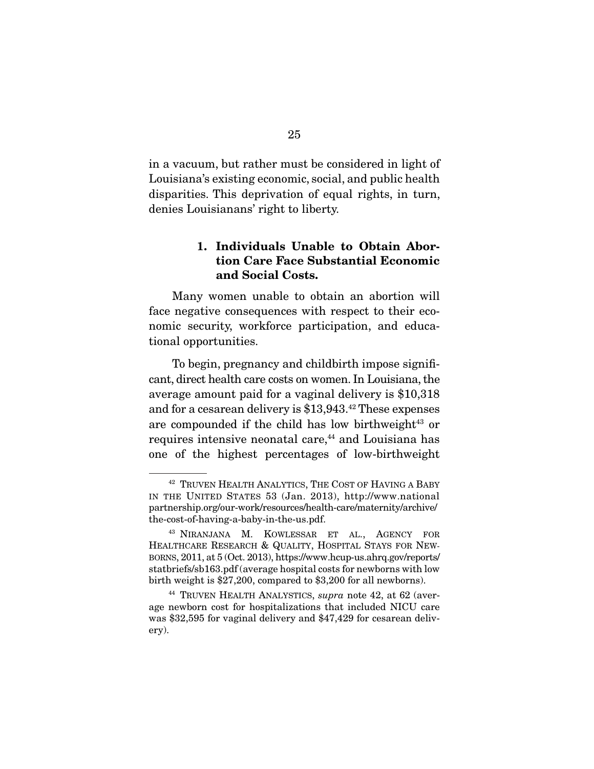in a vacuum, but rather must be considered in light of Louisiana's existing economic, social, and public health disparities. This deprivation of equal rights, in turn, denies Louisianans' right to liberty.

### 1. Individuals Unable to Obtain Abortion Care Face Substantial Economic and Social Costs.

Many women unable to obtain an abortion will face negative consequences with respect to their economic security, workforce participation, and educational opportunities.

To begin, pregnancy and childbirth impose significant, direct health care costs on women. In Louisiana, the average amount paid for a vaginal delivery is $10,318 and for a cesarean delivery is $13,943.[42] These expenses are compounded if the child has low birthweight[43] or requires intensive neonatal care,[44] and Louisiana has one of the highest percentages of low-birthweight

---

[42] TRUVEN HEALTH ANALYTICS, THE COST OF HAVING A BABY IN THE UNITED STATES 53 (Jan. 2013), http://www.nationalpartnership.org/our-work/resources/health-care/maternity/archive/the-cost-of-having-a-baby-in-the-us.pdf.

[43] NIRANJANA M. KOWLESSAR ET AL., AGENCY FOR HEALTHCARE RESEARCH & QUALITY, HOSPITAL STAYS FOR NEWBORNS, 2011, at 5 (Oct. 2013), https://www.hcup-us.ahrq.gov/reports/statbriefs/sb163.pdf (average hospital costs for newborns with low birth weight is $27,200, compared to $3,200 for all newborns).

[44] TRUVEN HEALTH ANALYSTICS, *supra* note 42, at 62 (average newborn cost for hospitalizations that included NICU care was $32,595 for vaginal delivery and $47,429 for cesarean delivery).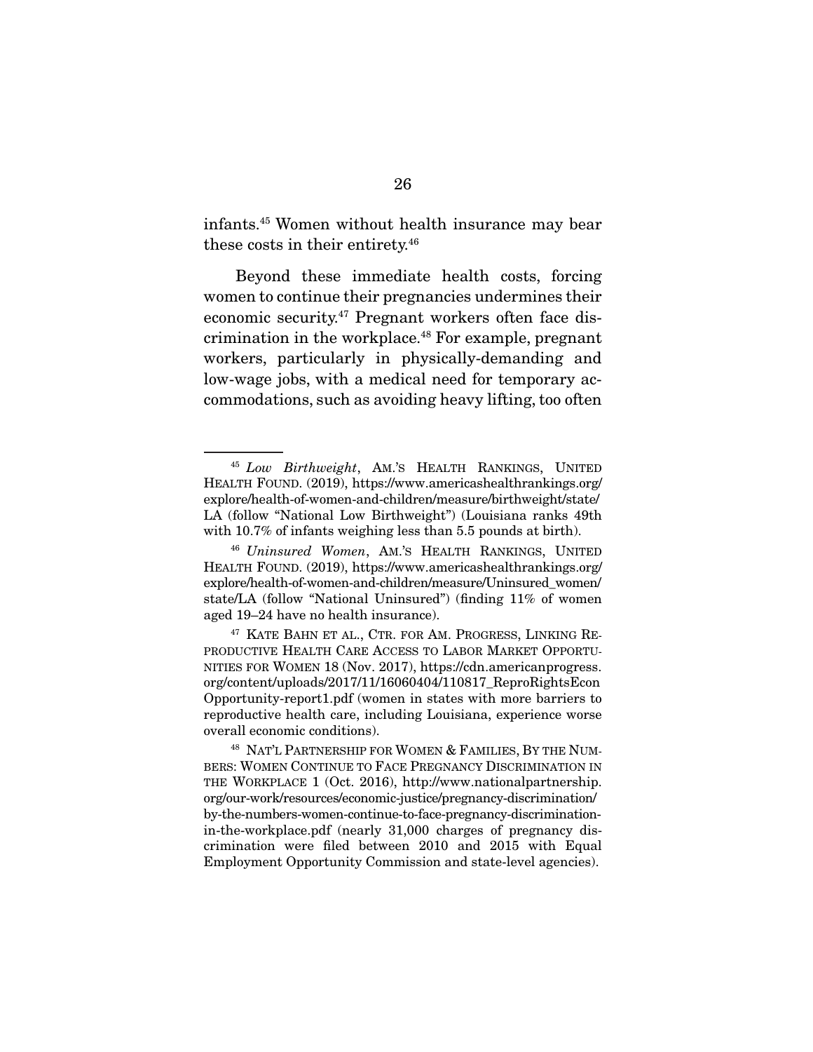infants.[45] Women without health insurance may bear these costs in their entirety.[46]

Beyond these immediate health costs, forcing women to continue their pregnancies undermines their economic security.[47] Pregnant workers often face discrimination in the workplace.[48] For example, pregnant workers, particularly in physically-demanding and low-wage jobs, with a medical need for temporary accommodations, such as avoiding heavy lifting, too often

---

[45] *Low Birthweight*, AM.'S HEALTH RANKINGS, UNITED HEALTH FOUND. (2019), https://www.americashealthrankings.org/explore/health-of-women-and-children/measure/birthweight/state/LA (follow "National Low Birthweight") (Louisiana ranks 49th with 10.7% of infants weighing less than 5.5 pounds at birth).

[46] *Uninsured Women*, AM.'S HEALTH RANKINGS, UNITED HEALTH FOUND. (2019), https://www.americashealthrankings.org/explore/health-of-women-and-children/measure/Uninsured_women/state/LA (follow "National Uninsured") (finding 11% of women aged 19–24 have no health insurance).

[47] KATE BAHN ET AL., CTR. FOR AM. PROGRESS, LINKING REPRODUCTIVE HEALTH CARE ACCESS TO LABOR MARKET OPPORTUNITIES FOR WOMEN 18 (Nov. 2017), https://cdn.americanprogress.org/content/uploads/2017/11/16060404/110817_ReproRightsEconOpportunity-report1.pdf (women in states with more barriers to reproductive health care, including Louisiana, experience worse overall economic conditions).

[48] NAT'L PARTNERSHIP FOR WOMEN & FAMILIES, BY THE NUMBERS: WOMEN CONTINUE TO FACE PREGNANCY DISCRIMINATION IN THE WORKPLACE 1 (Oct. 2016), http://www.nationalpartnership.org/our-work/resources/economic-justice/pregnancy-discrimination/by-the-numbers-women-continue-to-face-pregnancy-discrimination-in-the-workplace.pdf (nearly 31,000 charges of pregnancy discrimination were filed between 2010 and 2015 with Equal Employment Opportunity Commission and state-level agencies).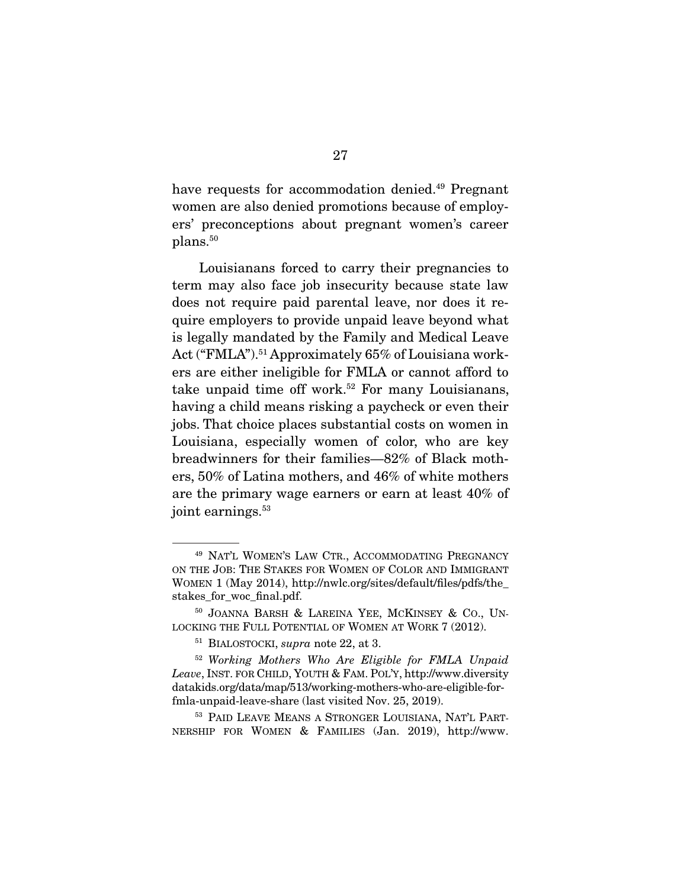have requests for accommodation denied.[49] Pregnant women are also denied promotions because of employers' preconceptions about pregnant women's career plans.[50]

Louisianans forced to carry their pregnancies to term may also face job insecurity because state law does not require paid parental leave, nor does it require employers to provide unpaid leave beyond what is legally mandated by the Family and Medical Leave Act ("FMLA").[51] Approximately 65% of Louisiana workers are either ineligible for FMLA or cannot afford to take unpaid time off work.[52] For many Louisianans, having a child means risking a paycheck or even their jobs. That choice places substantial costs on women in Louisiana, especially women of color, who are key breadwinners for their families—82% of Black mothers, 50% of Latina mothers, and 46% of white mothers are the primary wage earners or earn at least 40% of joint earnings.[53]

---

[49] NAT'L WOMEN'S LAW CTR., ACCOMMODATING PREGNANCY ON THE JOB: THE STAKES FOR WOMEN OF COLOR AND IMMIGRANT WOMEN 1 (May 2014), http://nwlc.org/sites/default/files/pdfs/the_stakes_for_woc_final.pdf.

[50] JOANNA BARSH & LAREINA YEE, MCKINSEY & CO., UNLOCKING THE FULL POTENTIAL OF WOMEN AT WORK 7 (2012).

[51] BIALOSTOCKI, *supra* note 22, at 3.

[52] *Working Mothers Who Are Eligible for FMLA Unpaid Leave*, INST. FOR CHILD, YOUTH & FAM. POL'Y, http://www.diversitydatakids.org/data/map/513/working-mothers-who-are-eligible-for-fmla-unpaid-leave-share (last visited Nov. 25, 2019).

[53] PAID LEAVE MEANS A STRONGER LOUISIANA, NAT'L PARTNERSHIP FOR WOMEN & FAMILIES (Jan. 2019), http://www.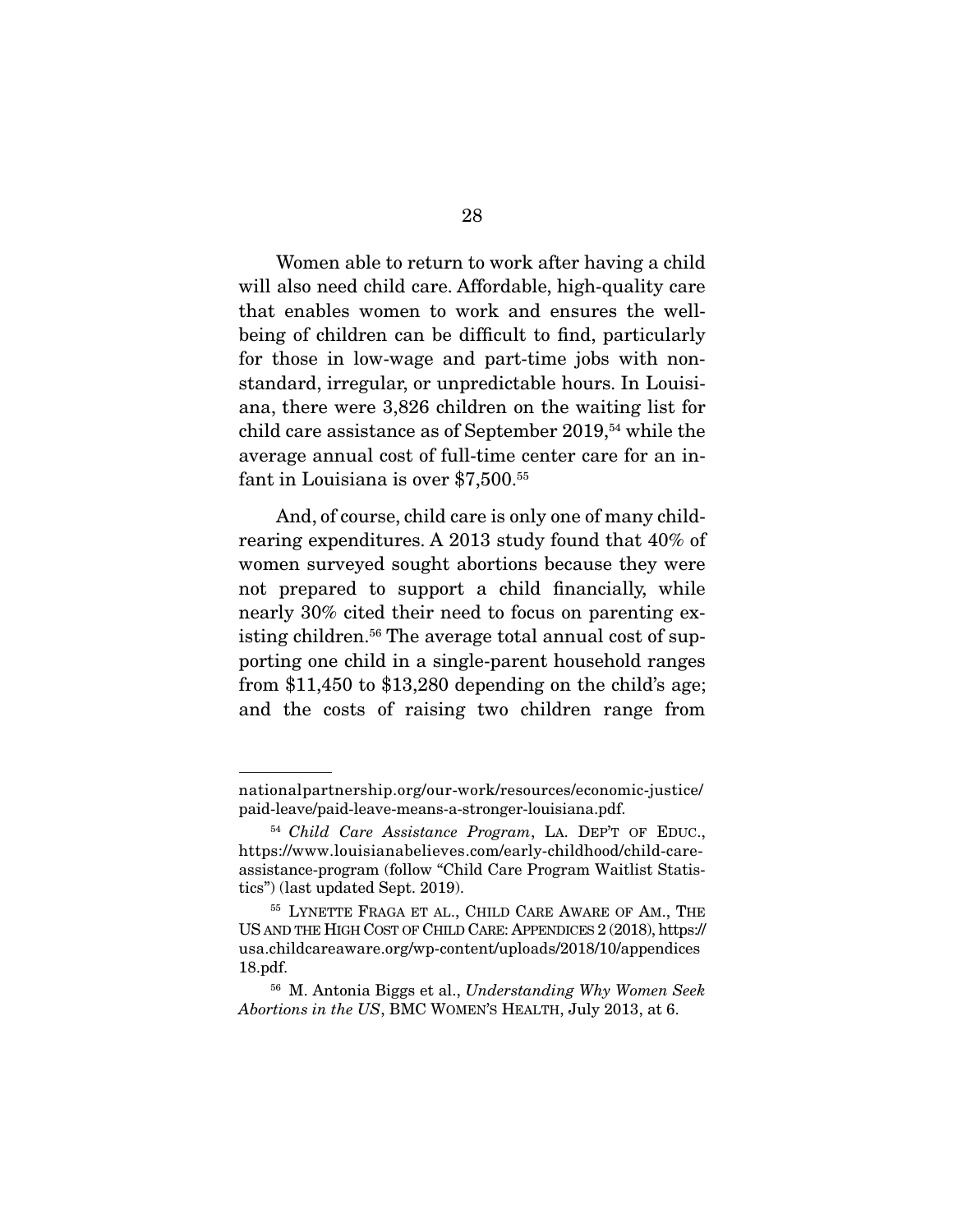Women able to return to work after having a child will also need child care. Affordable, high-quality care that enables women to work and ensures the well-being of children can be difficult to find, particularly for those in low-wage and part-time jobs with non-standard, irregular, or unpredictable hours. In Louisiana, there were 3,826 children on the waiting list for child care assistance as of September 2019,[54] while the average annual cost of full-time center care for an infant in Louisiana is over $7,500.[55]

And, of course, child care is only one of many child-rearing expenditures. A 2013 study found that 40% of women surveyed sought abortions because they were not prepared to support a child financially, while nearly 30% cited their need to focus on parenting existing children.[56] The average total annual cost of supporting one child in a single-parent household ranges from $11,450 to $13,280 depending on the child's age; and the costs of raising two children range from

---

nationalpartnership.org/our-work/resources/economic-justice/paid-leave/paid-leave-means-a-stronger-louisiana.pdf.

[54] *Child Care Assistance Program*, LA. DEP'T OF EDUC., https://www.louisianabelieves.com/early-childhood/child-care-assistance-program (follow "Child Care Program Waitlist Statistics") (last updated Sept. 2019).

[55] LYNETTE FRAGA ET AL., CHILD CARE AWARE OF AM., THE US AND THE HIGH COST OF CHILD CARE: APPENDICES 2 (2018), https://usa.childcareaware.org/wp-content/uploads/2018/10/appendices18.pdf.

[56] M. Antonia Biggs et al., *Understanding Why Women Seek Abortions in the US*, BMC WOMEN'S HEALTH, July 2013, at 6.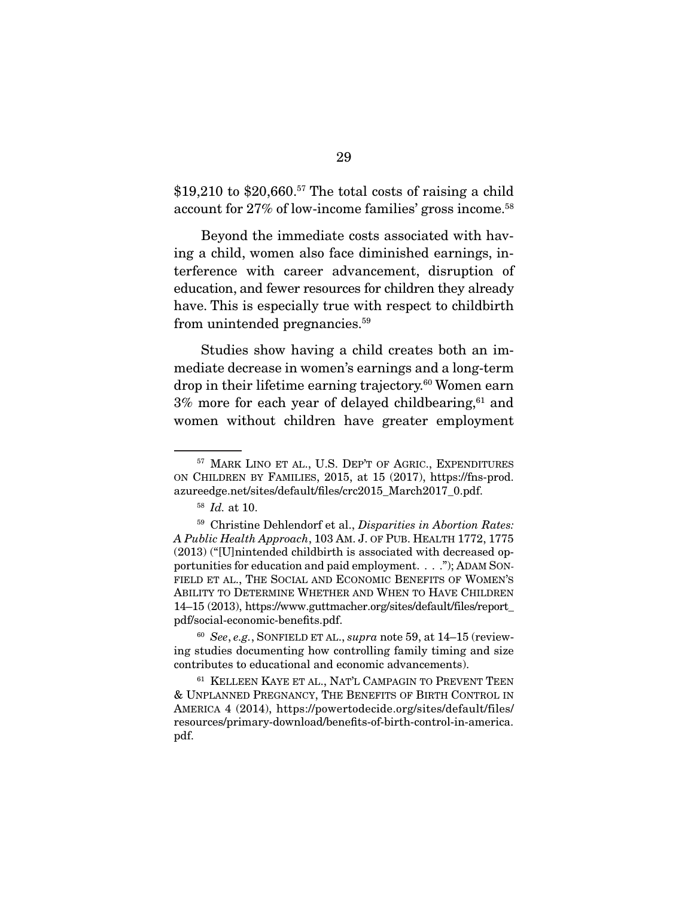$19,210 to $20,660.[57] The total costs of raising a child account for 27% of low-income families' gross income.[58]

Beyond the immediate costs associated with having a child, women also face diminished earnings, interference with career advancement, disruption of education, and fewer resources for children they already have. This is especially true with respect to childbirth from unintended pregnancies.[59]

Studies show having a child creates both an immediate decrease in women's earnings and a long-term drop in their lifetime earning trajectory.[60] Women earn 3% more for each year of delayed childbearing,[61] and women without children have greater employment

---

[57] MARK LINO ET AL., U.S. DEP'T OF AGRIC., EXPENDITURES ON CHILDREN BY FAMILIES, 2015, at 15 (2017), https://fns-prod.azureedge.net/sites/default/files/crc2015_March2017_0.pdf.

[58] *Id.* at 10.

[59] Christine Dehlendorf et al., *Disparities in Abortion Rates: A Public Health Approach*, 103 AM. J. OF PUB. HEALTH 1772, 1775 (2013) ("[U]nintended childbirth is associated with decreased opportunities for education and paid employment. . . ."); ADAM SONFIELD ET AL., THE SOCIAL AND ECONOMIC BENEFITS OF WOMEN'S ABILITY TO DETERMINE WHETHER AND WHEN TO HAVE CHILDREN 14–15 (2013), https://www.guttmacher.org/sites/default/files/report_pdf/social-economic-benefits.pdf.

[60] *See, e.g.*, SONFIELD ET AL., *supra* note 59, at 14–15 (reviewing studies documenting how controlling family timing and size contributes to educational and economic advancements).

[61] KELLEEN KAYE ET AL., NAT'L CAMPAGIN TO PREVENT TEEN & UNPLANNED PREGNANCY, THE BENEFITS OF BIRTH CONTROL IN AMERICA 4 (2014), https://powertodecide.org/sites/default/files/resources/primary-download/benefits-of-birth-control-in-america.pdf.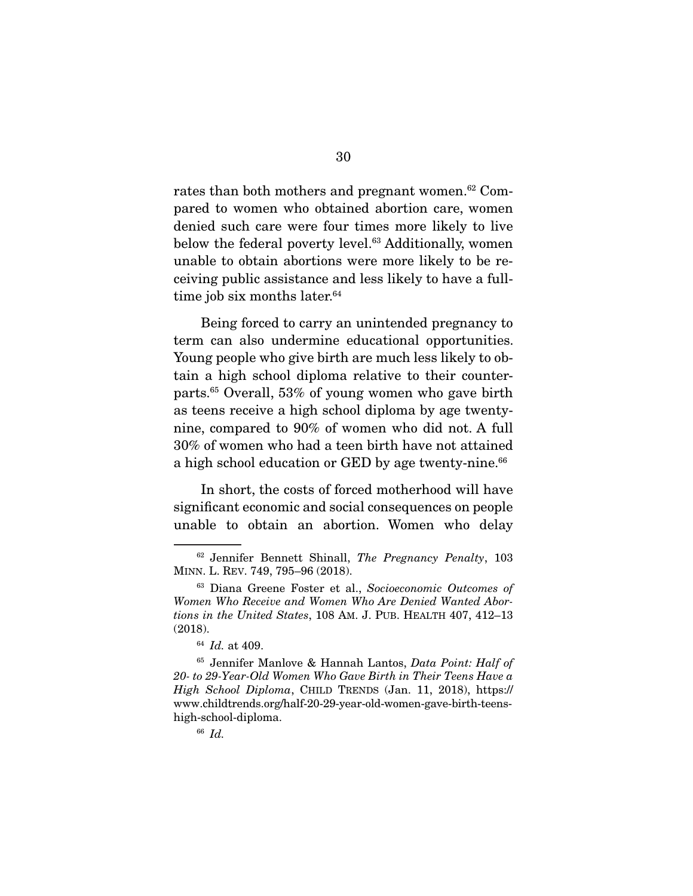rates than both mothers and pregnant women.[62] Compared to women who obtained abortion care, women denied such care were four times more likely to live below the federal poverty level.[63] Additionally, women unable to obtain abortions were more likely to be receiving public assistance and less likely to have a full-time job six months later.[64]

Being forced to carry an unintended pregnancy to term can also undermine educational opportunities. Young people who give birth are much less likely to obtain a high school diploma relative to their counterparts.[65] Overall, 53% of young women who gave birth as teens receive a high school diploma by age twenty-nine, compared to 90% of women who did not. A full 30% of women who had a teen birth have not attained a high school education or GED by age twenty-nine.[66]

In short, the costs of forced motherhood will have significant economic and social consequences on people unable to obtain an abortion. Women who delay

---

[62] Jennifer Bennett Shinall, *The Pregnancy Penalty*, 103 MINN. L. REV. 749, 795–96 (2018).

[63] Diana Greene Foster et al., *Socioeconomic Outcomes of Women Who Receive and Women Who Are Denied Wanted Abortions in the United States*, 108 AM. J. PUB. HEALTH 407, 412–13 (2018).

[64] *Id.* at 409.

[65] Jennifer Manlove & Hannah Lantos, *Data Point: Half of 20- to 29-Year-Old Women Who Gave Birth in Their Teens Have a High School Diploma*, CHILD TRENDS (Jan. 11, 2018), https://www.childtrends.org/half-20-29-year-old-women-gave-birth-teens-high-school-diploma.

[66] *Id.*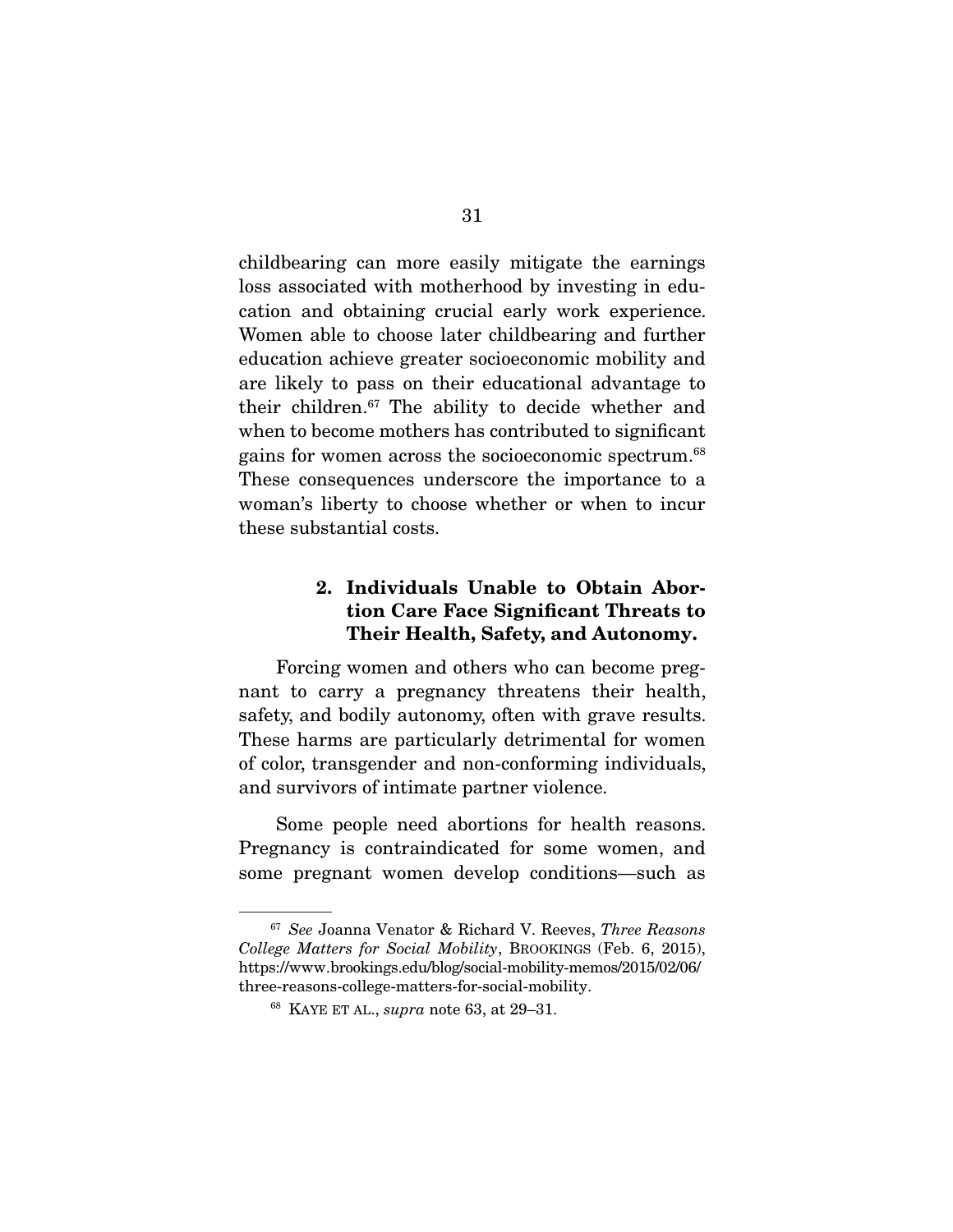childbearing can more easily mitigate the earnings loss associated with motherhood by investing in education and obtaining crucial early work experience. Women able to choose later childbearing and further education achieve greater socioeconomic mobility and are likely to pass on their educational advantage to their children.[67] The ability to decide whether and when to become mothers has contributed to significant gains for women across the socioeconomic spectrum.[68] These consequences underscore the importance to a woman's liberty to choose whether or when to incur these substantial costs.

### 2. Individuals Unable to Obtain Abortion Care Face Significant Threats to Their Health, Safety, and Autonomy.

Forcing women and others who can become pregnant to carry a pregnancy threatens their health, safety, and bodily autonomy, often with grave results. These harms are particularly detrimental for women of color, transgender and non-conforming individuals, and survivors of intimate partner violence.

Some people need abortions for health reasons. Pregnancy is contraindicated for some women, and some pregnant women develop conditions—such as

---

[67] *See* Joanna Venator & Richard V. Reeves, *Three Reasons College Matters for Social Mobility*, BROOKINGS (Feb. 6, 2015), https://www.brookings.edu/blog/social-mobility-memos/2015/02/06/three-reasons-college-matters-for-social-mobility.

[68] KAYE ET AL., *supra* note 63, at 29–31.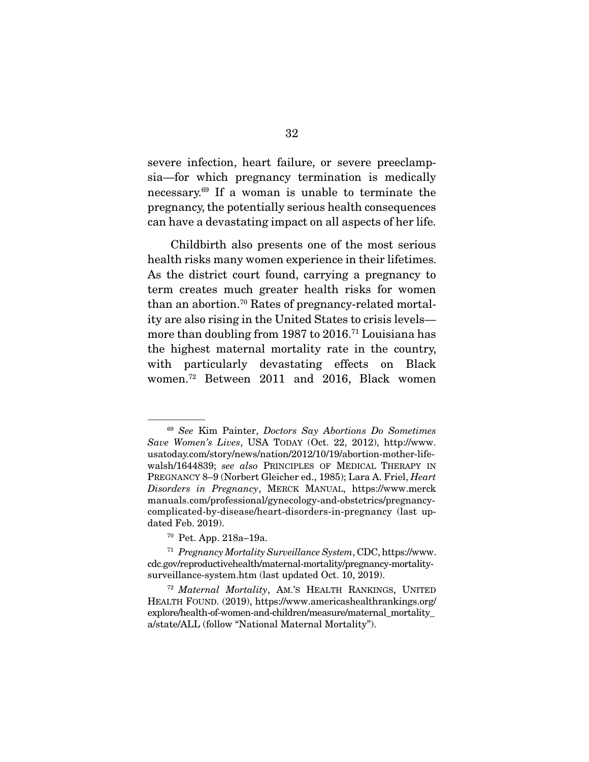severe infection, heart failure, or severe preeclampsia—for which pregnancy termination is medically necessary.[69] If a woman is unable to terminate the pregnancy, the potentially serious health consequences can have a devastating impact on all aspects of her life.

Childbirth also presents one of the most serious health risks many women experience in their lifetimes. As the district court found, carrying a pregnancy to term creates much greater health risks for women than an abortion.[70] Rates of pregnancy-related mortality are also rising in the United States to crisis levels—more than doubling from 1987 to 2016.[71] Louisiana has the highest maternal mortality rate in the country, with particularly devastating effects on Black women.[72] Between 2011 and 2016, Black women

---

[69] *See* Kim Painter, *Doctors Say Abortions Do Sometimes Save Women's Lives*, USA TODAY (Oct. 22, 2012), http://www.usatoday.com/story/news/nation/2012/10/19/abortion-mother-life-walsh/1644839; *see also* PRINCIPLES OF MEDICAL THERAPY IN PREGNANCY 8–9 (Norbert Gleicher ed., 1985); Lara A. Friel, *Heart Disorders in Pregnancy*, MERCK MANUAL, https://www.merckmanuals.com/professional/gynecology-and-obstetrics/pregnancy-complicated-by-disease/heart-disorders-in-pregnancy (last updated Feb. 2019).

[70] Pet. App. 218a–19a.

[71] *Pregnancy Mortality Surveillance System*, CDC, https://www.cdc.gov/reproductivehealth/maternal-mortality/pregnancy-mortality-surveillance-system.htm (last updated Oct. 10, 2019).

[72] *Maternal Mortality*, AM.'S HEALTH RANKINGS, UNITED HEALTH FOUND. (2019), https://www.americashealthrankings.org/explore/health-of-women-and-children/measure/maternal_mortality_a/state/ALL (follow "National Maternal Mortality").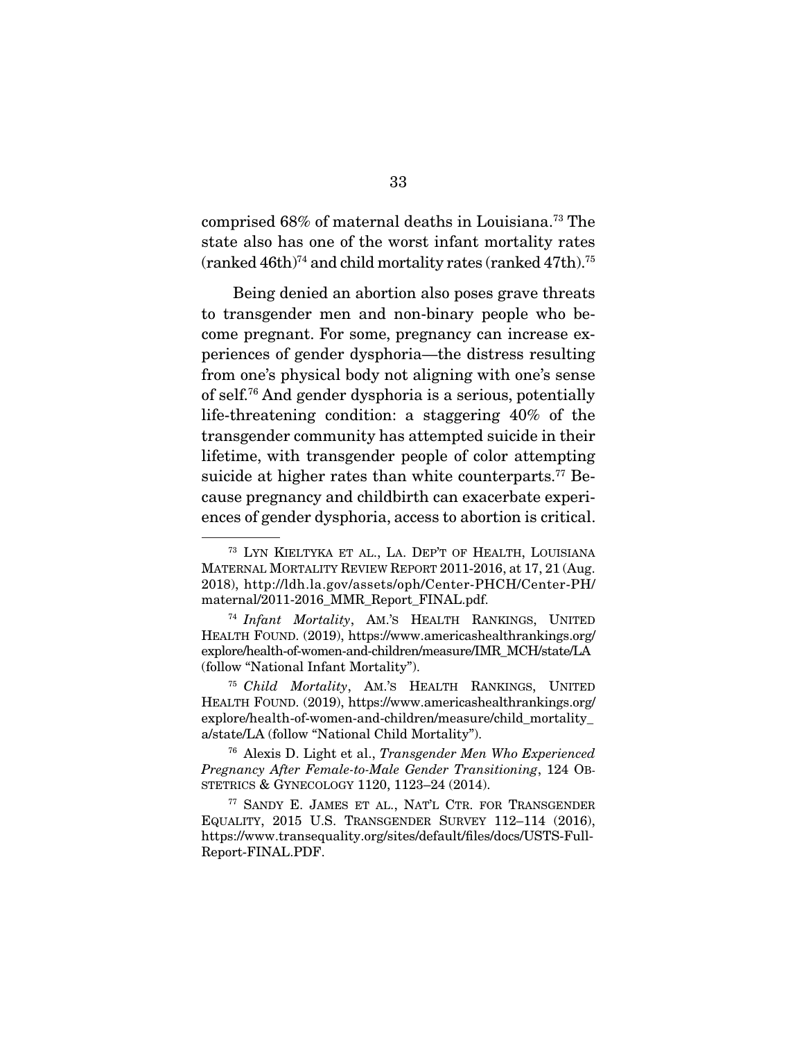comprised 68% of maternal deaths in Louisiana.[73] The state also has one of the worst infant mortality rates (ranked 46th)[74] and child mortality rates (ranked 47th).[75]

Being denied an abortion also poses grave threats to transgender men and non-binary people who become pregnant. For some, pregnancy can increase experiences of gender dysphoria—the distress resulting from one's physical body not aligning with one's sense of self.[76] And gender dysphoria is a serious, potentially life-threatening condition: a staggering 40% of the transgender community has attempted suicide in their lifetime, with transgender people of color attempting suicide at higher rates than white counterparts.[77] Because pregnancy and childbirth can exacerbate experiences of gender dysphoria, access to abortion is critical.

---

[73] LYN KIELTYKA ET AL., LA. DEP'T OF HEALTH, LOUISIANA MATERNAL MORTALITY REVIEW REPORT 2011-2016, at 17, 21 (Aug. 2018), http://ldh.la.gov/assets/oph/Center-PHCH/Center-PH/maternal/2011-2016_MMR_Report_FINAL.pdf.

[74] *Infant Mortality*, AM.'S HEALTH RANKINGS, UNITED HEALTH FOUND. (2019), https://www.americashealthrankings.org/explore/health-of-women-and-children/measure/IMR_MCH/state/LA (follow "National Infant Mortality").

[75] *Child Mortality*, AM.'S HEALTH RANKINGS, UNITED HEALTH FOUND. (2019), https://www.americashealthrankings.org/explore/health-of-women-and-children/measure/child_mortality_a/state/LA (follow "National Child Mortality").

[76] Alexis D. Light et al., *Transgender Men Who Experienced Pregnancy After Female-to-Male Gender Transitioning*, 124 OBSTETRICS & GYNECOLOGY 1120, 1123–24 (2014).

[77] SANDY E. JAMES ET AL., NAT'L CTR. FOR TRANSGENDER EQUALITY, 2015 U.S. TRANSGENDER SURVEY 112–114 (2016), https://www.transequality.org/sites/default/files/docs/USTS-Full-Report-FINAL.PDF.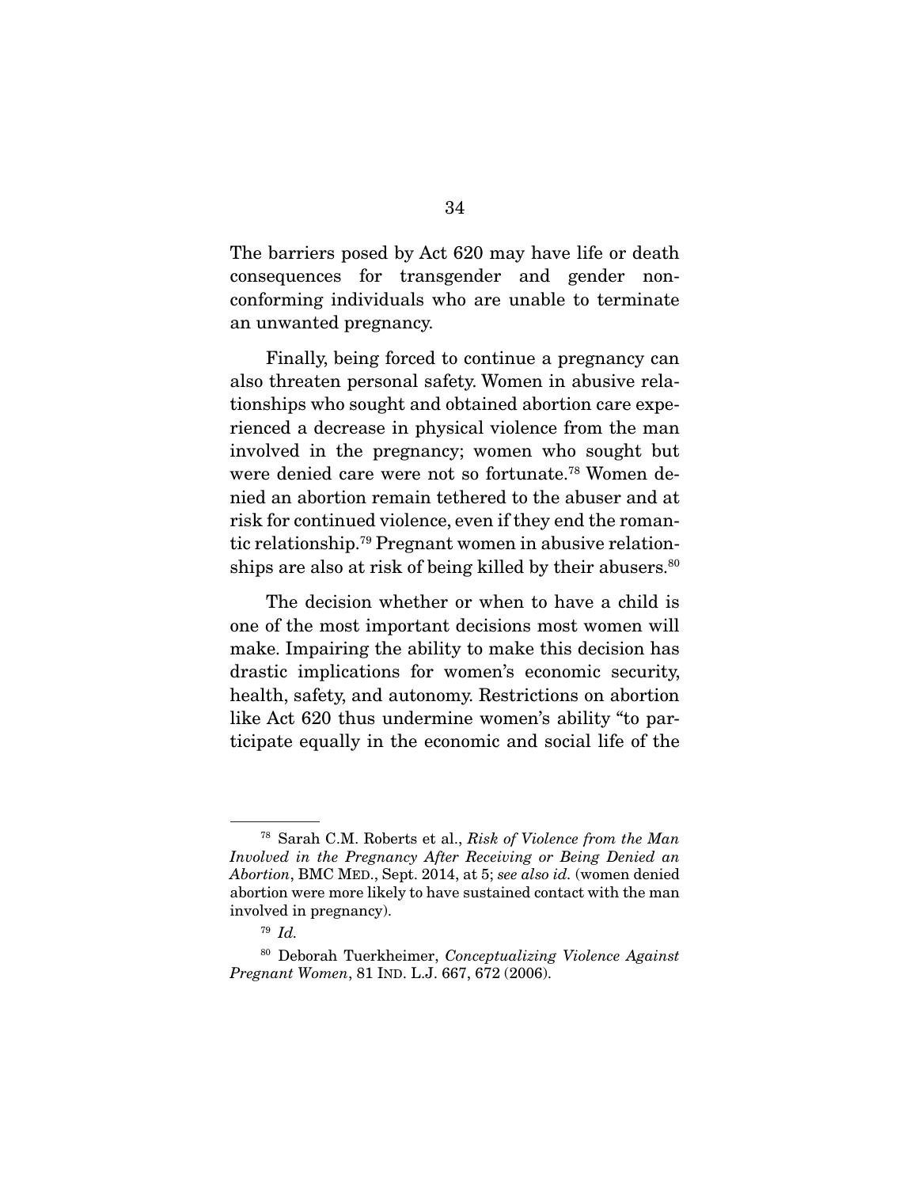The barriers posed by Act 620 may have life or death consequences for transgender and gender non-conforming individuals who are unable to terminate an unwanted pregnancy.

Finally, being forced to continue a pregnancy can also threaten personal safety. Women in abusive relationships who sought and obtained abortion care experienced a decrease in physical violence from the man involved in the pregnancy; women who sought but were denied care were not so fortunate.[78] Women denied an abortion remain tethered to the abuser and at risk for continued violence, even if they end the romantic relationship.[79] Pregnant women in abusive relationships are also at risk of being killed by their abusers.[80]

The decision whether or when to have a child is one of the most important decisions most women will make. Impairing the ability to make this decision has drastic implications for women's economic security, health, safety, and autonomy. Restrictions on abortion like Act 620 thus undermine women's ability "to participate equally in the economic and social life of the

---

[78] Sarah C.M. Roberts et al., *Risk of Violence from the Man Involved in the Pregnancy After Receiving or Being Denied an Abortion*, BMC MED., Sept. 2014, at 5; *see also id.* (women denied abortion were more likely to have sustained contact with the man involved in pregnancy).

[79] *Id.*

[80] Deborah Tuerkheimer, *Conceptualizing Violence Against Pregnant Women*, 81 IND. L.J. 667, 672 (2006).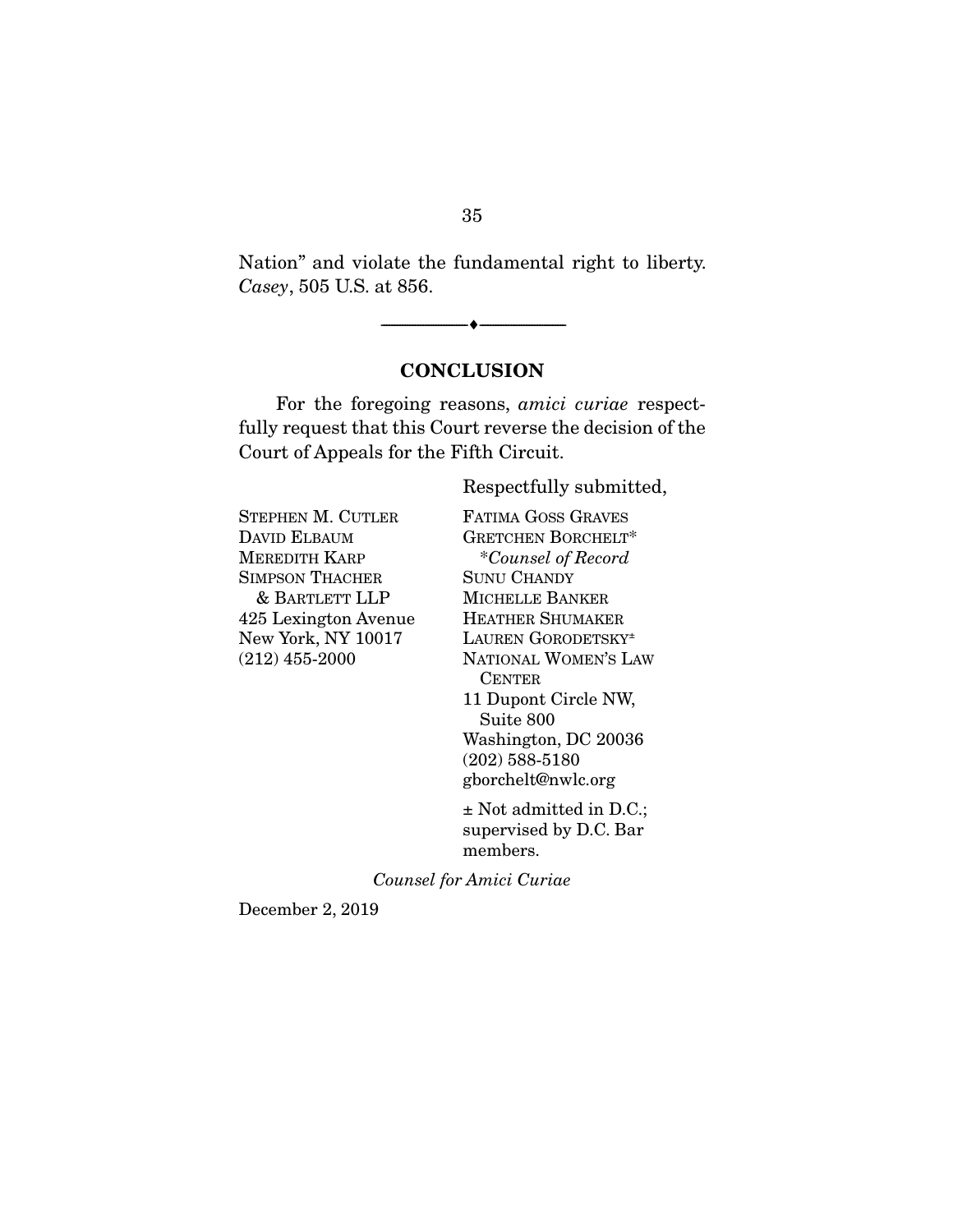Nation" and violate the fundamental right to liberty. *Casey*, 505 U.S. at 856.

---

## CONCLUSION

For the foregoing reasons, *amici curiae* respectfully request that this Court reverse the decision of the Court of Appeals for the Fifth Circuit.

Respectfully submitted,

STEPHEN M. CUTLER
DAVID ELBAUM
MEREDITH KARP
SIMPSON THACHER & BARTLETT LLP
425 Lexington Avenue
New York, NY 10017
(212) 455-2000

FATIMA GOSS GRAVES
GRETCHEN BORCHELT*
*\*Counsel of Record*
SUNU CHANDY
MICHELLE BANKER
HEATHER SHUMAKER
LAUREN GORODETSKY±
NATIONAL WOMEN'S LAW CENTER
11 Dupont Circle NW, Suite 800
Washington, DC 20036
(202) 588-5180
gborchelt@nwlc.org

± Not admitted in D.C.; supervised by D.C. Bar members.

*Counsel for Amici Curiae*

December 2, 2019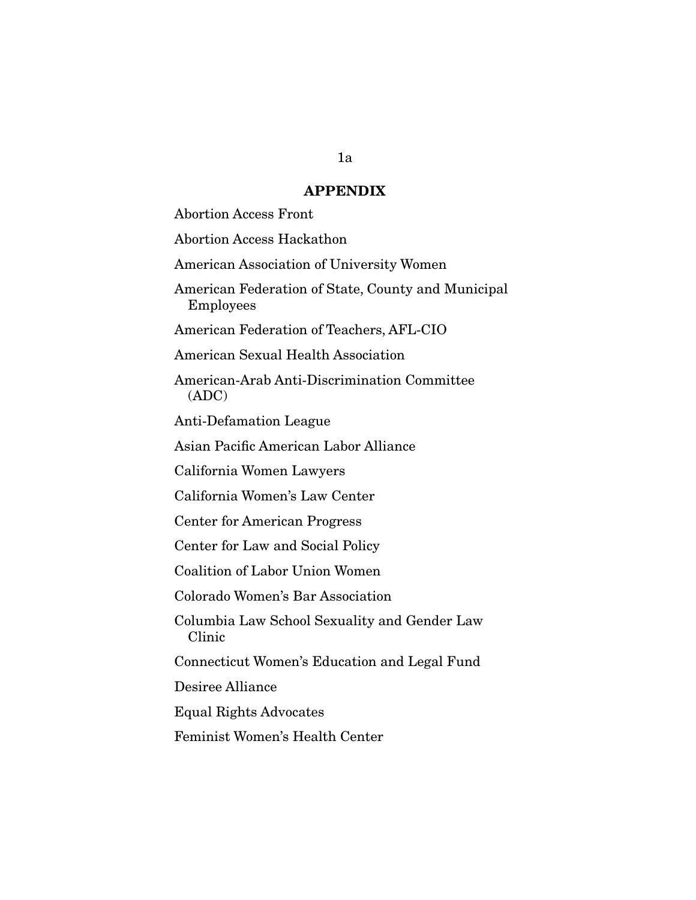## APPENDIX

Abortion Access Front

Abortion Access Hackathon

American Association of University Women

American Federation of State, County and Municipal Employees

American Federation of Teachers, AFL-CIO

American Sexual Health Association

American-Arab Anti-Discrimination Committee (ADC)

Anti-Defamation League

Asian Pacific American Labor Alliance

California Women Lawyers

California Women's Law Center

Center for American Progress

Center for Law and Social Policy

Coalition of Labor Union Women

Colorado Women's Bar Association

Columbia Law School Sexuality and Gender Law Clinic

Connecticut Women's Education and Legal Fund

Desiree Alliance

Equal Rights Advocates

Feminist Women's Health Center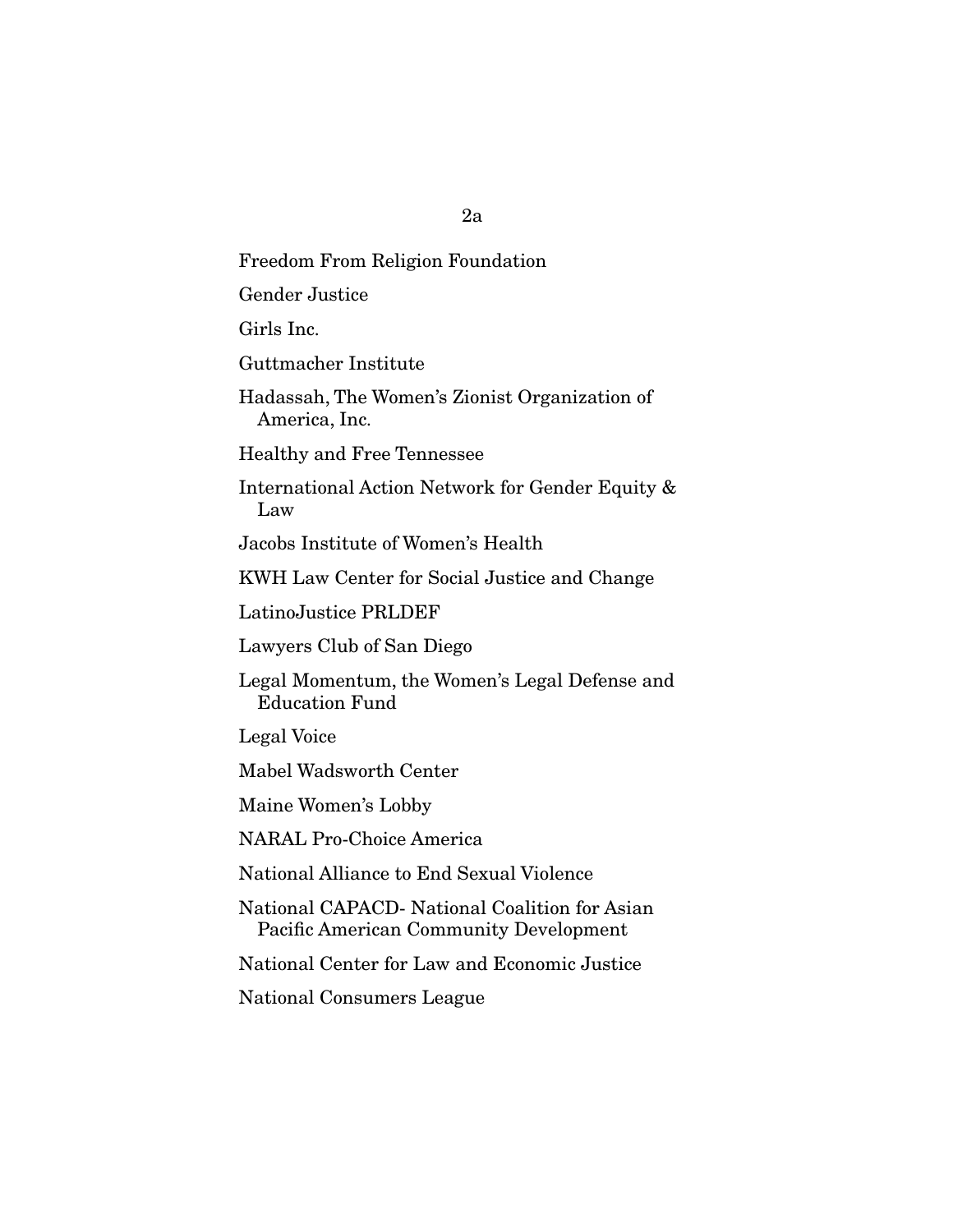Freedom From Religion Foundation

Gender Justice

Girls Inc.

Guttmacher Institute

Hadassah, The Women's Zionist Organization of America, Inc.

Healthy and Free Tennessee

International Action Network for Gender Equity & Law

Jacobs Institute of Women's Health

KWH Law Center for Social Justice and Change

LatinoJustice PRLDEF

Lawyers Club of San Diego

Legal Momentum, the Women's Legal Defense and Education Fund

Legal Voice

Mabel Wadsworth Center

Maine Women's Lobby

NARAL Pro-Choice America

National Alliance to End Sexual Violence

National CAPACD- National Coalition for Asian Pacific American Community Development

National Center for Law and Economic Justice

National Consumers League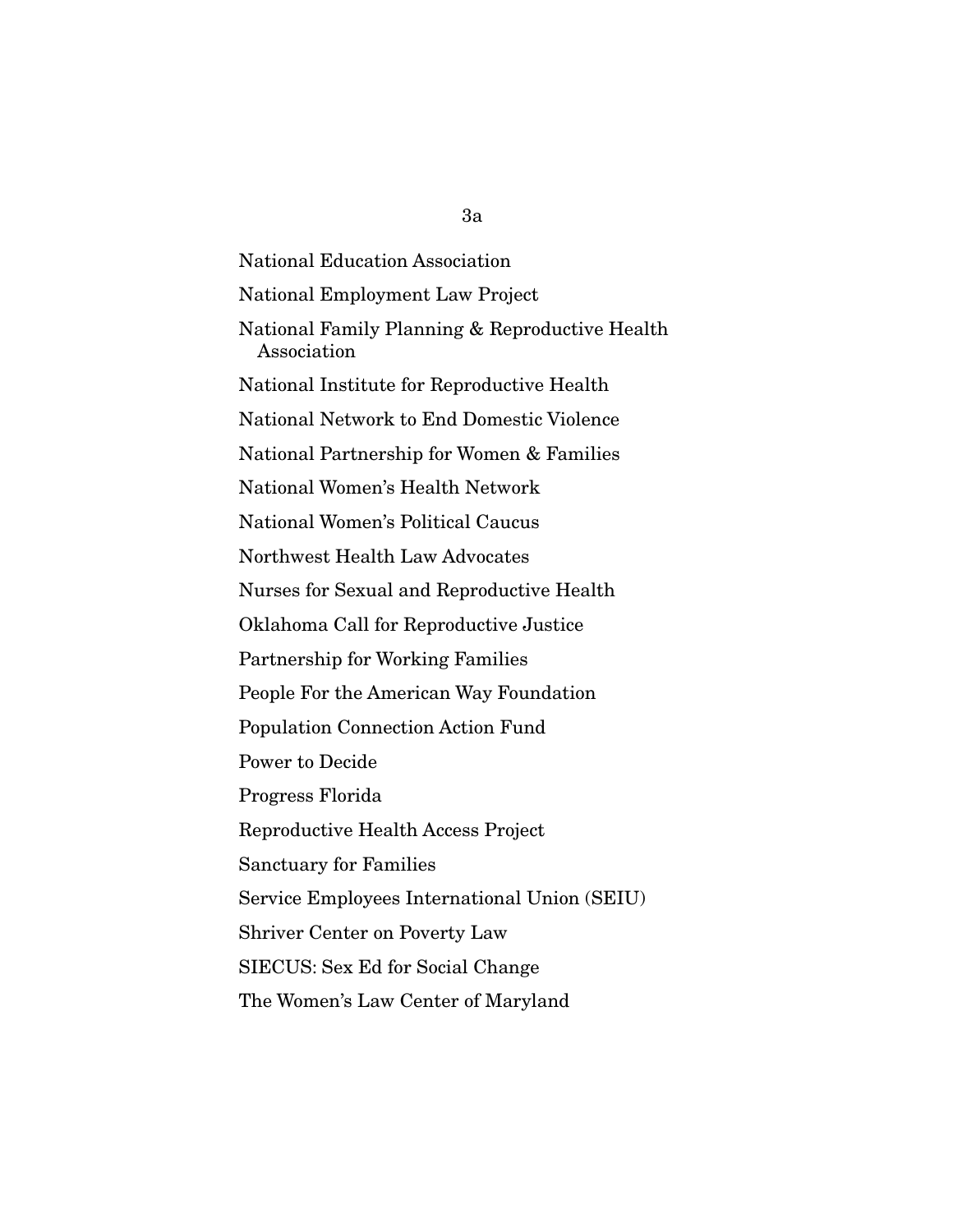National Education Association

National Employment Law Project

National Family Planning & Reproductive Health Association

National Institute for Reproductive Health

National Network to End Domestic Violence

National Partnership for Women & Families

National Women's Health Network

National Women's Political Caucus

Northwest Health Law Advocates

Nurses for Sexual and Reproductive Health

Oklahoma Call for Reproductive Justice

Partnership for Working Families

People For the American Way Foundation

Population Connection Action Fund

Power to Decide

Progress Florida

Reproductive Health Access Project

Sanctuary for Families

Service Employees International Union (SEIU)

Shriver Center on Poverty Law

SIECUS: Sex Ed for Social Change

The Women's Law Center of Maryland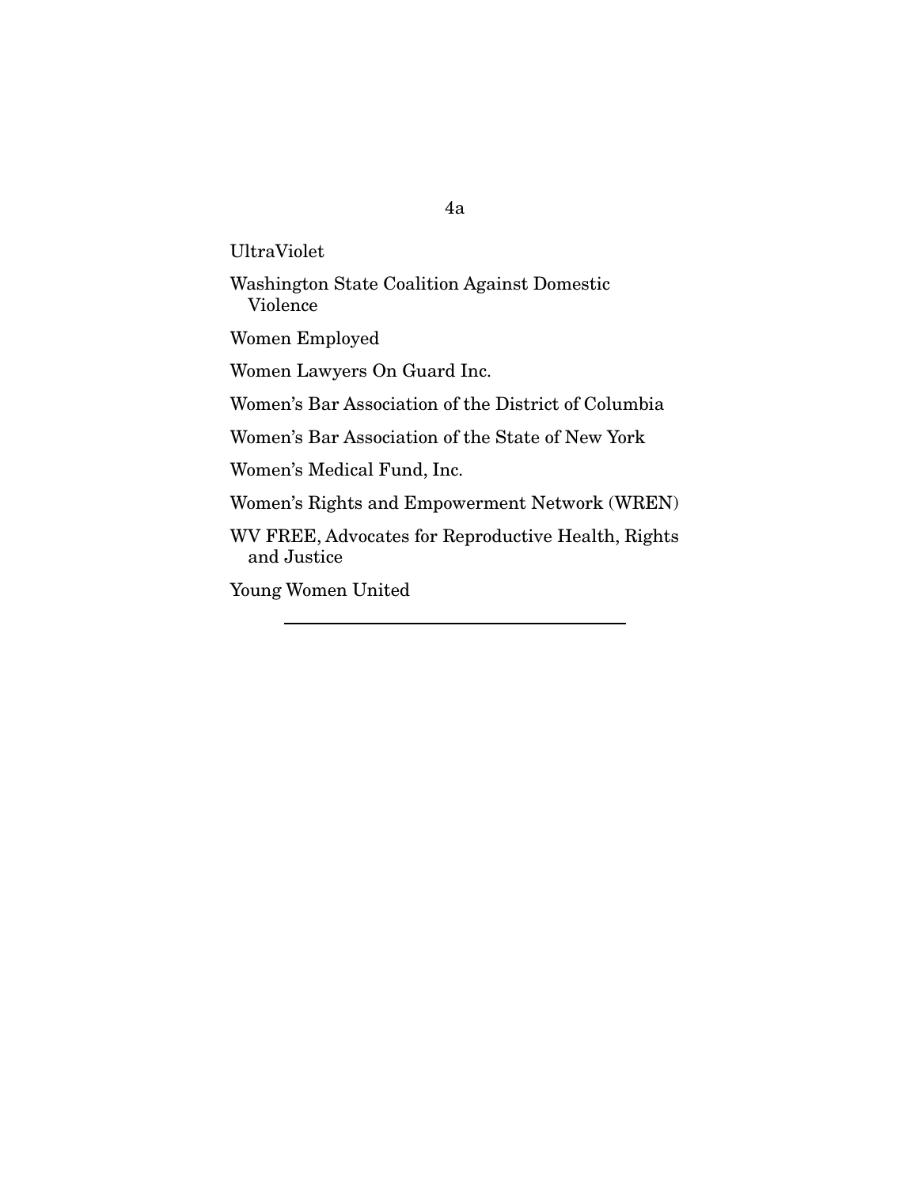UltraViolet

Washington State Coalition Against Domestic Violence

Women Employed

Women Lawyers On Guard Inc.

Women's Bar Association of the District of Columbia

Women's Bar Association of the State of New York

Women's Medical Fund, Inc.

Women's Rights and Empowerment Network (WREN)

WV FREE, Advocates for Reproductive Health, Rights and Justice

Young Women United